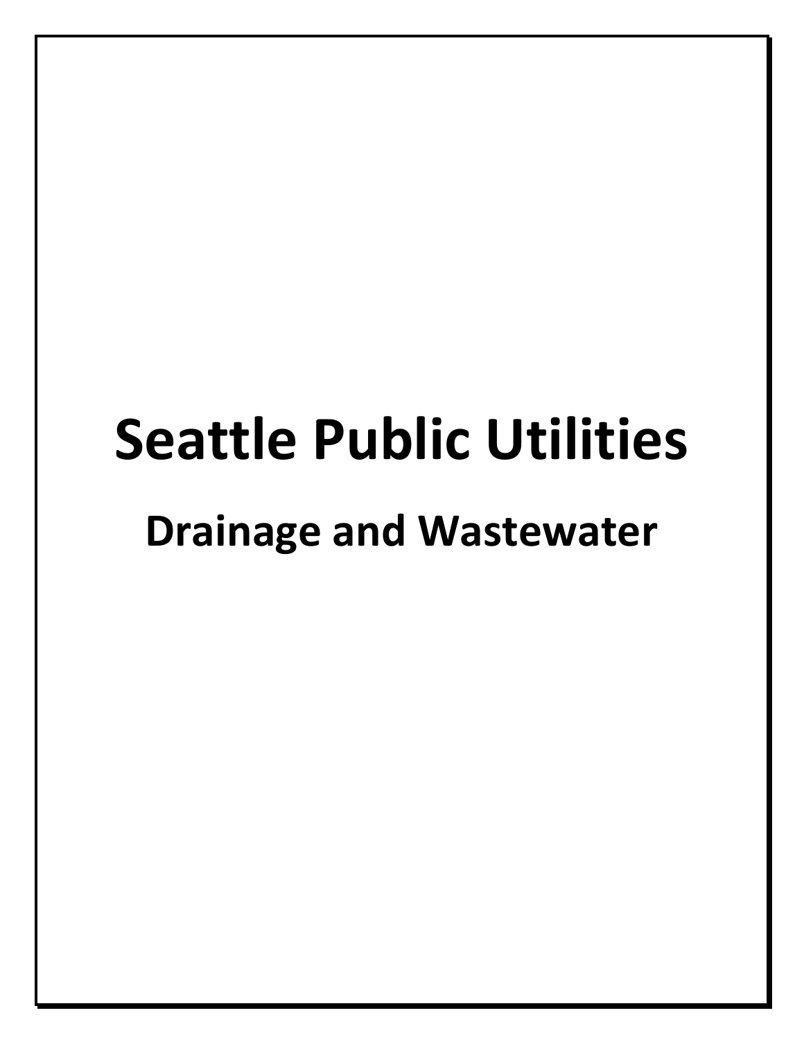# Seattle Public Utilities

## Drainage and Wastewater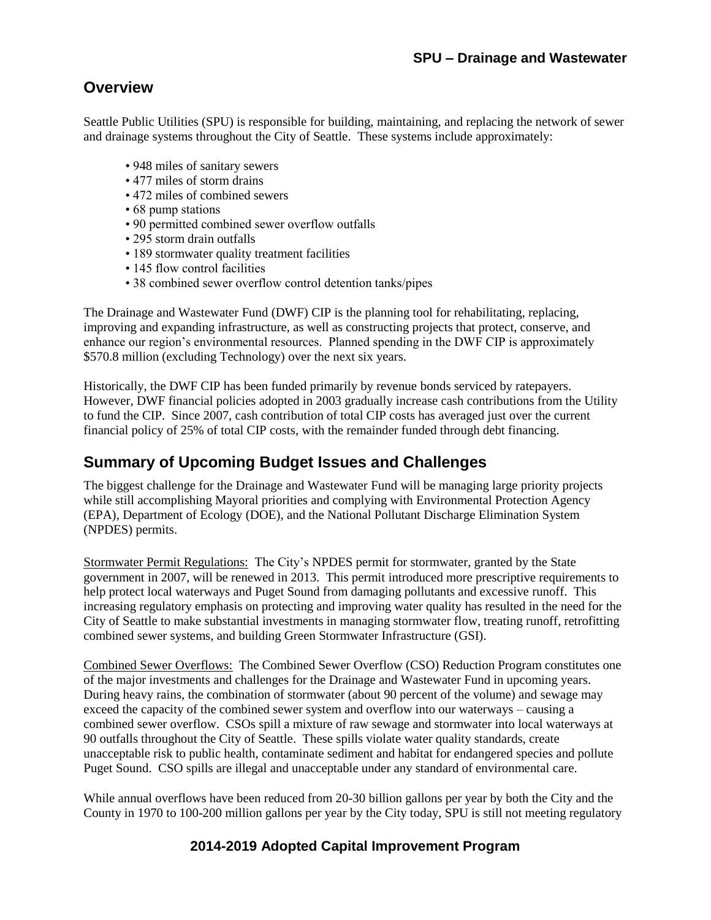## Overview

Seattle Public Utilities (SPU) is responsible for building, maintaining, and replacing the network of sewer and drainage systems throughout the City of Seattle. These systems include approximately:

- 948 miles of sanitary sewers
- 477 miles of storm drains
- 472 miles of combined sewers
- 68 pump stations
- 90 permitted combined sewer overflow outfalls
- 295 storm drain outfalls
- 189 stormwater quality treatment facilities
- 145 flow control facilities
- 38 combined sewer overflow control detention tanks/pipes

The Drainage and Wastewater Fund (DWF) CIP is the planning tool for rehabilitating, replacing, improving and expanding infrastructure, as well as constructing projects that protect, conserve, and enhance our region's environmental resources. Planned spending in the DWF CIP is approximately $570.8 million (excluding Technology) over the next six years.

Historically, the DWF CIP has been funded primarily by revenue bonds serviced by ratepayers. However, DWF financial policies adopted in 2003 gradually increase cash contributions from the Utility to fund the CIP. Since 2007, cash contribution of total CIP costs has averaged just over the current financial policy of 25% of total CIP costs, with the remainder funded through debt financing.

## Summary of Upcoming Budget Issues and Challenges

The biggest challenge for the Drainage and Wastewater Fund will be managing large priority projects while still accomplishing Mayoral priorities and complying with Environmental Protection Agency (EPA), Department of Ecology (DOE), and the National Pollutant Discharge Elimination System (NPDES) permits.

Stormwater Permit Regulations: The City's NPDES permit for stormwater, granted by the State government in 2007, will be renewed in 2013. This permit introduced more prescriptive requirements to help protect local waterways and Puget Sound from damaging pollutants and excessive runoff. This increasing regulatory emphasis on protecting and improving water quality has resulted in the need for the City of Seattle to make substantial investments in managing stormwater flow, treating runoff, retrofitting combined sewer systems, and building Green Stormwater Infrastructure (GSI).

Combined Sewer Overflows: The Combined Sewer Overflow (CSO) Reduction Program constitutes one of the major investments and challenges for the Drainage and Wastewater Fund in upcoming years. During heavy rains, the combination of stormwater (about 90 percent of the volume) and sewage may exceed the capacity of the combined sewer system and overflow into our waterways – causing a combined sewer overflow. CSOs spill a mixture of raw sewage and stormwater into local waterways at 90 outfalls throughout the City of Seattle. These spills violate water quality standards, create unacceptable risk to public health, contaminate sediment and habitat for endangered species and pollute Puget Sound. CSO spills are illegal and unacceptable under any standard of environmental care.

While annual overflows have been reduced from 20-30 billion gallons per year by both the City and the County in 1970 to 100-200 million gallons per year by the City today, SPU is still not meeting regulatory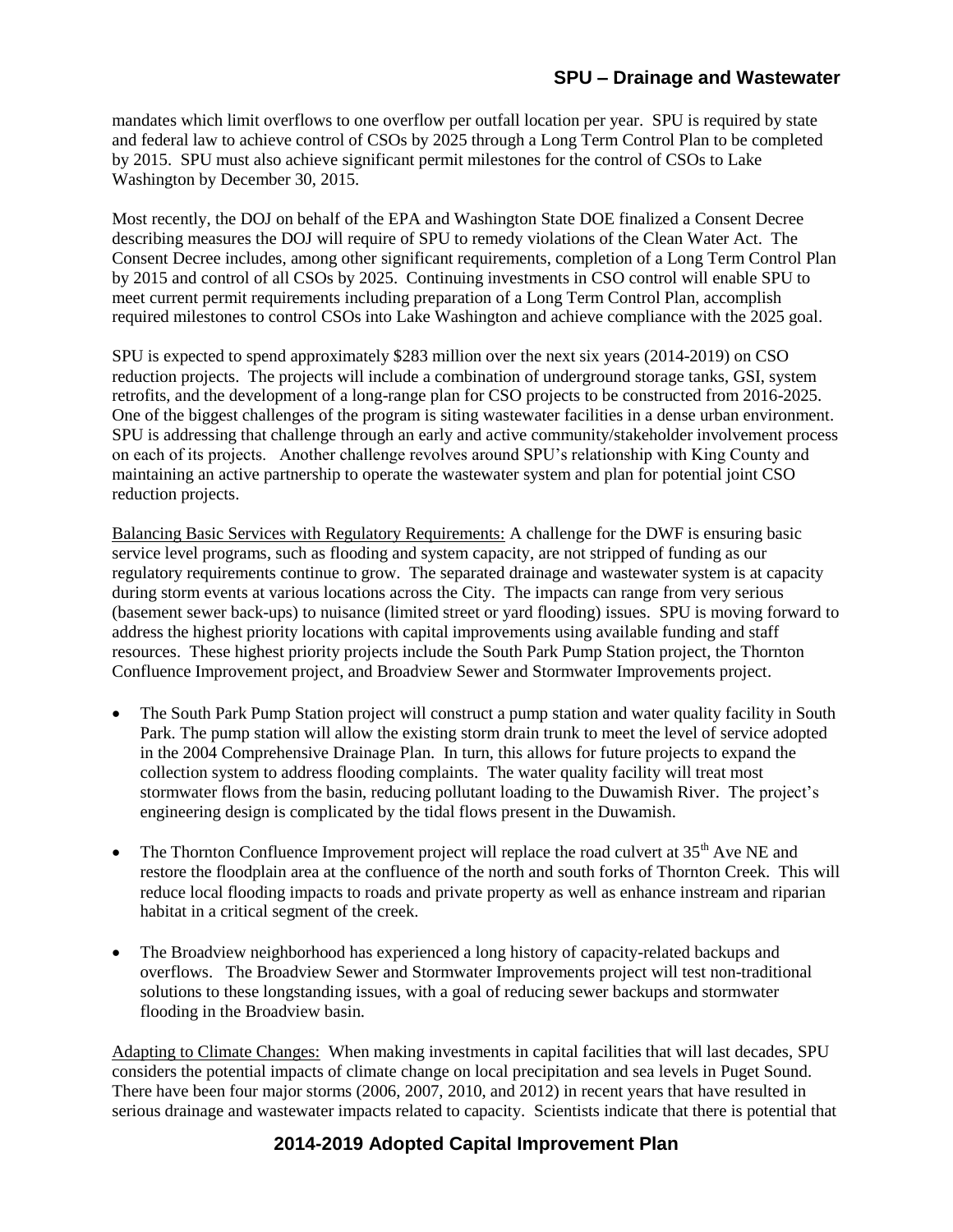mandates which limit overflows to one overflow per outfall location per year. SPU is required by state and federal law to achieve control of CSOs by 2025 through a Long Term Control Plan to be completed by 2015. SPU must also achieve significant permit milestones for the control of CSOs to Lake Washington by December 30, 2015.

Most recently, the DOJ on behalf of the EPA and Washington State DOE finalized a Consent Decree describing measures the DOJ will require of SPU to remedy violations of the Clean Water Act. The Consent Decree includes, among other significant requirements, completion of a Long Term Control Plan by 2015 and control of all CSOs by 2025. Continuing investments in CSO control will enable SPU to meet current permit requirements including preparation of a Long Term Control Plan, accomplish required milestones to control CSOs into Lake Washington and achieve compliance with the 2025 goal.

SPU is expected to spend approximately $283 million over the next six years (2014-2019) on CSO reduction projects. The projects will include a combination of underground storage tanks, GSI, system retrofits, and the development of a long-range plan for CSO projects to be constructed from 2016-2025. One of the biggest challenges of the program is siting wastewater facilities in a dense urban environment. SPU is addressing that challenge through an early and active community/stakeholder involvement process on each of its projects. Another challenge revolves around SPU's relationship with King County and maintaining an active partnership to operate the wastewater system and plan for potential joint CSO reduction projects.

<u>Balancing Basic Services with Regulatory Requirements:</u> A challenge for the DWF is ensuring basic service level programs, such as flooding and system capacity, are not stripped of funding as our regulatory requirements continue to grow. The separated drainage and wastewater system is at capacity during storm events at various locations across the City. The impacts can range from very serious (basement sewer back-ups) to nuisance (limited street or yard flooding) issues. SPU is moving forward to address the highest priority locations with capital improvements using available funding and staff resources. These highest priority projects include the South Park Pump Station project, the Thornton Confluence Improvement project, and Broadview Sewer and Stormwater Improvements project.

- The South Park Pump Station project will construct a pump station and water quality facility in South Park. The pump station will allow the existing storm drain trunk to meet the level of service adopted in the 2004 Comprehensive Drainage Plan. In turn, this allows for future projects to expand the collection system to address flooding complaints. The water quality facility will treat most stormwater flows from the basin, reducing pollutant loading to the Duwamish River. The project's engineering design is complicated by the tidal flows present in the Duwamish.

- The Thornton Confluence Improvement project will replace the road culvert at 35th Ave NE and restore the floodplain area at the confluence of the north and south forks of Thornton Creek. This will reduce local flooding impacts to roads and private property as well as enhance instream and riparian habitat in a critical segment of the creek.

- The Broadview neighborhood has experienced a long history of capacity-related backups and overflows. The Broadview Sewer and Stormwater Improvements project will test non-traditional solutions to these longstanding issues, with a goal of reducing sewer backups and stormwater flooding in the Broadview basin.

<u>Adapting to Climate Changes:</u> When making investments in capital facilities that will last decades, SPU considers the potential impacts of climate change on local precipitation and sea levels in Puget Sound. There have been four major storms (2006, 2007, 2010, and 2012) in recent years that have resulted in serious drainage and wastewater impacts related to capacity. Scientists indicate that there is potential that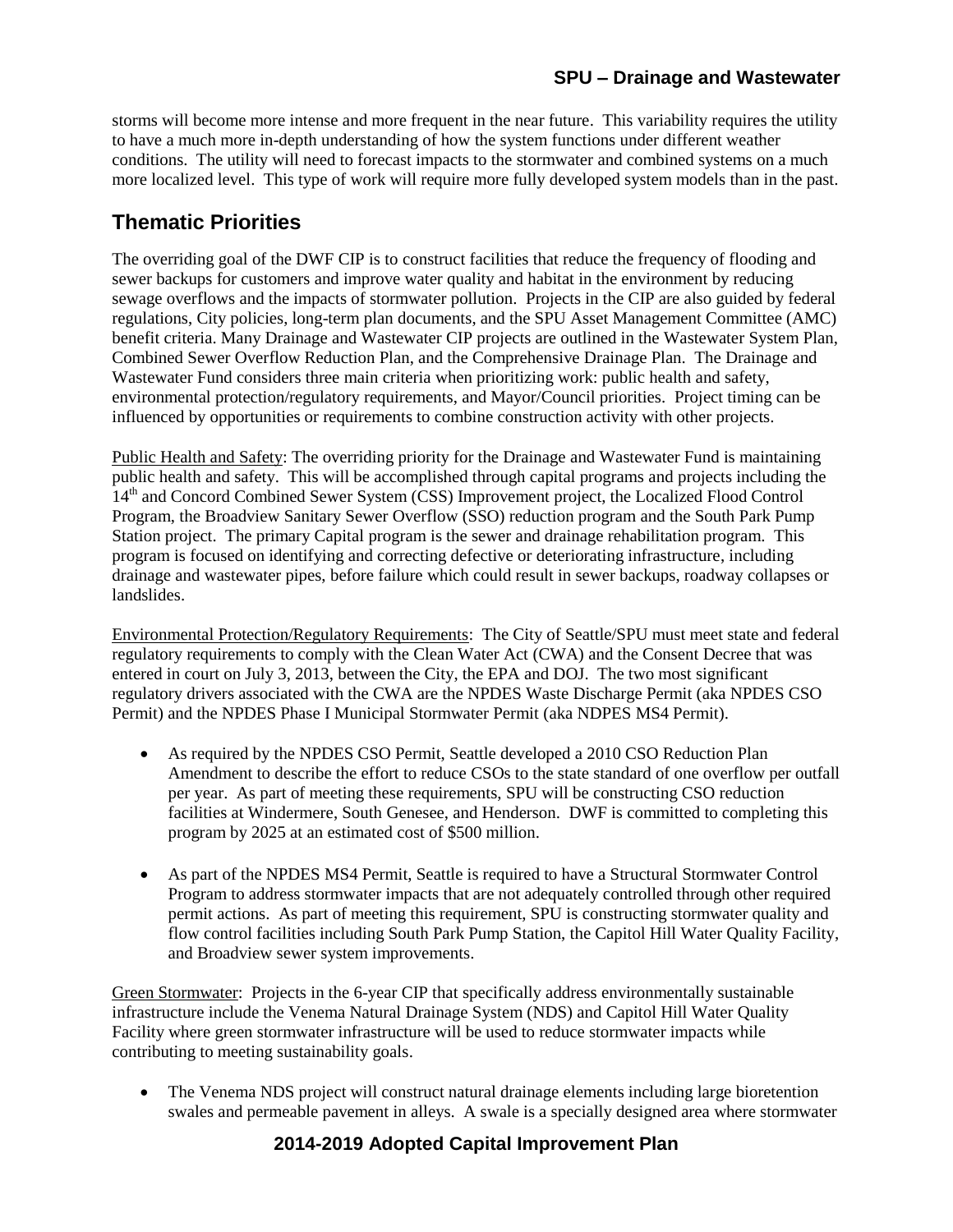storms will become more intense and more frequent in the near future. This variability requires the utility to have a much more in-depth understanding of how the system functions under different weather conditions. The utility will need to forecast impacts to the stormwater and combined systems on a much more localized level. This type of work will require more fully developed system models than in the past.

## Thematic Priorities

The overriding goal of the DWF CIP is to construct facilities that reduce the frequency of flooding and sewer backups for customers and improve water quality and habitat in the environment by reducing sewage overflows and the impacts of stormwater pollution. Projects in the CIP are also guided by federal regulations, City policies, long-term plan documents, and the SPU Asset Management Committee (AMC) benefit criteria. Many Drainage and Wastewater CIP projects are outlined in the Wastewater System Plan, Combined Sewer Overflow Reduction Plan, and the Comprehensive Drainage Plan. The Drainage and Wastewater Fund considers three main criteria when prioritizing work: public health and safety, environmental protection/regulatory requirements, and Mayor/Council priorities. Project timing can be influenced by opportunities or requirements to combine construction activity with other projects.

Public Health and Safety: The overriding priority for the Drainage and Wastewater Fund is maintaining public health and safety. This will be accomplished through capital programs and projects including the 14th and Concord Combined Sewer System (CSS) Improvement project, the Localized Flood Control Program, the Broadview Sanitary Sewer Overflow (SSO) reduction program and the South Park Pump Station project. The primary Capital program is the sewer and drainage rehabilitation program. This program is focused on identifying and correcting defective or deteriorating infrastructure, including drainage and wastewater pipes, before failure which could result in sewer backups, roadway collapses or landslides.

Environmental Protection/Regulatory Requirements: The City of Seattle/SPU must meet state and federal regulatory requirements to comply with the Clean Water Act (CWA) and the Consent Decree that was entered in court on July 3, 2013, between the City, the EPA and DOJ. The two most significant regulatory drivers associated with the CWA are the NPDES Waste Discharge Permit (aka NPDES CSO Permit) and the NPDES Phase I Municipal Stormwater Permit (aka NDPES MS4 Permit).

- As required by the NPDES CSO Permit, Seattle developed a 2010 CSO Reduction Plan Amendment to describe the effort to reduce CSOs to the state standard of one overflow per outfall per year. As part of meeting these requirements, SPU will be constructing CSO reduction facilities at Windermere, South Genesee, and Henderson. DWF is committed to completing this program by 2025 at an estimated cost of $500 million.

- As part of the NPDES MS4 Permit, Seattle is required to have a Structural Stormwater Control Program to address stormwater impacts that are not adequately controlled through other required permit actions. As part of meeting this requirement, SPU is constructing stormwater quality and flow control facilities including South Park Pump Station, the Capitol Hill Water Quality Facility, and Broadview sewer system improvements.

Green Stormwater: Projects in the 6-year CIP that specifically address environmentally sustainable infrastructure include the Venema Natural Drainage System (NDS) and Capitol Hill Water Quality Facility where green stormwater infrastructure will be used to reduce stormwater impacts while contributing to meeting sustainability goals.

- The Venema NDS project will construct natural drainage elements including large bioretention swales and permeable pavement in alleys. A swale is a specially designed area where stormwater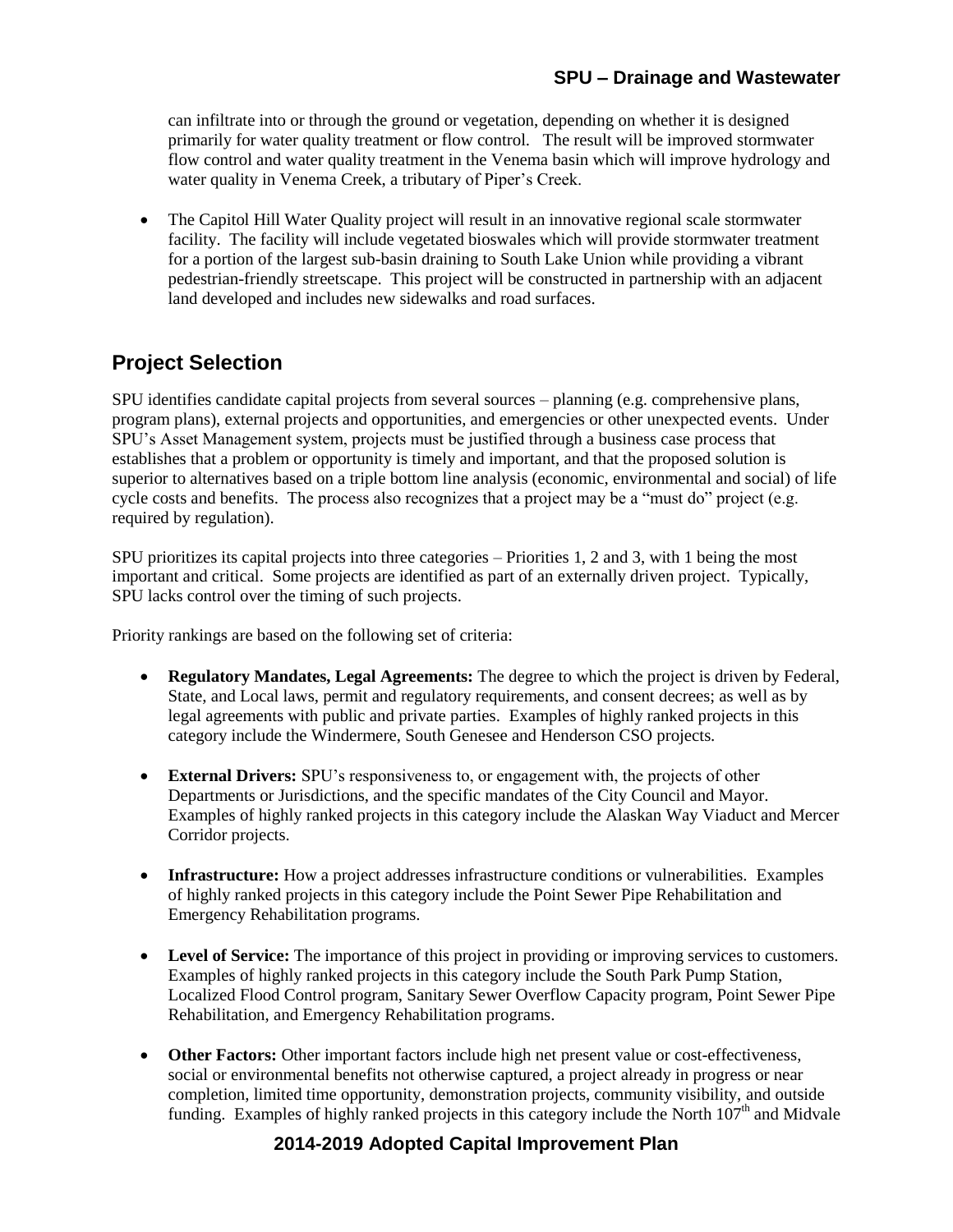can infiltrate into or through the ground or vegetation, depending on whether it is designed primarily for water quality treatment or flow control. The result will be improved stormwater flow control and water quality treatment in the Venema basin which will improve hydrology and water quality in Venema Creek, a tributary of Piper's Creek.

- The Capitol Hill Water Quality project will result in an innovative regional scale stormwater facility. The facility will include vegetated bioswales which will provide stormwater treatment for a portion of the largest sub-basin draining to South Lake Union while providing a vibrant pedestrian-friendly streetscape. This project will be constructed in partnership with an adjacent land developed and includes new sidewalks and road surfaces.

## Project Selection

SPU identifies candidate capital projects from several sources – planning (e.g. comprehensive plans, program plans), external projects and opportunities, and emergencies or other unexpected events. Under SPU's Asset Management system, projects must be justified through a business case process that establishes that a problem or opportunity is timely and important, and that the proposed solution is superior to alternatives based on a triple bottom line analysis (economic, environmental and social) of life cycle costs and benefits. The process also recognizes that a project may be a "must do" project (e.g. required by regulation).

SPU prioritizes its capital projects into three categories – Priorities 1, 2 and 3, with 1 being the most important and critical. Some projects are identified as part of an externally driven project. Typically, SPU lacks control over the timing of such projects.

Priority rankings are based on the following set of criteria:

- **Regulatory Mandates, Legal Agreements:** The degree to which the project is driven by Federal, State, and Local laws, permit and regulatory requirements, and consent decrees; as well as by legal agreements with public and private parties. Examples of highly ranked projects in this category include the Windermere, South Genesee and Henderson CSO projects.

- **External Drivers:** SPU's responsiveness to, or engagement with, the projects of other Departments or Jurisdictions, and the specific mandates of the City Council and Mayor. Examples of highly ranked projects in this category include the Alaskan Way Viaduct and Mercer Corridor projects.

- **Infrastructure:** How a project addresses infrastructure conditions or vulnerabilities. Examples of highly ranked projects in this category include the Point Sewer Pipe Rehabilitation and Emergency Rehabilitation programs.

- **Level of Service:** The importance of this project in providing or improving services to customers. Examples of highly ranked projects in this category include the South Park Pump Station, Localized Flood Control program, Sanitary Sewer Overflow Capacity program, Point Sewer Pipe Rehabilitation, and Emergency Rehabilitation programs.

- **Other Factors:** Other important factors include high net present value or cost-effectiveness, social or environmental benefits not otherwise captured, a project already in progress or near completion, limited time opportunity, demonstration projects, community visibility, and outside funding. Examples of highly ranked projects in this category include the North 107th and Midvale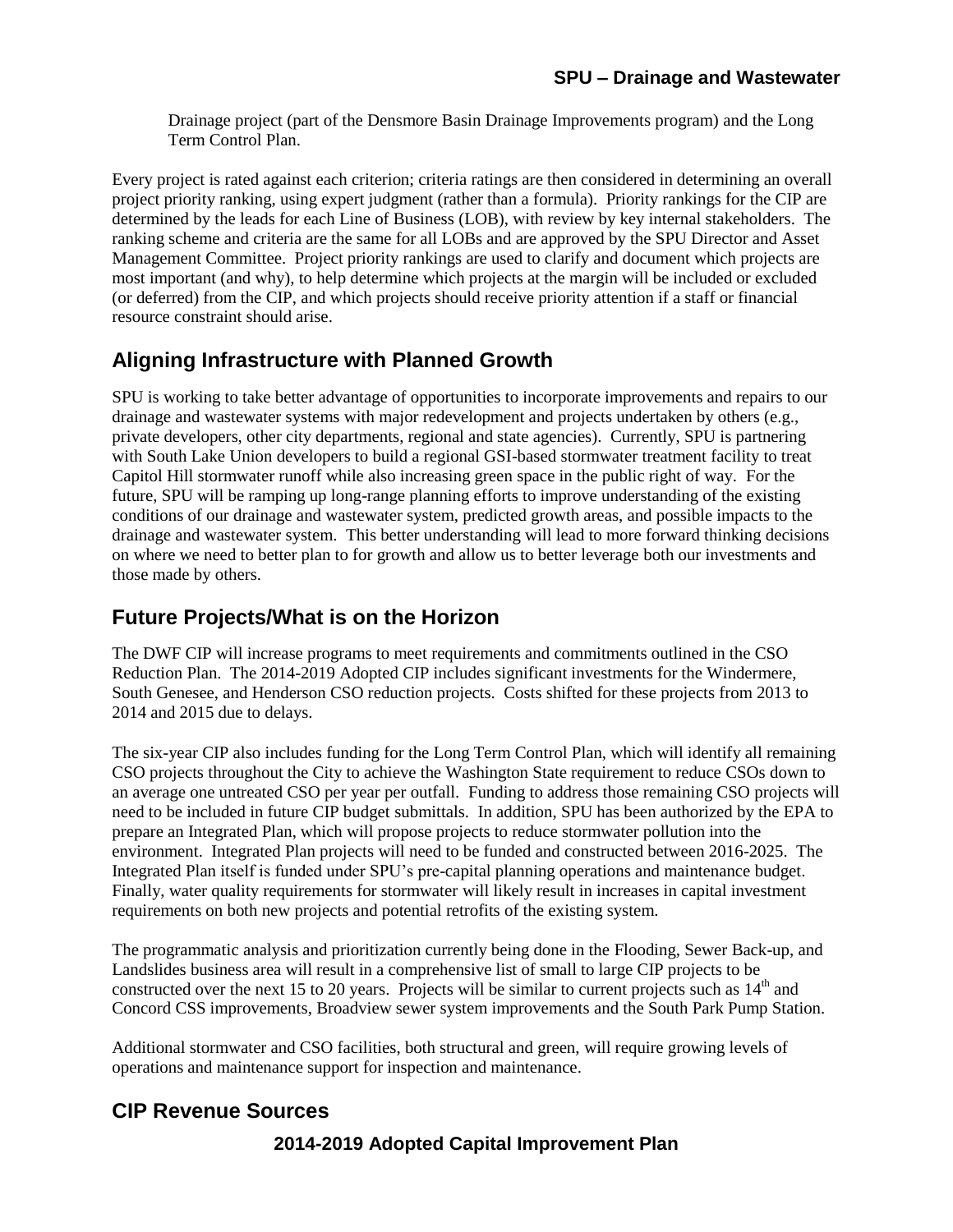Drainage project (part of the Densmore Basin Drainage Improvements program) and the Long Term Control Plan.

Every project is rated against each criterion; criteria ratings are then considered in determining an overall project priority ranking, using expert judgment (rather than a formula). Priority rankings for the CIP are determined by the leads for each Line of Business (LOB), with review by key internal stakeholders. The ranking scheme and criteria are the same for all LOBs and are approved by the SPU Director and Asset Management Committee. Project priority rankings are used to clarify and document which projects are most important (and why), to help determine which projects at the margin will be included or excluded (or deferred) from the CIP, and which projects should receive priority attention if a staff or financial resource constraint should arise.

## Aligning Infrastructure with Planned Growth

SPU is working to take better advantage of opportunities to incorporate improvements and repairs to our drainage and wastewater systems with major redevelopment and projects undertaken by others (e.g., private developers, other city departments, regional and state agencies). Currently, SPU is partnering with South Lake Union developers to build a regional GSI-based stormwater treatment facility to treat Capitol Hill stormwater runoff while also increasing green space in the public right of way. For the future, SPU will be ramping up long-range planning efforts to improve understanding of the existing conditions of our drainage and wastewater system, predicted growth areas, and possible impacts to the drainage and wastewater system. This better understanding will lead to more forward thinking decisions on where we need to better plan to for growth and allow us to better leverage both our investments and those made by others.

## Future Projects/What is on the Horizon

The DWF CIP will increase programs to meet requirements and commitments outlined in the CSO Reduction Plan. The 2014-2019 Adopted CIP includes significant investments for the Windermere, South Genesee, and Henderson CSO reduction projects. Costs shifted for these projects from 2013 to 2014 and 2015 due to delays.

The six-year CIP also includes funding for the Long Term Control Plan, which will identify all remaining CSO projects throughout the City to achieve the Washington State requirement to reduce CSOs down to an average one untreated CSO per year per outfall. Funding to address those remaining CSO projects will need to be included in future CIP budget submittals. In addition, SPU has been authorized by the EPA to prepare an Integrated Plan, which will propose projects to reduce stormwater pollution into the environment. Integrated Plan projects will need to be funded and constructed between 2016-2025. The Integrated Plan itself is funded under SPU's pre-capital planning operations and maintenance budget. Finally, water quality requirements for stormwater will likely result in increases in capital investment requirements on both new projects and potential retrofits of the existing system.

The programmatic analysis and prioritization currently being done in the Flooding, Sewer Back-up, and Landslides business area will result in a comprehensive list of small to large CIP projects to be constructed over the next 15 to 20 years. Projects will be similar to current projects such as 14th and Concord CSS improvements, Broadview sewer system improvements and the South Park Pump Station.

Additional stormwater and CSO facilities, both structural and green, will require growing levels of operations and maintenance support for inspection and maintenance.

## CIP Revenue Sources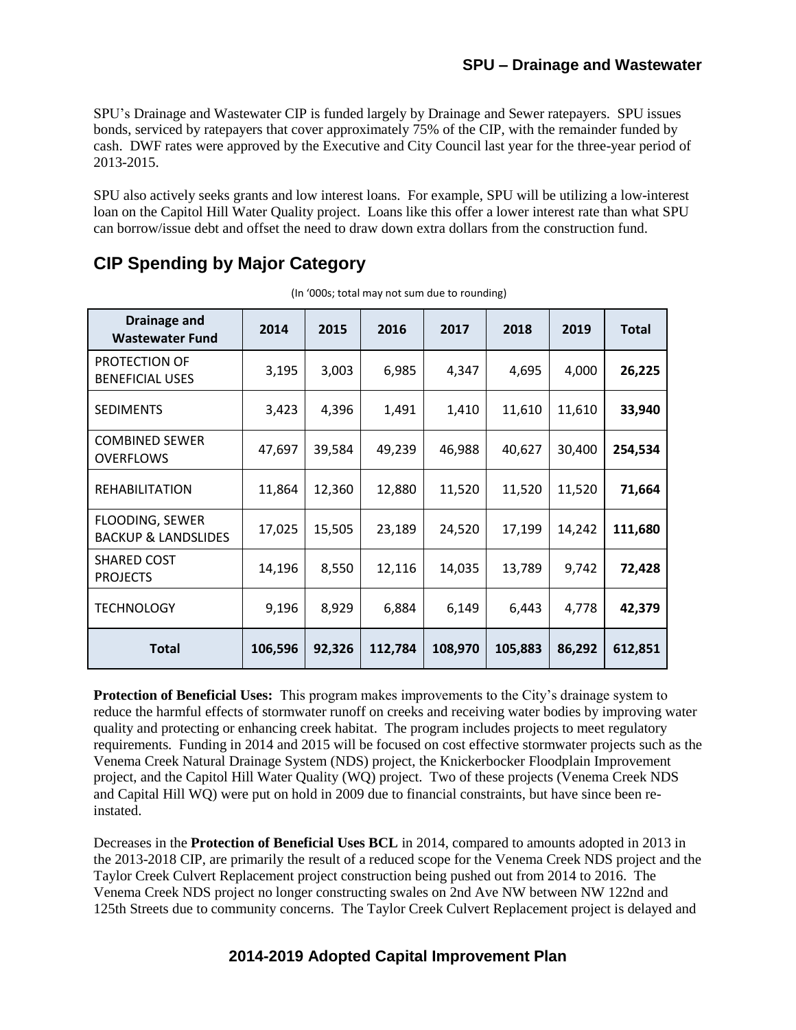SPU's Drainage and Wastewater CIP is funded largely by Drainage and Sewer ratepayers. SPU issues bonds, serviced by ratepayers that cover approximately 75% of the CIP, with the remainder funded by cash. DWF rates were approved by the Executive and City Council last year for the three-year period of 2013-2015.

SPU also actively seeks grants and low interest loans. For example, SPU will be utilizing a low-interest loan on the Capitol Hill Water Quality project. Loans like this offer a lower interest rate than what SPU can borrow/issue debt and offset the need to draw down extra dollars from the construction fund.

## CIP Spending by Major Category

(In '000s; total may not sum due to rounding)

| Drainage and Wastewater Fund | 2014 | 2015 | 2016 | 2017 | 2018 | 2019 | Total |
|---|---|---|---|---|---|---|---|
| PROTECTION OF BENEFICIAL USES | 3,195 | 3,003 | 6,985 | 4,347 | 4,695 | 4,000 | **26,225** |
| SEDIMENTS | 3,423 | 4,396 | 1,491 | 1,410 | 11,610 | 11,610 | **33,940** |
| COMBINED SEWER OVERFLOWS | 47,697 | 39,584 | 49,239 | 46,988 | 40,627 | 30,400 | **254,534** |
| REHABILITATION | 11,864 | 12,360 | 12,880 | 11,520 | 11,520 | 11,520 | **71,664** |
| FLOODING, SEWER BACKUP & LANDSLIDES | 17,025 | 15,505 | 23,189 | 24,520 | 17,199 | 14,242 | **111,680** |
| SHARED COST PROJECTS | 14,196 | 8,550 | 12,116 | 14,035 | 13,789 | 9,742 | **72,428** |
| TECHNOLOGY | 9,196 | 8,929 | 6,884 | 6,149 | 6,443 | 4,778 | **42,379** |
| **Total** | **106,596** | **92,326** | **112,784** | **108,970** | **105,883** | **86,292** | **612,851** |

**Protection of Beneficial Uses:** This program makes improvements to the City's drainage system to reduce the harmful effects of stormwater runoff on creeks and receiving water bodies by improving water quality and protecting or enhancing creek habitat. The program includes projects to meet regulatory requirements. Funding in 2014 and 2015 will be focused on cost effective stormwater projects such as the Venema Creek Natural Drainage System (NDS) project, the Knickerbocker Floodplain Improvement project, and the Capitol Hill Water Quality (WQ) project. Two of these projects (Venema Creek NDS and Capital Hill WQ) were put on hold in 2009 due to financial constraints, but have since been re-instated.

Decreases in the **Protection of Beneficial Uses BCL** in 2014, compared to amounts adopted in 2013 in the 2013-2018 CIP, are primarily the result of a reduced scope for the Venema Creek NDS project and the Taylor Creek Culvert Replacement project construction being pushed out from 2014 to 2016. The Venema Creek NDS project no longer constructing swales on 2nd Ave NW between NW 122nd and 125th Streets due to community concerns. The Taylor Creek Culvert Replacement project is delayed and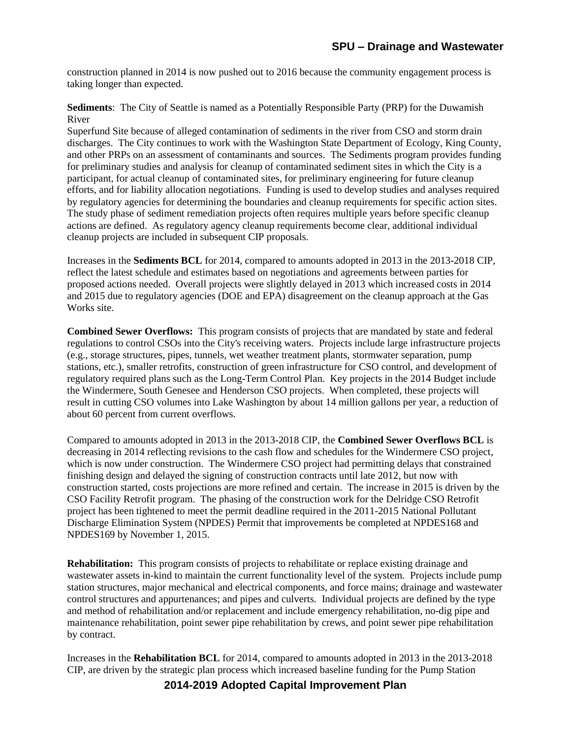construction planned in 2014 is now pushed out to 2016 because the community engagement process is taking longer than expected.

**Sediments**: The City of Seattle is named as a Potentially Responsible Party (PRP) for the Duwamish River
Superfund Site because of alleged contamination of sediments in the river from CSO and storm drain discharges. The City continues to work with the Washington State Department of Ecology, King County, and other PRPs on an assessment of contaminants and sources. The Sediments program provides funding for preliminary studies and analysis for cleanup of contaminated sediment sites in which the City is a participant, for actual cleanup of contaminated sites, for preliminary engineering for future cleanup efforts, and for liability allocation negotiations. Funding is used to develop studies and analyses required by regulatory agencies for determining the boundaries and cleanup requirements for specific action sites. The study phase of sediment remediation projects often requires multiple years before specific cleanup actions are defined. As regulatory agency cleanup requirements become clear, additional individual cleanup projects are included in subsequent CIP proposals.

Increases in the **Sediments BCL** for 2014, compared to amounts adopted in 2013 in the 2013-2018 CIP, reflect the latest schedule and estimates based on negotiations and agreements between parties for proposed actions needed. Overall projects were slightly delayed in 2013 which increased costs in 2014 and 2015 due to regulatory agencies (DOE and EPA) disagreement on the cleanup approach at the Gas Works site.

**Combined Sewer Overflows:** This program consists of projects that are mandated by state and federal regulations to control CSOs into the City's receiving waters. Projects include large infrastructure projects (e.g., storage structures, pipes, tunnels, wet weather treatment plants, stormwater separation, pump stations, etc.), smaller retrofits, construction of green infrastructure for CSO control, and development of regulatory required plans such as the Long-Term Control Plan. Key projects in the 2014 Budget include the Windermere, South Genesee and Henderson CSO projects. When completed, these projects will result in cutting CSO volumes into Lake Washington by about 14 million gallons per year, a reduction of about 60 percent from current overflows.

Compared to amounts adopted in 2013 in the 2013-2018 CIP, the **Combined Sewer Overflows BCL** is decreasing in 2014 reflecting revisions to the cash flow and schedules for the Windermere CSO project, which is now under construction. The Windermere CSO project had permitting delays that constrained finishing design and delayed the signing of construction contracts until late 2012, but now with construction started, costs projections are more refined and certain. The increase in 2015 is driven by the CSO Facility Retrofit program. The phasing of the construction work for the Delridge CSO Retrofit project has been tightened to meet the permit deadline required in the 2011-2015 National Pollutant Discharge Elimination System (NPDES) Permit that improvements be completed at NPDES168 and NPDES169 by November 1, 2015.

**Rehabilitation:** This program consists of projects to rehabilitate or replace existing drainage and wastewater assets in-kind to maintain the current functionality level of the system. Projects include pump station structures, major mechanical and electrical components, and force mains; drainage and wastewater control structures and appurtenances; and pipes and culverts. Individual projects are defined by the type and method of rehabilitation and/or replacement and include emergency rehabilitation, no-dig pipe and maintenance rehabilitation, point sewer pipe rehabilitation by crews, and point sewer pipe rehabilitation by contract.

Increases in the **Rehabilitation BCL** for 2014, compared to amounts adopted in 2013 in the 2013-2018 CIP, are driven by the strategic plan process which increased baseline funding for the Pump Station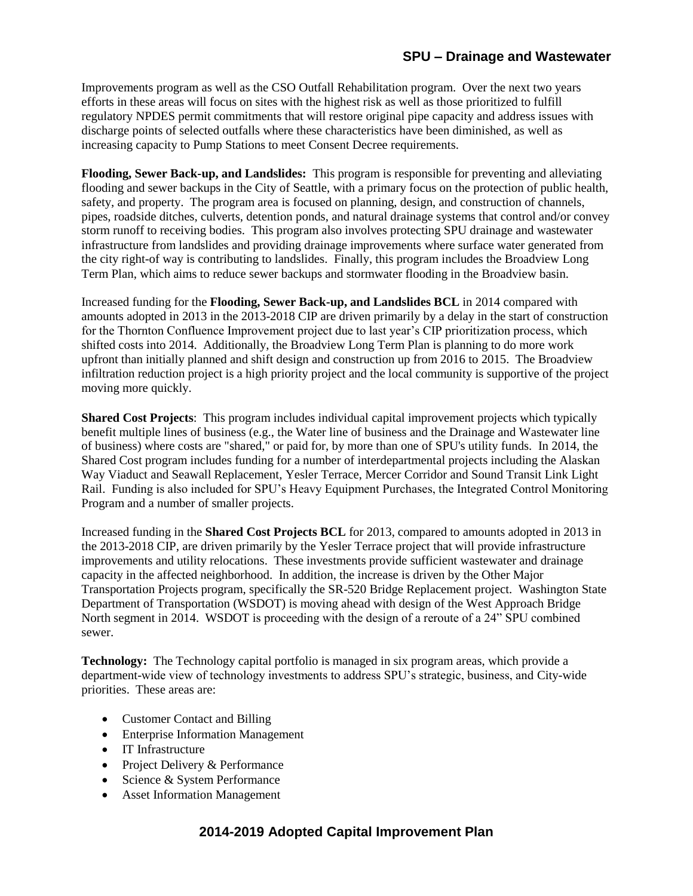Improvements program as well as the CSO Outfall Rehabilitation program. Over the next two years efforts in these areas will focus on sites with the highest risk as well as those prioritized to fulfill regulatory NPDES permit commitments that will restore original pipe capacity and address issues with discharge points of selected outfalls where these characteristics have been diminished, as well as increasing capacity to Pump Stations to meet Consent Decree requirements.

**Flooding, Sewer Back-up, and Landslides:** This program is responsible for preventing and alleviating flooding and sewer backups in the City of Seattle, with a primary focus on the protection of public health, safety, and property. The program area is focused on planning, design, and construction of channels, pipes, roadside ditches, culverts, detention ponds, and natural drainage systems that control and/or convey storm runoff to receiving bodies. This program also involves protecting SPU drainage and wastewater infrastructure from landslides and providing drainage improvements where surface water generated from the city right-of way is contributing to landslides. Finally, this program includes the Broadview Long Term Plan, which aims to reduce sewer backups and stormwater flooding in the Broadview basin.

Increased funding for the **Flooding, Sewer Back-up, and Landslides BCL** in 2014 compared with amounts adopted in 2013 in the 2013-2018 CIP are driven primarily by a delay in the start of construction for the Thornton Confluence Improvement project due to last year's CIP prioritization process, which shifted costs into 2014. Additionally, the Broadview Long Term Plan is planning to do more work upfront than initially planned and shift design and construction up from 2016 to 2015. The Broadview infiltration reduction project is a high priority project and the local community is supportive of the project moving more quickly.

**Shared Cost Projects**: This program includes individual capital improvement projects which typically benefit multiple lines of business (e.g., the Water line of business and the Drainage and Wastewater line of business) where costs are "shared," or paid for, by more than one of SPU's utility funds. In 2014, the Shared Cost program includes funding for a number of interdepartmental projects including the Alaskan Way Viaduct and Seawall Replacement, Yesler Terrace, Mercer Corridor and Sound Transit Link Light Rail. Funding is also included for SPU's Heavy Equipment Purchases, the Integrated Control Monitoring Program and a number of smaller projects.

Increased funding in the **Shared Cost Projects BCL** for 2013, compared to amounts adopted in 2013 in the 2013-2018 CIP, are driven primarily by the Yesler Terrace project that will provide infrastructure improvements and utility relocations. These investments provide sufficient wastewater and drainage capacity in the affected neighborhood. In addition, the increase is driven by the Other Major Transportation Projects program, specifically the SR-520 Bridge Replacement project. Washington State Department of Transportation (WSDOT) is moving ahead with design of the West Approach Bridge North segment in 2014. WSDOT is proceeding with the design of a reroute of a 24" SPU combined sewer.

**Technology:** The Technology capital portfolio is managed in six program areas, which provide a department-wide view of technology investments to address SPU's strategic, business, and City-wide priorities. These areas are:

- Customer Contact and Billing
- Enterprise Information Management
- IT Infrastructure
- Project Delivery & Performance
- Science & System Performance
- Asset Information Management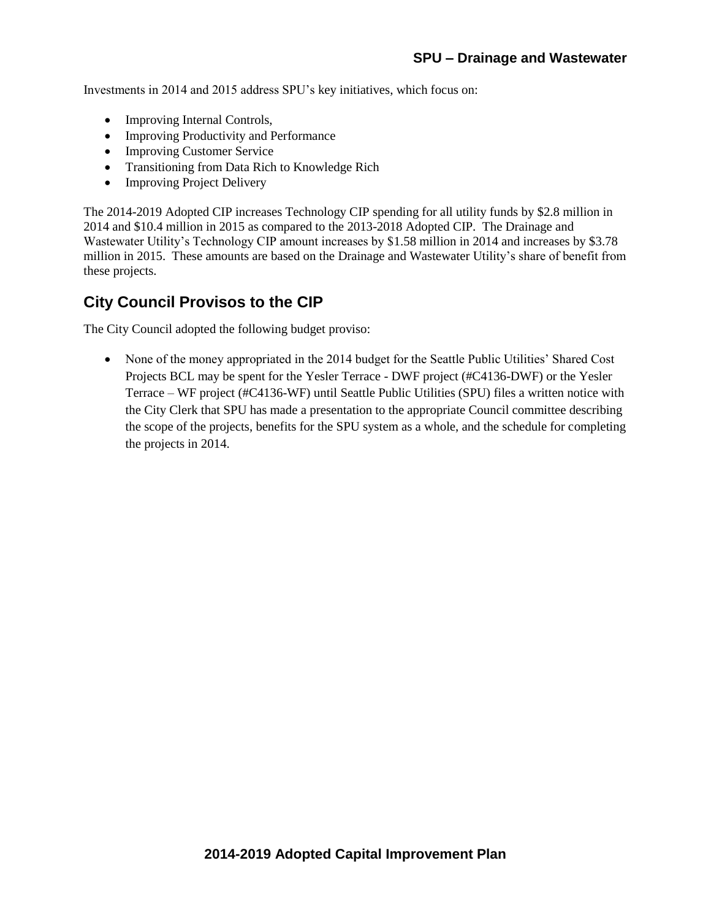Investments in 2014 and 2015 address SPU's key initiatives, which focus on:

- Improving Internal Controls,
- Improving Productivity and Performance
- Improving Customer Service
- Transitioning from Data Rich to Knowledge Rich
- Improving Project Delivery

The 2014-2019 Adopted CIP increases Technology CIP spending for all utility funds by $2.8 million in 2014 and $10.4 million in 2015 as compared to the 2013-2018 Adopted CIP. The Drainage and Wastewater Utility's Technology CIP amount increases by $1.58 million in 2014 and increases by $3.78 million in 2015. These amounts are based on the Drainage and Wastewater Utility's share of benefit from these projects.

## City Council Provisos to the CIP

The City Council adopted the following budget proviso:

- None of the money appropriated in the 2014 budget for the Seattle Public Utilities' Shared Cost Projects BCL may be spent for the Yesler Terrace - DWF project (#C4136-DWF) or the Yesler Terrace – WF project (#C4136-WF) until Seattle Public Utilities (SPU) files a written notice with the City Clerk that SPU has made a presentation to the appropriate Council committee describing the scope of the projects, benefits for the SPU system as a whole, and the schedule for completing the projects in 2014.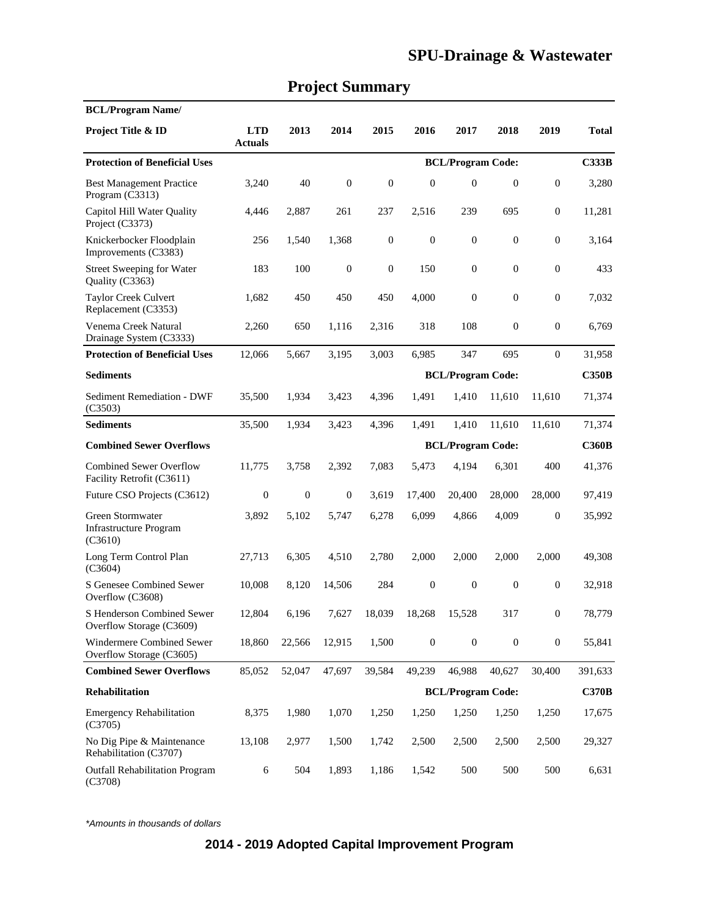# SPU-Drainage & Wastewater

## Project Summary

| BCL/Program Name/ Project Title & ID | LTD Actuals | 2013 | 2014 | 2015 | 2016 | 2017 | 2018 | 2019 | Total |
|---|---|---|---|---|---|---|---|---|---|
| **Protection of Beneficial Uses** | | | | | | **BCL/Program Code:** | | | **C333B** |
| Best Management Practice Program (C3313) | 3,240 | 40 | 0 | 0 | 0 | 0 | 0 | 0 | 3,280 |
| Capitol Hill Water Quality Project (C3373) | 4,446 | 2,887 | 261 | 237 | 2,516 | 239 | 695 | 0 | 11,281 |
| Knickerbocker Floodplain Improvements (C3383) | 256 | 1,540 | 1,368 | 0 | 0 | 0 | 0 | 0 | 3,164 |
| Street Sweeping for Water Quality (C3363) | 183 | 100 | 0 | 0 | 150 | 0 | 0 | 0 | 433 |
| Taylor Creek Culvert Replacement (C3353) | 1,682 | 450 | 450 | 450 | 4,000 | 0 | 0 | 0 | 7,032 |
| Venema Creek Natural Drainage System (C3333) | 2,260 | 650 | 1,116 | 2,316 | 318 | 108 | 0 | 0 | 6,769 |
| **Protection of Beneficial Uses** | 12,066 | 5,667 | 3,195 | 3,003 | 6,985 | 347 | 695 | 0 | 31,958 |
| **Sediments** | | | | | | **BCL/Program Code:** | | | **C350B** |
| Sediment Remediation - DWF (C3503) | 35,500 | 1,934 | 3,423 | 4,396 | 1,491 | 1,410 | 11,610 | 11,610 | 71,374 |
| **Sediments** | 35,500 | 1,934 | 3,423 | 4,396 | 1,491 | 1,410 | 11,610 | 11,610 | 71,374 |
| **Combined Sewer Overflows** | | | | | | **BCL/Program Code:** | | | **C360B** |
| Combined Sewer Overflow Facility Retrofit (C3611) | 11,775 | 3,758 | 2,392 | 7,083 | 5,473 | 4,194 | 6,301 | 400 | 41,376 |
| Future CSO Projects (C3612) | 0 | 0 | 0 | 3,619 | 17,400 | 20,400 | 28,000 | 28,000 | 97,419 |
| Green Stormwater Infrastructure Program (C3610) | 3,892 | 5,102 | 5,747 | 6,278 | 6,099 | 4,866 | 4,009 | 0 | 35,992 |
| Long Term Control Plan (C3604) | 27,713 | 6,305 | 4,510 | 2,780 | 2,000 | 2,000 | 2,000 | 2,000 | 49,308 |
| S Genesee Combined Sewer Overflow (C3608) | 10,008 | 8,120 | 14,506 | 284 | 0 | 0 | 0 | 0 | 32,918 |
| S Henderson Combined Sewer Overflow Storage (C3609) | 12,804 | 6,196 | 7,627 | 18,039 | 18,268 | 15,528 | 317 | 0 | 78,779 |
| Windermere Combined Sewer Overflow Storage (C3605) | 18,860 | 22,566 | 12,915 | 1,500 | 0 | 0 | 0 | 0 | 55,841 |
| **Combined Sewer Overflows** | 85,052 | 52,047 | 47,697 | 39,584 | 49,239 | 46,988 | 40,627 | 30,400 | 391,633 |
| **Rehabilitation** | | | | | | **BCL/Program Code:** | | | **C370B** |
| Emergency Rehabilitation (C3705) | 8,375 | 1,980 | 1,070 | 1,250 | 1,250 | 1,250 | 1,250 | 1,250 | 17,675 |
| No Dig Pipe & Maintenance Rehabilitation (C3707) | 13,108 | 2,977 | 1,500 | 1,742 | 2,500 | 2,500 | 2,500 | 2,500 | 29,327 |
| Outfall Rehabilitation Program (C3708) | 6 | 504 | 1,893 | 1,186 | 1,542 | 500 | 500 | 500 | 6,631 |

*\*Amounts in thousands of dollars*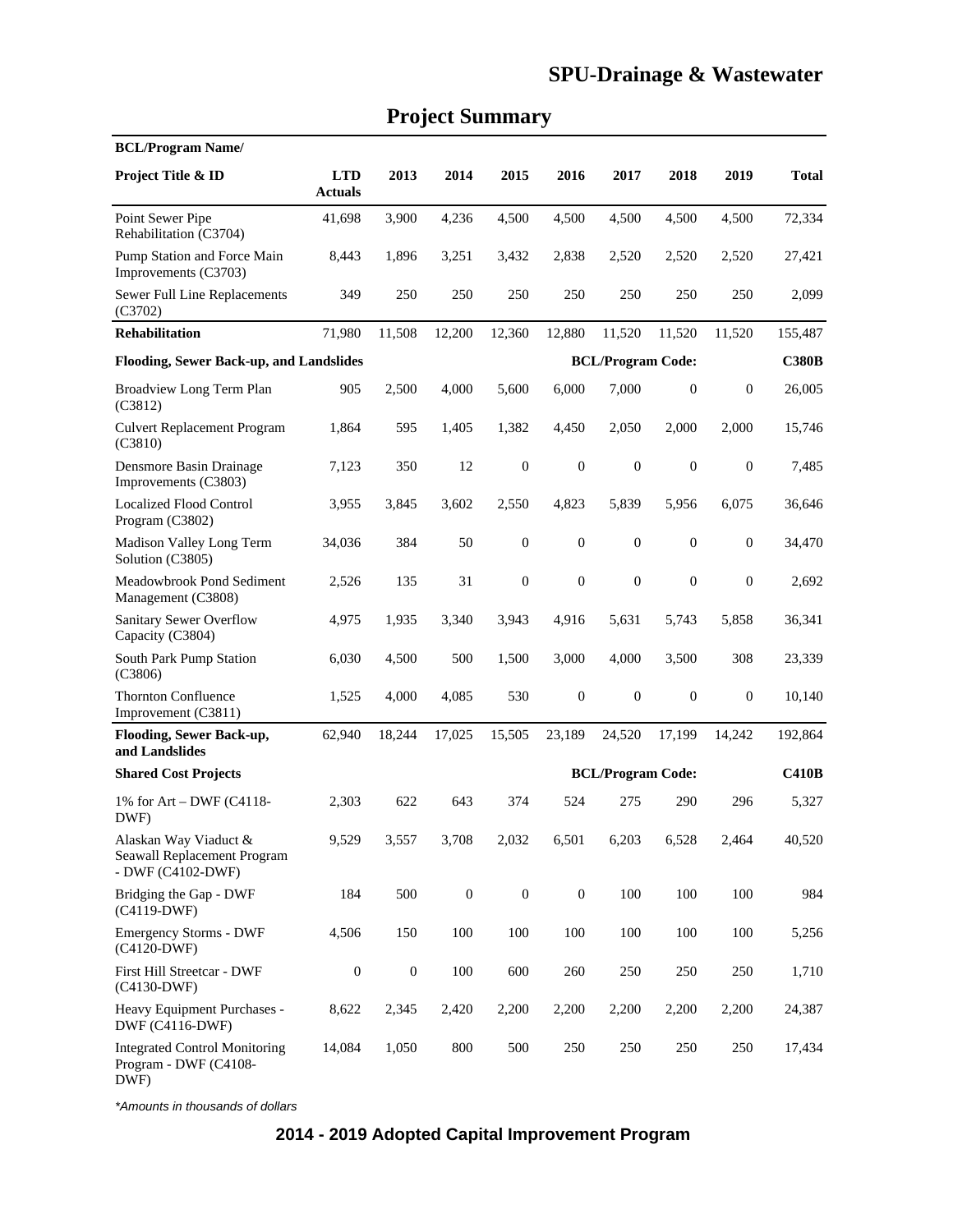# SPU-Drainage & Wastewater

## Project Summary

| BCL/Program Name/<br>Project Title & ID | LTD Actuals | 2013 | 2014 | 2015 | 2016 | 2017 | 2018 | 2019 | Total |
|---|---|---|---|---|---|---|---|---|---|
| Point Sewer Pipe Rehabilitation (C3704) | 41,698 | 3,900 | 4,236 | 4,500 | 4,500 | 4,500 | 4,500 | 4,500 | 72,334 |
| Pump Station and Force Main Improvements (C3703) | 8,443 | 1,896 | 3,251 | 3,432 | 2,838 | 2,520 | 2,520 | 2,520 | 27,421 |
| Sewer Full Line Replacements (C3702) | 349 | 250 | 250 | 250 | 250 | 250 | 250 | 250 | 2,099 |
| **Rehabilitation** | 71,980 | 11,508 | 12,200 | 12,360 | 12,880 | 11,520 | 11,520 | 11,520 | 155,487 |
| **Flooding, Sewer Back-up, and Landslides** | | | | | **BCL/Program Code:** | | | | **C380B** |
| Broadview Long Term Plan (C3812) | 905 | 2,500 | 4,000 | 5,600 | 6,000 | 7,000 | 0 | 0 | 26,005 |
| Culvert Replacement Program (C3810) | 1,864 | 595 | 1,405 | 1,382 | 4,450 | 2,050 | 2,000 | 2,000 | 15,746 |
| Densmore Basin Drainage Improvements (C3803) | 7,123 | 350 | 12 | 0 | 0 | 0 | 0 | 0 | 7,485 |
| Localized Flood Control Program (C3802) | 3,955 | 3,845 | 3,602 | 2,550 | 4,823 | 5,839 | 5,956 | 6,075 | 36,646 |
| Madison Valley Long Term Solution (C3805) | 34,036 | 384 | 50 | 0 | 0 | 0 | 0 | 0 | 34,470 |
| Meadowbrook Pond Sediment Management (C3808) | 2,526 | 135 | 31 | 0 | 0 | 0 | 0 | 0 | 2,692 |
| Sanitary Sewer Overflow Capacity (C3804) | 4,975 | 1,935 | 3,340 | 3,943 | 4,916 | 5,631 | 5,743 | 5,858 | 36,341 |
| South Park Pump Station (C3806) | 6,030 | 4,500 | 500 | 1,500 | 3,000 | 4,000 | 3,500 | 308 | 23,339 |
| Thornton Confluence Improvement (C3811) | 1,525 | 4,000 | 4,085 | 530 | 0 | 0 | 0 | 0 | 10,140 |
| **Flooding, Sewer Back-up, and Landslides** | 62,940 | 18,244 | 17,025 | 15,505 | 23,189 | 24,520 | 17,199 | 14,242 | 192,864 |
| **Shared Cost Projects** | | | | | **BCL/Program Code:** | | | | **C410B** |
| 1% for Art – DWF (C4118-DWF) | 2,303 | 622 | 643 | 374 | 524 | 275 | 290 | 296 | 5,327 |
| Alaskan Way Viaduct & Seawall Replacement Program - DWF (C4102-DWF) | 9,529 | 3,557 | 3,708 | 2,032 | 6,501 | 6,203 | 6,528 | 2,464 | 40,520 |
| Bridging the Gap - DWF (C4119-DWF) | 184 | 500 | 0 | 0 | 0 | 100 | 100 | 100 | 984 |
| Emergency Storms - DWF (C4120-DWF) | 4,506 | 150 | 100 | 100 | 100 | 100 | 100 | 100 | 5,256 |
| First Hill Streetcar - DWF (C4130-DWF) | 0 | 0 | 100 | 600 | 260 | 250 | 250 | 250 | 1,710 |
| Heavy Equipment Purchases - DWF (C4116-DWF) | 8,622 | 2,345 | 2,420 | 2,200 | 2,200 | 2,200 | 2,200 | 2,200 | 24,387 |
| Integrated Control Monitoring Program - DWF (C4108-DWF) | 14,084 | 1,050 | 800 | 500 | 250 | 250 | 250 | 250 | 17,434 |

*Amounts in thousands of dollars

**2014 - 2019 Adopted Capital Improvement Program**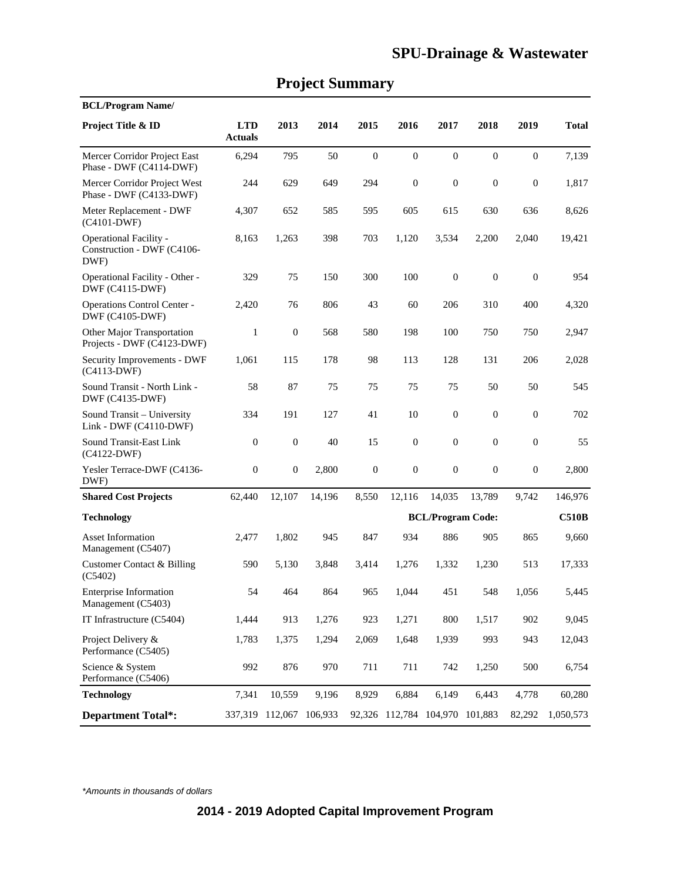## Project Summary

| BCL/Program Name/ Project Title & ID | LTD Actuals | 2013 | 2014 | 2015 | 2016 | 2017 | 2018 | 2019 | Total |
|---|---|---|---|---|---|---|---|---|---|
| Mercer Corridor Project East Phase - DWF (C4114-DWF) | 6,294 | 795 | 50 | 0 | 0 | 0 | 0 | 0 | 7,139 |
| Mercer Corridor Project West Phase - DWF (C4133-DWF) | 244 | 629 | 649 | 294 | 0 | 0 | 0 | 0 | 1,817 |
| Meter Replacement - DWF (C4101-DWF) | 4,307 | 652 | 585 | 595 | 605 | 615 | 630 | 636 | 8,626 |
| Operational Facility - Construction - DWF (C4106-DWF) | 8,163 | 1,263 | 398 | 703 | 1,120 | 3,534 | 2,200 | 2,040 | 19,421 |
| Operational Facility - Other - DWF (C4115-DWF) | 329 | 75 | 150 | 300 | 100 | 0 | 0 | 0 | 954 |
| Operations Control Center - DWF (C4105-DWF) | 2,420 | 76 | 806 | 43 | 60 | 206 | 310 | 400 | 4,320 |
| Other Major Transportation Projects - DWF (C4123-DWF) | 1 | 0 | 568 | 580 | 198 | 100 | 750 | 750 | 2,947 |
| Security Improvements - DWF (C4113-DWF) | 1,061 | 115 | 178 | 98 | 113 | 128 | 131 | 206 | 2,028 |
| Sound Transit - North Link - DWF (C4135-DWF) | 58 | 87 | 75 | 75 | 75 | 75 | 50 | 50 | 545 |
| Sound Transit – University Link - DWF (C4110-DWF) | 334 | 191 | 127 | 41 | 10 | 0 | 0 | 0 | 702 |
| Sound Transit-East Link (C4122-DWF) | 0 | 0 | 40 | 15 | 0 | 0 | 0 | 0 | 55 |
| Yesler Terrace-DWF (C4136-DWF) | 0 | 0 | 2,800 | 0 | 0 | 0 | 0 | 0 | 2,800 |
| **Shared Cost Projects** | 62,440 | 12,107 | 14,196 | 8,550 | 12,116 | 14,035 | 13,789 | 9,742 | 146,976 |
| **Technology** | | | | | | **BCL/Program Code:** | | | **C510B** |
| Asset Information Management (C5407) | 2,477 | 1,802 | 945 | 847 | 934 | 886 | 905 | 865 | 9,660 |
| Customer Contact & Billing (C5402) | 590 | 5,130 | 3,848 | 3,414 | 1,276 | 1,332 | 1,230 | 513 | 17,333 |
| Enterprise Information Management (C5403) | 54 | 464 | 864 | 965 | 1,044 | 451 | 548 | 1,056 | 5,445 |
| IT Infrastructure (C5404) | 1,444 | 913 | 1,276 | 923 | 1,271 | 800 | 1,517 | 902 | 9,045 |
| Project Delivery & Performance (C5405) | 1,783 | 1,375 | 1,294 | 2,069 | 1,648 | 1,939 | 993 | 943 | 12,043 |
| Science & System Performance (C5406) | 992 | 876 | 970 | 711 | 711 | 742 | 1,250 | 500 | 6,754 |
| **Technology** | 7,341 | 10,559 | 9,196 | 8,929 | 6,884 | 6,149 | 6,443 | 4,778 | 60,280 |
| **Department Total*:** | 337,319 | 112,067 | 106,933 | 92,326 | 112,784 | 104,970 | 101,883 | 82,292 | 1,050,573 |

*Amounts in thousands of dollars*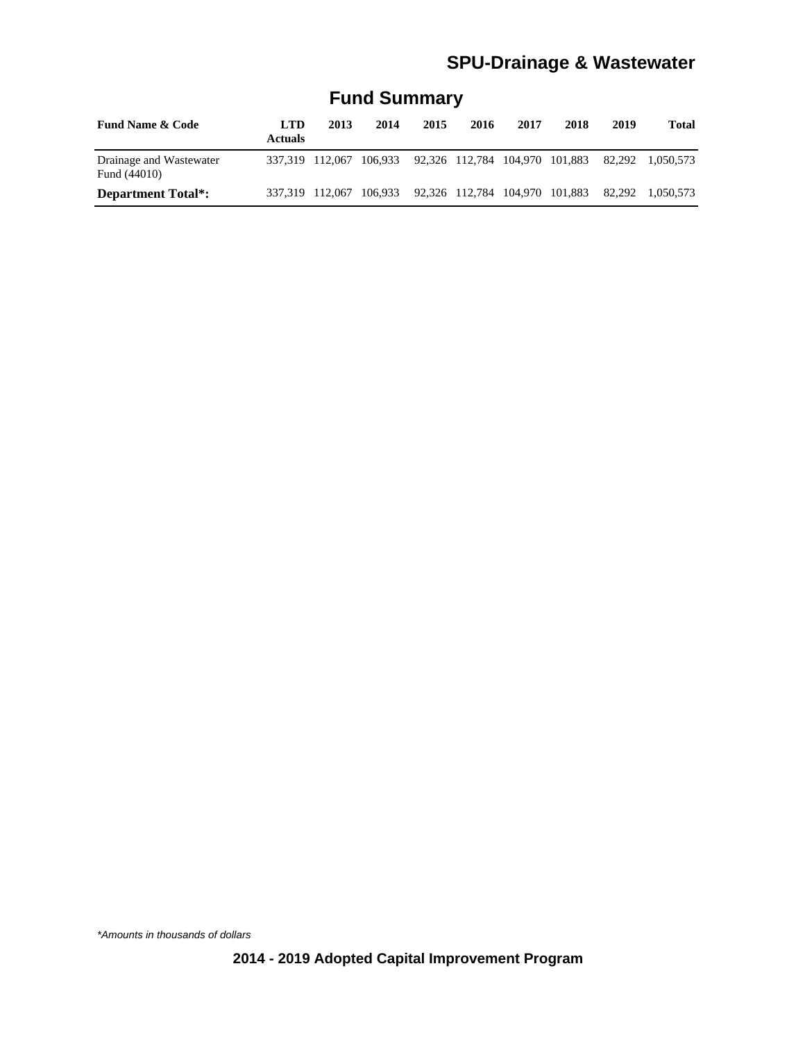# SPU-Drainage & Wastewater

## Fund Summary

| Fund Name & Code | LTD Actuals | 2013 | 2014 | 2015 | 2016 | 2017 | 2018 | 2019 | Total |
|---|---|---|---|---|---|---|---|---|---|
| Drainage and Wastewater Fund (44010) | 337,319 | 112,067 | 106,933 | 92,326 | 112,784 | 104,970 | 101,883 | 82,292 | 1,050,573 |
| **Department Total*:** | 337,319 | 112,067 | 106,933 | 92,326 | 112,784 | 104,970 | 101,883 | 82,292 | 1,050,573 |

*\*Amounts in thousands of dollars*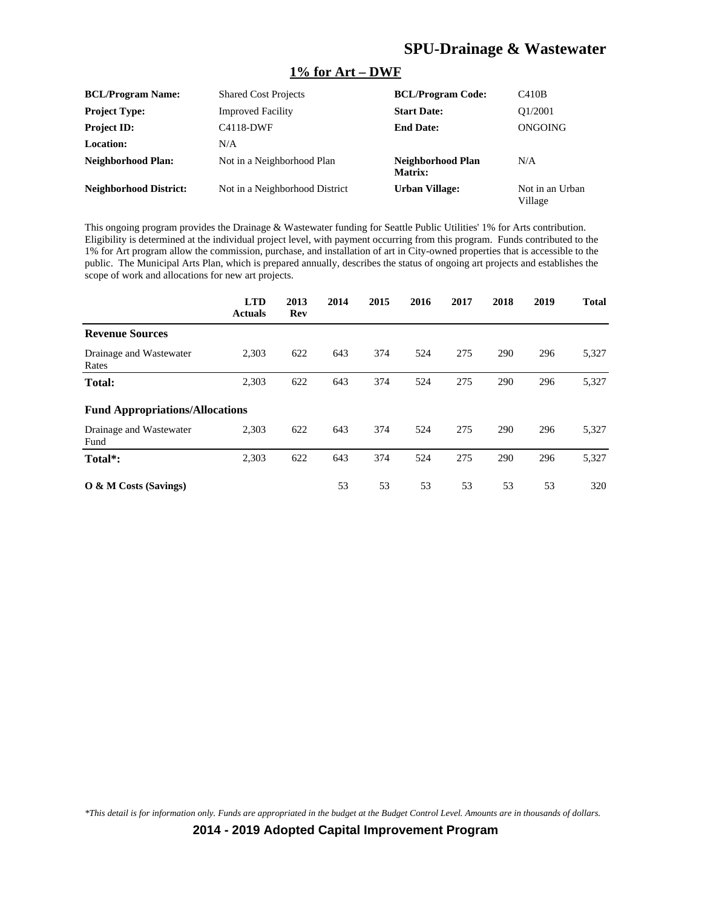## SPU-Drainage & Wastewater

### 1% for Art – DWF

| | | | |
|---|---|---|---|
| **BCL/Program Name:** | Shared Cost Projects | **BCL/Program Code:** | C410B |
| **Project Type:** | Improved Facility | **Start Date:** | Q1/2001 |
| **Project ID:** | C4118-DWF | **End Date:** | ONGOING |
| **Location:** | N/A | | |
| **Neighborhood Plan:** | Not in a Neighborhood Plan | **Neighborhood Plan Matrix:** | N/A |
| **Neighborhood District:** | Not in a Neighborhood District | **Urban Village:** | Not in an Urban Village |

This ongoing program provides the Drainage & Wastewater funding for Seattle Public Utilities' 1% for Arts contribution. Eligibility is determined at the individual project level, with payment occurring from this program. Funds contributed to the 1% for Art program allow the commission, purchase, and installation of art in City-owned properties that is accessible to the public. The Municipal Arts Plan, which is prepared annually, describes the status of ongoing art projects and establishes the scope of work and allocations for new art projects.

| | LTD Actuals | 2013 Rev | 2014 | 2015 | 2016 | 2017 | 2018 | 2019 | Total |
|---|---|---|---|---|---|---|---|---|---|
| **Revenue Sources** | | | | | | | | | |
| Drainage and Wastewater Rates | 2,303 | 622 | 643 | 374 | 524 | 275 | 290 | 296 | 5,327 |
| **Total:** | 2,303 | 622 | 643 | 374 | 524 | 275 | 290 | 296 | 5,327 |
| **Fund Appropriations/Allocations** | | | | | | | | | |
| Drainage and Wastewater Fund | 2,303 | 622 | 643 | 374 | 524 | 275 | 290 | 296 | 5,327 |
| **Total*:** | 2,303 | 622 | 643 | 374 | 524 | 275 | 290 | 296 | 5,327 |
| **O & M Costs (Savings)** | | | 53 | 53 | 53 | 53 | 53 | 53 | 320 |

*\*This detail is for information only. Funds are appropriated in the budget at the Budget Control Level. Amounts are in thousands of dollars.*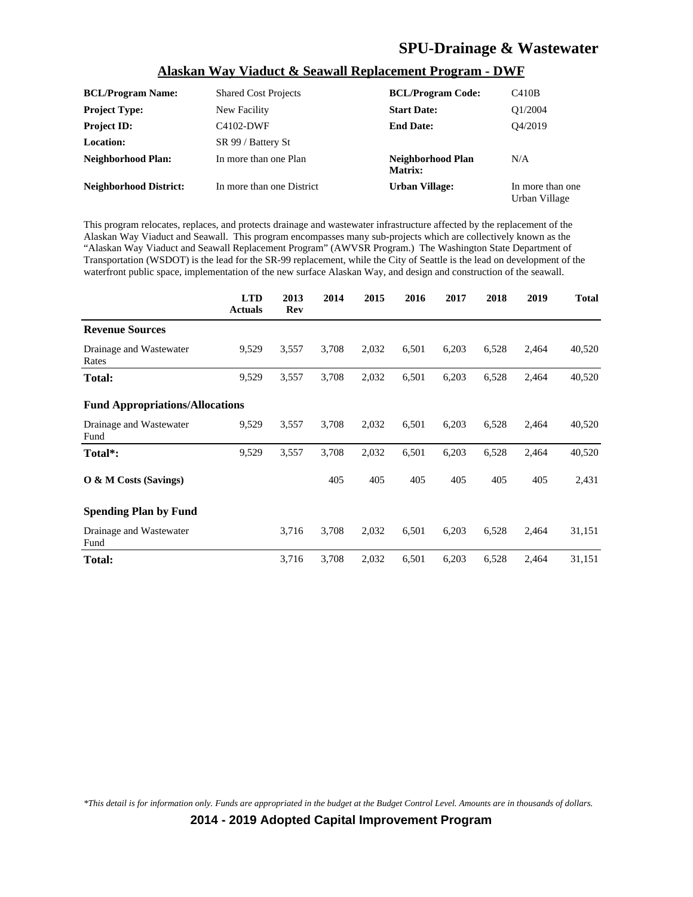## Alaskan Way Viaduct & Seawall Replacement Program - DWF

| | | | |
|---|---|---|---|
| **BCL/Program Name:** | Shared Cost Projects | **BCL/Program Code:** | C410B |
| **Project Type:** | New Facility | **Start Date:** | Q1/2004 |
| **Project ID:** | C4102-DWF | **End Date:** | Q4/2019 |
| **Location:** | SR 99 / Battery St | | |
| **Neighborhood Plan:** | In more than one Plan | **Neighborhood Plan Matrix:** | N/A |
| **Neighborhood District:** | In more than one District | **Urban Village:** | In more than one Urban Village |

This program relocates, replaces, and protects drainage and wastewater infrastructure affected by the replacement of the Alaskan Way Viaduct and Seawall. This program encompasses many sub-projects which are collectively known as the "Alaskan Way Viaduct and Seawall Replacement Program" (AWVSR Program.) The Washington State Department of Transportation (WSDOT) is the lead for the SR-99 replacement, while the City of Seattle is the lead on development of the waterfront public space, implementation of the new surface Alaskan Way, and design and construction of the seawall.

| | LTD Actuals | 2013 Rev | 2014 | 2015 | 2016 | 2017 | 2018 | 2019 | Total |
|---|---|---|---|---|---|---|---|---|---|
| **Revenue Sources** | | | | | | | | | |
| Drainage and Wastewater Rates | 9,529 | 3,557 | 3,708 | 2,032 | 6,501 | 6,203 | 6,528 | 2,464 | 40,520 |
| **Total:** | 9,529 | 3,557 | 3,708 | 2,032 | 6,501 | 6,203 | 6,528 | 2,464 | 40,520 |
| **Fund Appropriations/Allocations** | | | | | | | | | |
| Drainage and Wastewater Fund | 9,529 | 3,557 | 3,708 | 2,032 | 6,501 | 6,203 | 6,528 | 2,464 | 40,520 |
| **Total*:** | 9,529 | 3,557 | 3,708 | 2,032 | 6,501 | 6,203 | 6,528 | 2,464 | 40,520 |
| **O & M Costs (Savings)** | | | 405 | 405 | 405 | 405 | 405 | 405 | 2,431 |
| **Spending Plan by Fund** | | | | | | | | | |
| Drainage and Wastewater Fund | | 3,716 | 3,708 | 2,032 | 6,501 | 6,203 | 6,528 | 2,464 | 31,151 |
| **Total:** | | 3,716 | 3,708 | 2,032 | 6,501 | 6,203 | 6,528 | 2,464 | 31,151 |

*\*This detail is for information only. Funds are appropriated in the budget at the Budget Control Level. Amounts are in thousands of dollars.*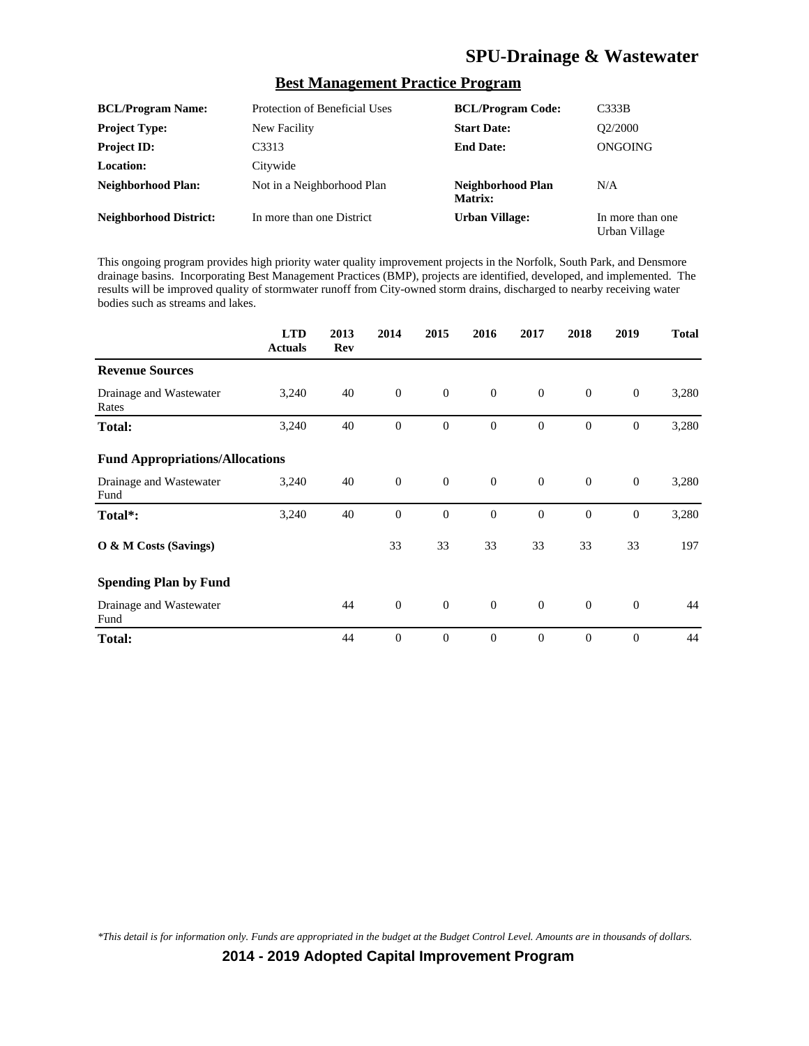# SPU-Drainage & Wastewater

## Best Management Practice Program

| | | | |
|---|---|---|---|
| **BCL/Program Name:** | Protection of Beneficial Uses | **BCL/Program Code:** | C333B |
| **Project Type:** | New Facility | **Start Date:** | Q2/2000 |
| **Project ID:** | C3313 | **End Date:** | ONGOING |
| **Location:** | Citywide | | |
| **Neighborhood Plan:** | Not in a Neighborhood Plan | **Neighborhood Plan Matrix:** | N/A |
| **Neighborhood District:** | In more than one District | **Urban Village:** | In more than one Urban Village |

This ongoing program provides high priority water quality improvement projects in the Norfolk, South Park, and Densmore drainage basins. Incorporating Best Management Practices (BMP), projects are identified, developed, and implemented. The results will be improved quality of stormwater runoff from City-owned storm drains, discharged to nearby receiving water bodies such as streams and lakes.

| | LTD Actuals | 2013 Rev | 2014 | 2015 | 2016 | 2017 | 2018 | 2019 | Total |
|---|---|---|---|---|---|---|---|---|---|
| **Revenue Sources** | | | | | | | | | |
| Drainage and Wastewater Rates | 3,240 | 40 | 0 | 0 | 0 | 0 | 0 | 0 | 3,280 |
| **Total:** | 3,240 | 40 | 0 | 0 | 0 | 0 | 0 | 0 | 3,280 |
| **Fund Appropriations/Allocations** | | | | | | | | | |
| Drainage and Wastewater Fund | 3,240 | 40 | 0 | 0 | 0 | 0 | 0 | 0 | 3,280 |
| **Total*:** | 3,240 | 40 | 0 | 0 | 0 | 0 | 0 | 0 | 3,280 |
| **O & M Costs (Savings)** | | | 33 | 33 | 33 | 33 | 33 | 33 | 197 |
| **Spending Plan by Fund** | | | | | | | | | |
| Drainage and Wastewater Fund | | 44 | 0 | 0 | 0 | 0 | 0 | 0 | 44 |
| **Total:** | | 44 | 0 | 0 | 0 | 0 | 0 | 0 | 44 |

*\*This detail is for information only. Funds are appropriated in the budget at the Budget Control Level. Amounts are in thousands of dollars.*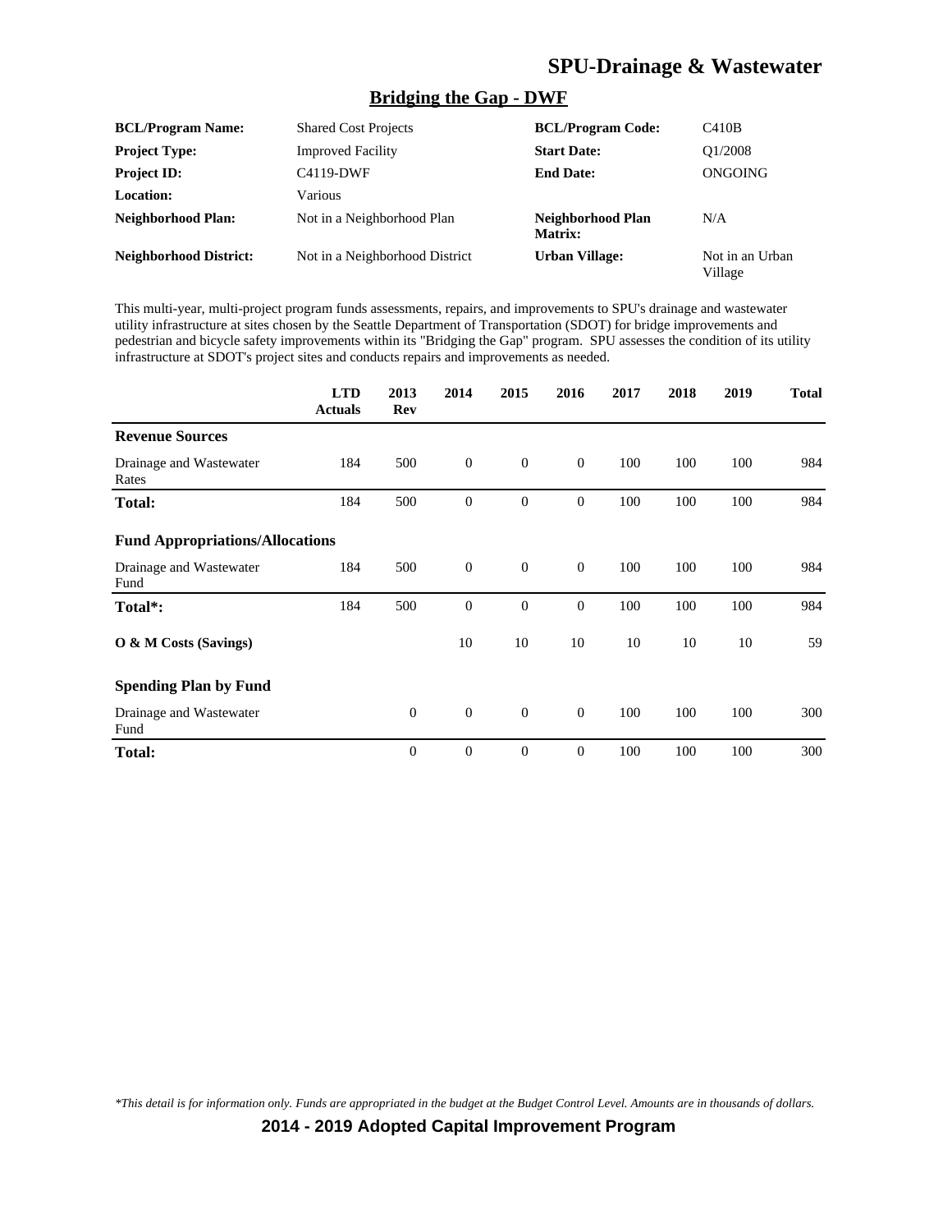# SPU-Drainage & Wastewater

## Bridging the Gap - DWF

| | | | |
|---|---|---|---|
| **BCL/Program Name:** | Shared Cost Projects | **BCL/Program Code:** | C410B |
| **Project Type:** | Improved Facility | **Start Date:** | Q1/2008 |
| **Project ID:** | C4119-DWF | **End Date:** | ONGOING |
| **Location:** | Various | | |
| **Neighborhood Plan:** | Not in a Neighborhood Plan | **Neighborhood Plan Matrix:** | N/A |
| **Neighborhood District:** | Not in a Neighborhood District | **Urban Village:** | Not in an Urban Village |

This multi-year, multi-project program funds assessments, repairs, and improvements to SPU's drainage and wastewater utility infrastructure at sites chosen by the Seattle Department of Transportation (SDOT) for bridge improvements and pedestrian and bicycle safety improvements within its "Bridging the Gap" program. SPU assesses the condition of its utility infrastructure at SDOT's project sites and conducts repairs and improvements as needed.

| | LTD Actuals | 2013 Rev | 2014 | 2015 | 2016 | 2017 | 2018 | 2019 | Total |
|---|---|---|---|---|---|---|---|---|---|
| **Revenue Sources** | | | | | | | | | |
| Drainage and Wastewater Rates | 184 | 500 | 0 | 0 | 0 | 100 | 100 | 100 | 984 |
| **Total:** | 184 | 500 | 0 | 0 | 0 | 100 | 100 | 100 | 984 |
| **Fund Appropriations/Allocations** | | | | | | | | | |
| Drainage and Wastewater Fund | 184 | 500 | 0 | 0 | 0 | 100 | 100 | 100 | 984 |
| **Total*:** | 184 | 500 | 0 | 0 | 0 | 100 | 100 | 100 | 984 |
| **O & M Costs (Savings)** | | | 10 | 10 | 10 | 10 | 10 | 10 | 59 |
| **Spending Plan by Fund** | | | | | | | | | |
| Drainage and Wastewater Fund | | 0 | 0 | 0 | 0 | 100 | 100 | 100 | 300 |
| **Total:** | | 0 | 0 | 0 | 0 | 100 | 100 | 100 | 300 |

*\*This detail is for information only. Funds are appropriated in the budget at the Budget Control Level. Amounts are in thousands of dollars.*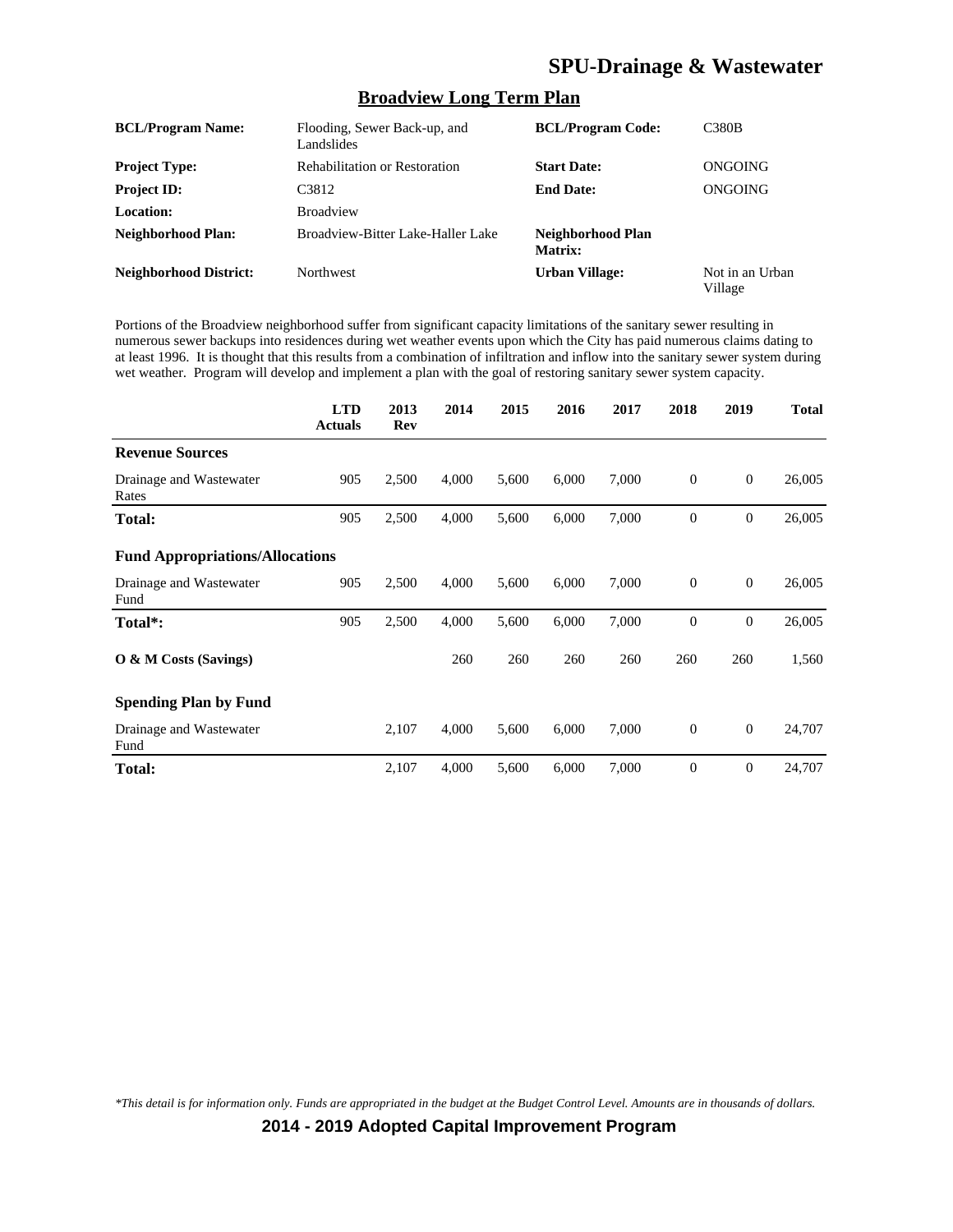# Broadview Long Term Plan

| | | | |
|---|---|---|---|
| **BCL/Program Name:** | Flooding, Sewer Back-up, and Landslides | **BCL/Program Code:** | C380B |
| **Project Type:** | Rehabilitation or Restoration | **Start Date:** | ONGOING |
| **Project ID:** | C3812 | **End Date:** | ONGOING |
| **Location:** | Broadview | | |
| **Neighborhood Plan:** | Broadview-Bitter Lake-Haller Lake | **Neighborhood Plan Matrix:** | |
| **Neighborhood District:** | Northwest | **Urban Village:** | Not in an Urban Village |

Portions of the Broadview neighborhood suffer from significant capacity limitations of the sanitary sewer resulting in numerous sewer backups into residences during wet weather events upon which the City has paid numerous claims dating to at least 1996. It is thought that this results from a combination of infiltration and inflow into the sanitary sewer system during wet weather. Program will develop and implement a plan with the goal of restoring sanitary sewer system capacity.

| | LTD Actuals | 2013 Rev | 2014 | 2015 | 2016 | 2017 | 2018 | 2019 | Total |
|---|---|---|---|---|---|---|---|---|---|
| **Revenue Sources** | | | | | | | | | |
| Drainage and Wastewater Rates | 905 | 2,500 | 4,000 | 5,600 | 6,000 | 7,000 | 0 | 0 | 26,005 |
| **Total:** | 905 | 2,500 | 4,000 | 5,600 | 6,000 | 7,000 | 0 | 0 | 26,005 |
| **Fund Appropriations/Allocations** | | | | | | | | | |
| Drainage and Wastewater Fund | 905 | 2,500 | 4,000 | 5,600 | 6,000 | 7,000 | 0 | 0 | 26,005 |
| **Total*:** | 905 | 2,500 | 4,000 | 5,600 | 6,000 | 7,000 | 0 | 0 | 26,005 |
| **O & M Costs (Savings)** | | | 260 | 260 | 260 | 260 | 260 | 260 | 1,560 |
| **Spending Plan by Fund** | | | | | | | | | |
| Drainage and Wastewater Fund | | 2,107 | 4,000 | 5,600 | 6,000 | 7,000 | 0 | 0 | 24,707 |
| **Total:** | | 2,107 | 4,000 | 5,600 | 6,000 | 7,000 | 0 | 0 | 24,707 |

*This detail is for information only. Funds are appropriated in the budget at the Budget Control Level. Amounts are in thousands of dollars.*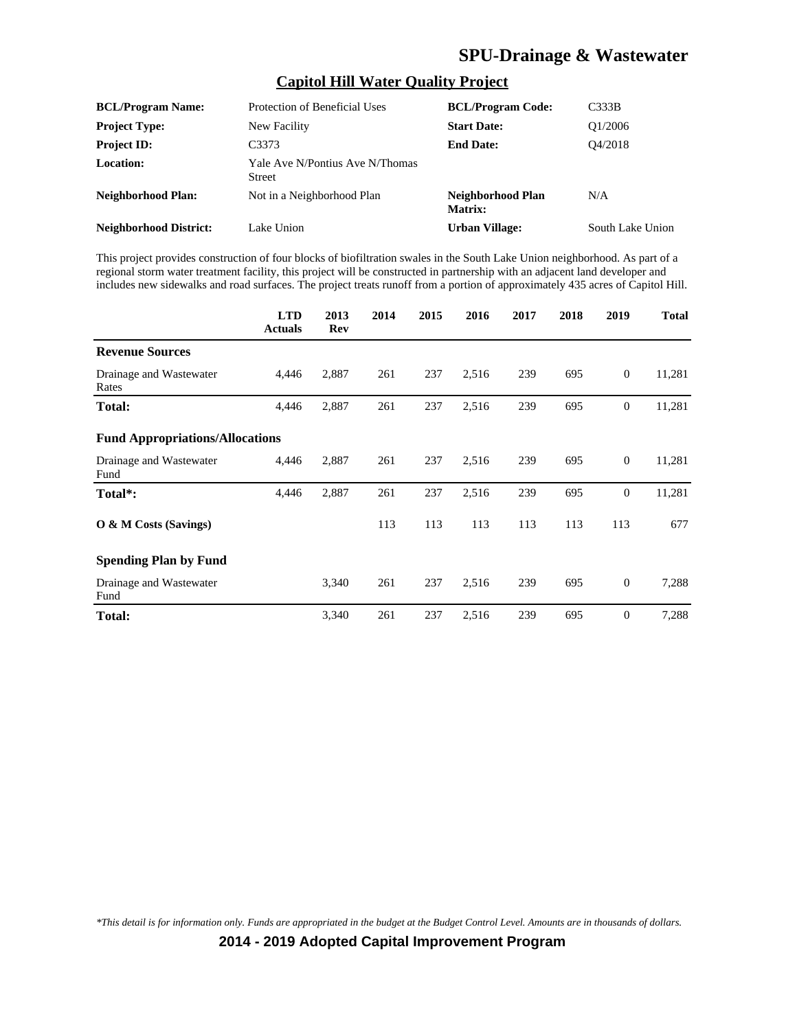# SPU-Drainage & Wastewater

## Capitol Hill Water Quality Project

| | | | |
|---|---|---|---|
| **BCL/Program Name:** | Protection of Beneficial Uses | **BCL/Program Code:** | C333B |
| **Project Type:** | New Facility | **Start Date:** | Q1/2006 |
| **Project ID:** | C3373 | **End Date:** | Q4/2018 |
| **Location:** | Yale Ave N/Pontius Ave N/Thomas Street | | |
| **Neighborhood Plan:** | Not in a Neighborhood Plan | **Neighborhood Plan Matrix:** | N/A |
| **Neighborhood District:** | Lake Union | **Urban Village:** | South Lake Union |

This project provides construction of four blocks of biofiltration swales in the South Lake Union neighborhood. As part of a regional storm water treatment facility, this project will be constructed in partnership with an adjacent land developer and includes new sidewalks and road surfaces. The project treats runoff from a portion of approximately 435 acres of Capitol Hill.

| | LTD Actuals | 2013 Rev | 2014 | 2015 | 2016 | 2017 | 2018 | 2019 | Total |
|---|---|---|---|---|---|---|---|---|---|
| **Revenue Sources** | | | | | | | | | |
| Drainage and Wastewater Rates | 4,446 | 2,887 | 261 | 237 | 2,516 | 239 | 695 | 0 | 11,281 |
| **Total:** | 4,446 | 2,887 | 261 | 237 | 2,516 | 239 | 695 | 0 | 11,281 |
| **Fund Appropriations/Allocations** | | | | | | | | | |
| Drainage and Wastewater Fund | 4,446 | 2,887 | 261 | 237 | 2,516 | 239 | 695 | 0 | 11,281 |
| **Total*:** | 4,446 | 2,887 | 261 | 237 | 2,516 | 239 | 695 | 0 | 11,281 |
| **O & M Costs (Savings)** | | | 113 | 113 | 113 | 113 | 113 | 113 | 677 |
| **Spending Plan by Fund** | | | | | | | | | |
| Drainage and Wastewater Fund | | 3,340 | 261 | 237 | 2,516 | 239 | 695 | 0 | 7,288 |
| **Total:** | | 3,340 | 261 | 237 | 2,516 | 239 | 695 | 0 | 7,288 |

*\*This detail is for information only. Funds are appropriated in the budget at the Budget Control Level. Amounts are in thousands of dollars.*

**2014 - 2019 Adopted Capital Improvement Program**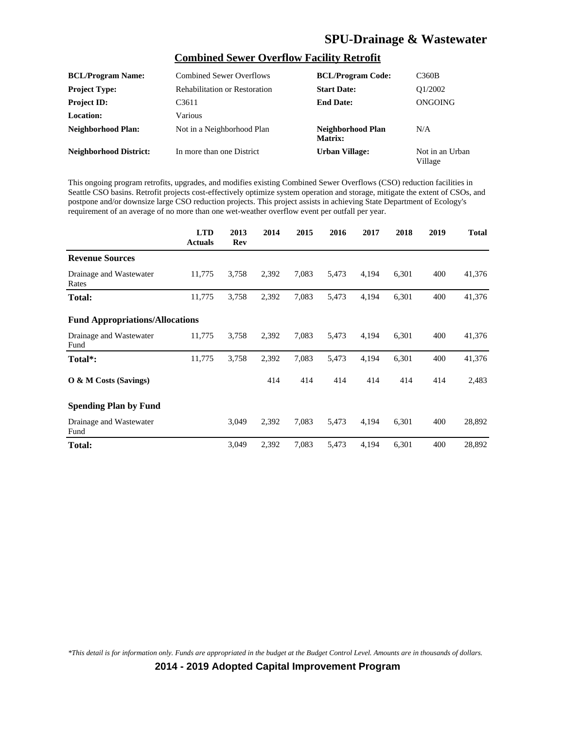## SPU-Drainage & Wastewater

### Combined Sewer Overflow Facility Retrofit

| | | | |
|---|---|---|---|
| **BCL/Program Name:** | Combined Sewer Overflows | **BCL/Program Code:** | C360B |
| **Project Type:** | Rehabilitation or Restoration | **Start Date:** | Q1/2002 |
| **Project ID:** | C3611 | **End Date:** | ONGOING |
| **Location:** | Various | | |
| **Neighborhood Plan:** | Not in a Neighborhood Plan | **Neighborhood Plan Matrix:** | N/A |
| **Neighborhood District:** | In more than one District | **Urban Village:** | Not in an Urban Village |

This ongoing program retrofits, upgrades, and modifies existing Combined Sewer Overflows (CSO) reduction facilities in Seattle CSO basins. Retrofit projects cost-effectively optimize system operation and storage, mitigate the extent of CSOs, and postpone and/or downsize large CSO reduction projects. This project assists in achieving State Department of Ecology's requirement of an average of no more than one wet-weather overflow event per outfall per year.

| | LTD Actuals | 2013 Rev | 2014 | 2015 | 2016 | 2017 | 2018 | 2019 | Total |
|---|---|---|---|---|---|---|---|---|---|
| **Revenue Sources** | | | | | | | | | |
| Drainage and Wastewater Rates | 11,775 | 3,758 | 2,392 | 7,083 | 5,473 | 4,194 | 6,301 | 400 | 41,376 |
| **Total:** | 11,775 | 3,758 | 2,392 | 7,083 | 5,473 | 4,194 | 6,301 | 400 | 41,376 |
| **Fund Appropriations/Allocations** | | | | | | | | | |
| Drainage and Wastewater Fund | 11,775 | 3,758 | 2,392 | 7,083 | 5,473 | 4,194 | 6,301 | 400 | 41,376 |
| **Total*:** | 11,775 | 3,758 | 2,392 | 7,083 | 5,473 | 4,194 | 6,301 | 400 | 41,376 |
| **O & M Costs (Savings)** | | | 414 | 414 | 414 | 414 | 414 | 414 | 2,483 |
| **Spending Plan by Fund** | | | | | | | | | |
| Drainage and Wastewater Fund | | 3,049 | 2,392 | 7,083 | 5,473 | 4,194 | 6,301 | 400 | 28,892 |
| **Total:** | | 3,049 | 2,392 | 7,083 | 5,473 | 4,194 | 6,301 | 400 | 28,892 |

*\*This detail is for information only. Funds are appropriated in the budget at the Budget Control Level. Amounts are in thousands of dollars.*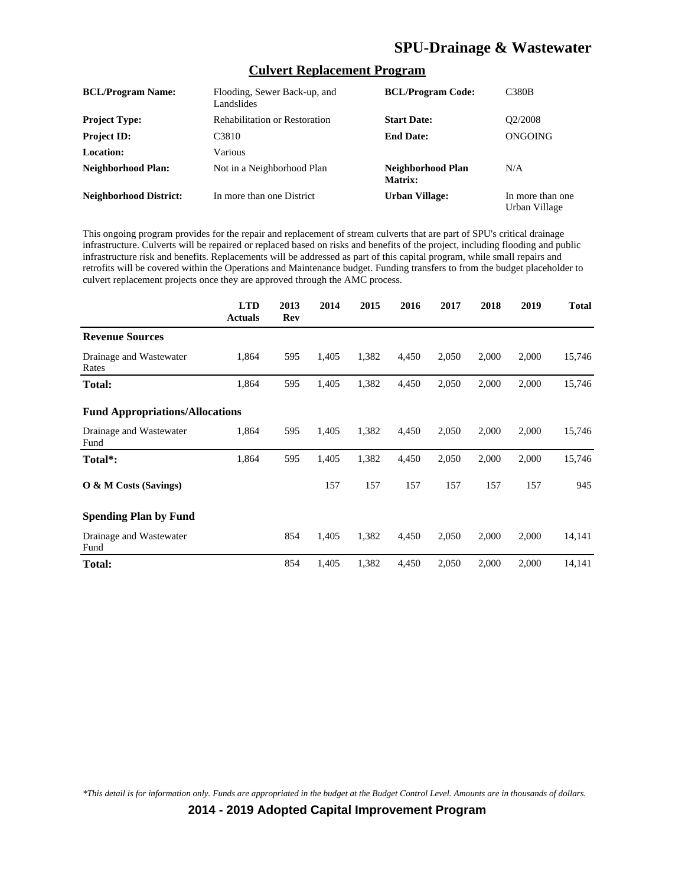# SPU-Drainage & Wastewater

## Culvert Replacement Program

| | | | |
|---|---|---|---|
| **BCL/Program Name:** | Flooding, Sewer Back-up, and Landslides | **BCL/Program Code:** | C380B |
| **Project Type:** | Rehabilitation or Restoration | **Start Date:** | Q2/2008 |
| **Project ID:** | C3810 | **End Date:** | ONGOING |
| **Location:** | Various | | |
| **Neighborhood Plan:** | Not in a Neighborhood Plan | **Neighborhood Plan Matrix:** | N/A |
| **Neighborhood District:** | In more than one District | **Urban Village:** | In more than one Urban Village |

This ongoing program provides for the repair and replacement of stream culverts that are part of SPU's critical drainage infrastructure. Culverts will be repaired or replaced based on risks and benefits of the project, including flooding and public infrastructure risk and benefits. Replacements will be addressed as part of this capital program, while small repairs and retrofits will be covered within the Operations and Maintenance budget. Funding transfers to from the budget placeholder to culvert replacement projects once they are approved through the AMC process.

| | LTD Actuals | 2013 Rev | 2014 | 2015 | 2016 | 2017 | 2018 | 2019 | Total |
|---|---|---|---|---|---|---|---|---|---|
| **Revenue Sources** | | | | | | | | | |
| Drainage and Wastewater Rates | 1,864 | 595 | 1,405 | 1,382 | 4,450 | 2,050 | 2,000 | 2,000 | 15,746 |
| **Total:** | 1,864 | 595 | 1,405 | 1,382 | 4,450 | 2,050 | 2,000 | 2,000 | 15,746 |
| **Fund Appropriations/Allocations** | | | | | | | | | |
| Drainage and Wastewater Fund | 1,864 | 595 | 1,405 | 1,382 | 4,450 | 2,050 | 2,000 | 2,000 | 15,746 |
| **Total*:** | 1,864 | 595 | 1,405 | 1,382 | 4,450 | 2,050 | 2,000 | 2,000 | 15,746 |
| **O & M Costs (Savings)** | | | 157 | 157 | 157 | 157 | 157 | 157 | 945 |
| **Spending Plan by Fund** | | | | | | | | | |
| Drainage and Wastewater Fund | | 854 | 1,405 | 1,382 | 4,450 | 2,050 | 2,000 | 2,000 | 14,141 |
| **Total:** | | 854 | 1,405 | 1,382 | 4,450 | 2,050 | 2,000 | 2,000 | 14,141 |

*\*This detail is for information only. Funds are appropriated in the budget at the Budget Control Level. Amounts are in thousands of dollars.*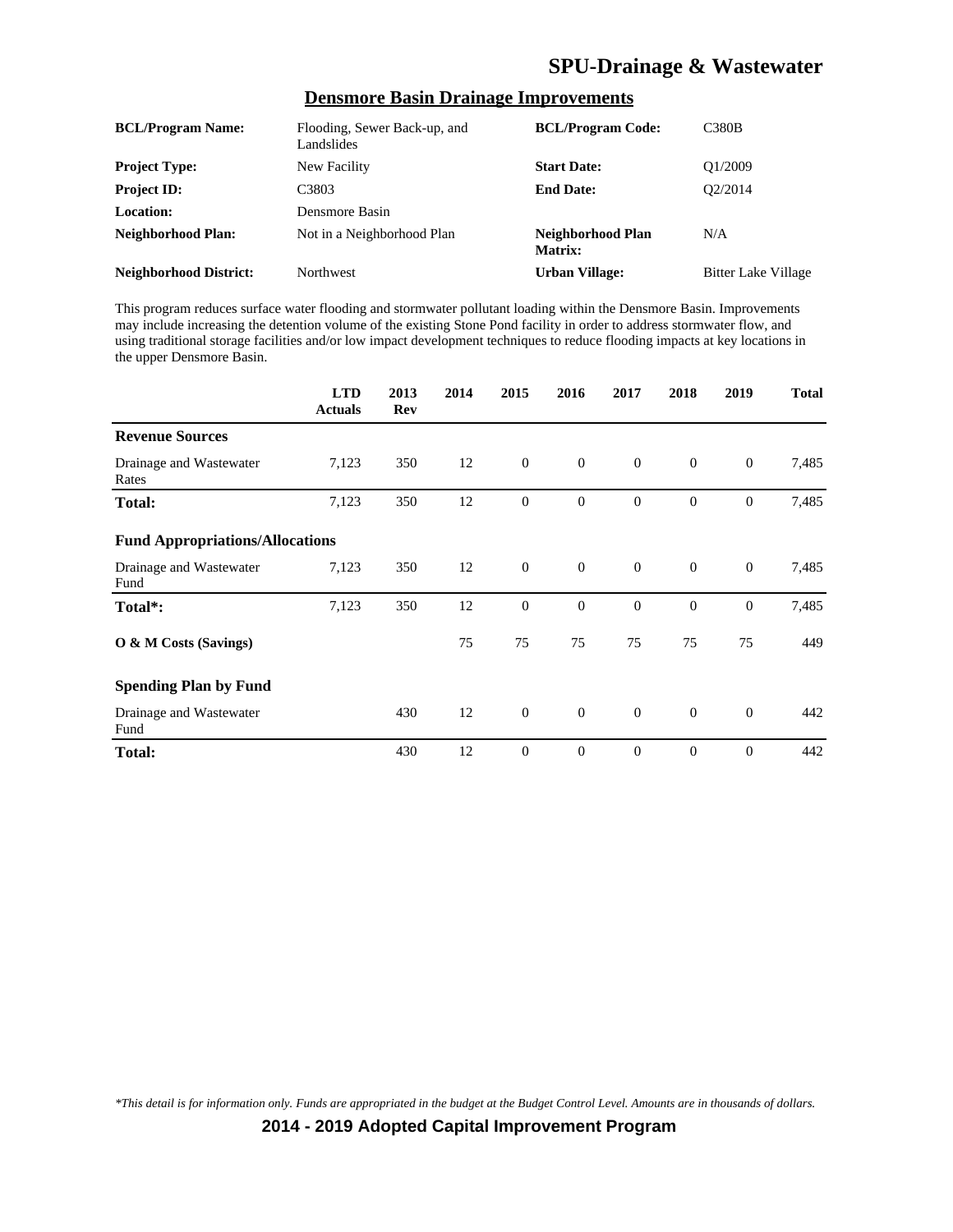# SPU-Drainage & Wastewater

## Densmore Basin Drainage Improvements

| | | | |
|---|---|---|---|
| **BCL/Program Name:** | Flooding, Sewer Back-up, and Landslides | **BCL/Program Code:** | C380B |
| **Project Type:** | New Facility | **Start Date:** | Q1/2009 |
| **Project ID:** | C3803 | **End Date:** | Q2/2014 |
| **Location:** | Densmore Basin | | |
| **Neighborhood Plan:** | Not in a Neighborhood Plan | **Neighborhood Plan Matrix:** | N/A |
| **Neighborhood District:** | Northwest | **Urban Village:** | Bitter Lake Village |

This program reduces surface water flooding and stormwater pollutant loading within the Densmore Basin. Improvements may include increasing the detention volume of the existing Stone Pond facility in order to address stormwater flow, and using traditional storage facilities and/or low impact development techniques to reduce flooding impacts at key locations in the upper Densmore Basin.

| | LTD Actuals | 2013 Rev | 2014 | 2015 | 2016 | 2017 | 2018 | 2019 | Total |
|---|---|---|---|---|---|---|---|---|---|
| **Revenue Sources** | | | | | | | | | |
| Drainage and Wastewater Rates | 7,123 | 350 | 12 | 0 | 0 | 0 | 0 | 0 | 7,485 |
| **Total:** | 7,123 | 350 | 12 | 0 | 0 | 0 | 0 | 0 | 7,485 |
| **Fund Appropriations/Allocations** | | | | | | | | | |
| Drainage and Wastewater Fund | 7,123 | 350 | 12 | 0 | 0 | 0 | 0 | 0 | 7,485 |
| **Total*:** | 7,123 | 350 | 12 | 0 | 0 | 0 | 0 | 0 | 7,485 |
| **O & M Costs (Savings)** | | | 75 | 75 | 75 | 75 | 75 | 75 | 449 |
| **Spending Plan by Fund** | | | | | | | | | |
| Drainage and Wastewater Fund | | 430 | 12 | 0 | 0 | 0 | 0 | 0 | 442 |
| **Total:** | | 430 | 12 | 0 | 0 | 0 | 0 | 0 | 442 |

*\*This detail is for information only. Funds are appropriated in the budget at the Budget Control Level. Amounts are in thousands of dollars.*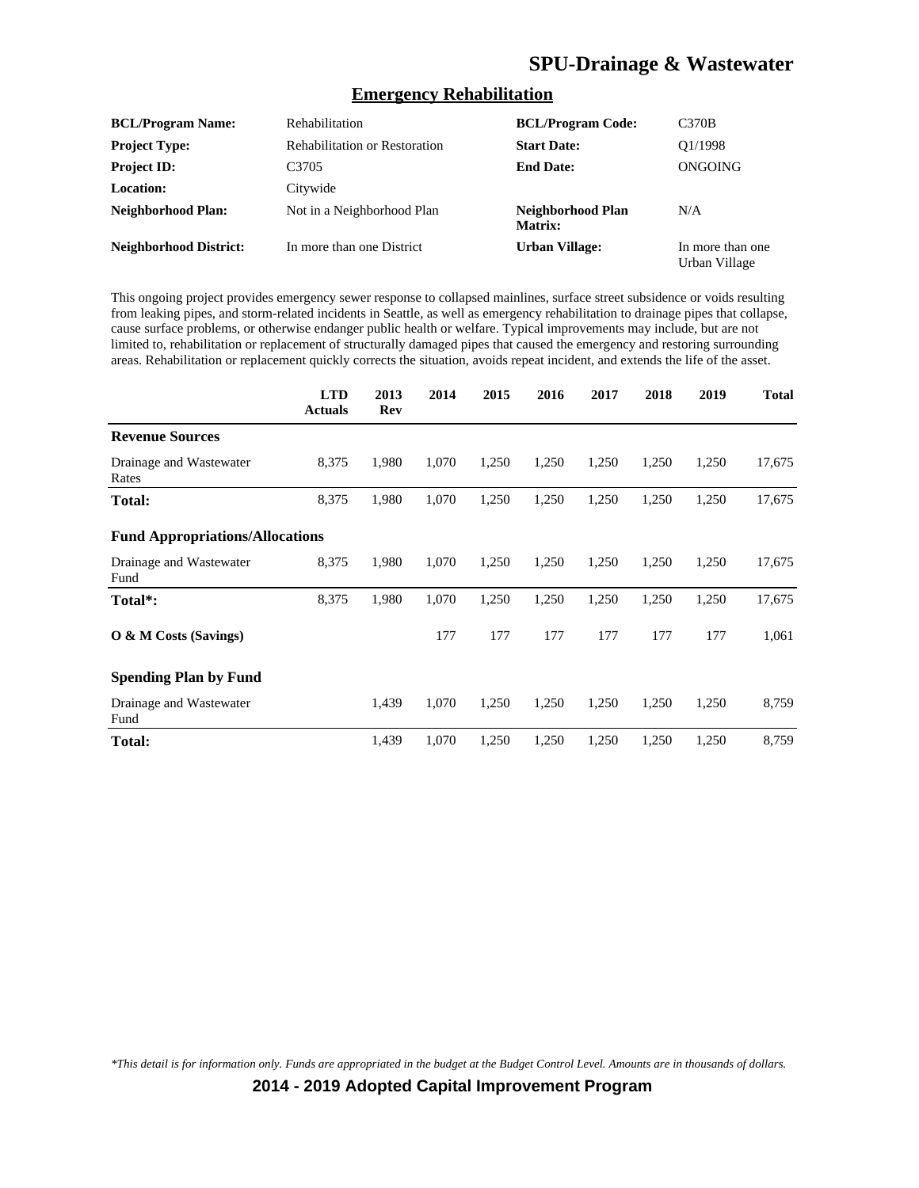## SPU-Drainage & Wastewater

### Emergency Rehabilitation

| | | | |
|---|---|---|---|
| **BCL/Program Name:** | Rehabilitation | **BCL/Program Code:** | C370B |
| **Project Type:** | Rehabilitation or Restoration | **Start Date:** | Q1/1998 |
| **Project ID:** | C3705 | **End Date:** | ONGOING |
| **Location:** | Citywide | | |
| **Neighborhood Plan:** | Not in a Neighborhood Plan | **Neighborhood Plan Matrix:** | N/A |
| **Neighborhood District:** | In more than one District | **Urban Village:** | In more than one Urban Village |

This ongoing project provides emergency sewer response to collapsed mainlines, surface street subsidence or voids resulting from leaking pipes, and storm-related incidents in Seattle, as well as emergency rehabilitation to drainage pipes that collapse, cause surface problems, or otherwise endanger public health or welfare. Typical improvements may include, but are not limited to, rehabilitation or replacement of structurally damaged pipes that caused the emergency and restoring surrounding areas. Rehabilitation or replacement quickly corrects the situation, avoids repeat incident, and extends the life of the asset.

| | LTD Actuals | 2013 Rev | 2014 | 2015 | 2016 | 2017 | 2018 | 2019 | Total |
|---|---|---|---|---|---|---|---|---|---|
| **Revenue Sources** | | | | | | | | | |
| Drainage and Wastewater Rates | 8,375 | 1,980 | 1,070 | 1,250 | 1,250 | 1,250 | 1,250 | 1,250 | 17,675 |
| **Total:** | 8,375 | 1,980 | 1,070 | 1,250 | 1,250 | 1,250 | 1,250 | 1,250 | 17,675 |
| **Fund Appropriations/Allocations** | | | | | | | | | |
| Drainage and Wastewater Fund | 8,375 | 1,980 | 1,070 | 1,250 | 1,250 | 1,250 | 1,250 | 1,250 | 17,675 |
| **Total*:** | 8,375 | 1,980 | 1,070 | 1,250 | 1,250 | 1,250 | 1,250 | 1,250 | 17,675 |
| **O & M Costs (Savings)** | | | 177 | 177 | 177 | 177 | 177 | 177 | 1,061 |
| **Spending Plan by Fund** | | | | | | | | | |
| Drainage and Wastewater Fund | | 1,439 | 1,070 | 1,250 | 1,250 | 1,250 | 1,250 | 1,250 | 8,759 |
| **Total:** | | 1,439 | 1,070 | 1,250 | 1,250 | 1,250 | 1,250 | 1,250 | 8,759 |

*This detail is for information only. Funds are appropriated in the budget at the Budget Control Level. Amounts are in thousands of dollars.*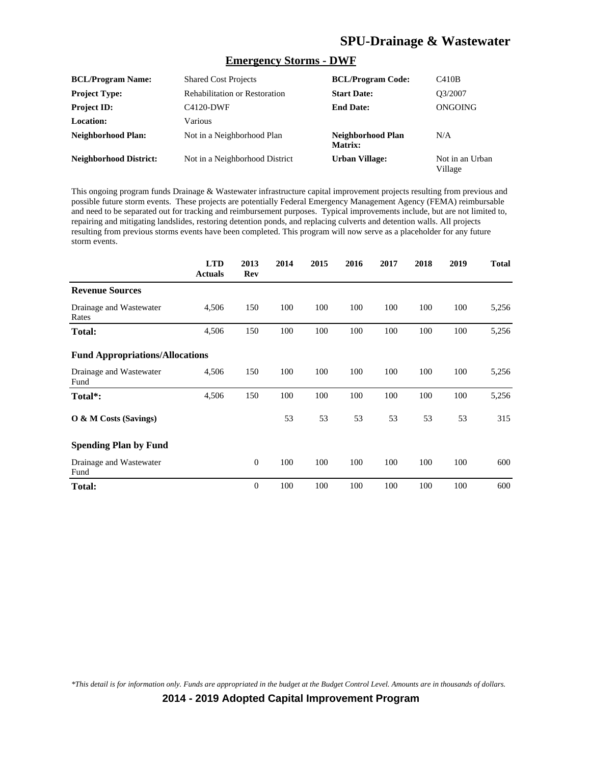## Emergency Storms - DWF

| | | | |
|---|---|---|---|
| **BCL/Program Name:** | Shared Cost Projects | **BCL/Program Code:** | C410B |
| **Project Type:** | Rehabilitation or Restoration | **Start Date:** | Q3/2007 |
| **Project ID:** | C4120-DWF | **End Date:** | ONGOING |
| **Location:** | Various | | |
| **Neighborhood Plan:** | Not in a Neighborhood Plan | **Neighborhood Plan Matrix:** | N/A |
| **Neighborhood District:** | Not in a Neighborhood District | **Urban Village:** | Not in an Urban Village |

This ongoing program funds Drainage & Wastewater infrastructure capital improvement projects resulting from previous and possible future storm events. These projects are potentially Federal Emergency Management Agency (FEMA) reimbursable and need to be separated out for tracking and reimbursement purposes. Typical improvements include, but are not limited to, repairing and mitigating landslides, restoring detention ponds, and replacing culverts and detention walls. All projects resulting from previous storms events have been completed. This program will now serve as a placeholder for any future storm events.

| | LTD Actuals | 2013 Rev | 2014 | 2015 | 2016 | 2017 | 2018 | 2019 | Total |
|---|---|---|---|---|---|---|---|---|---|
| **Revenue Sources** | | | | | | | | | |
| Drainage and Wastewater Rates | 4,506 | 150 | 100 | 100 | 100 | 100 | 100 | 100 | 5,256 |
| **Total:** | 4,506 | 150 | 100 | 100 | 100 | 100 | 100 | 100 | 5,256 |
| **Fund Appropriations/Allocations** | | | | | | | | | |
| Drainage and Wastewater Fund | 4,506 | 150 | 100 | 100 | 100 | 100 | 100 | 100 | 5,256 |
| **Total*:** | 4,506 | 150 | 100 | 100 | 100 | 100 | 100 | 100 | 5,256 |
| **O & M Costs (Savings)** | | | 53 | 53 | 53 | 53 | 53 | 53 | 315 |
| **Spending Plan by Fund** | | | | | | | | | |
| Drainage and Wastewater Fund | | 0 | 100 | 100 | 100 | 100 | 100 | 100 | 600 |
| **Total:** | | 0 | 100 | 100 | 100 | 100 | 100 | 100 | 600 |

*\*This detail is for information only. Funds are appropriated in the budget at the Budget Control Level. Amounts are in thousands of dollars.*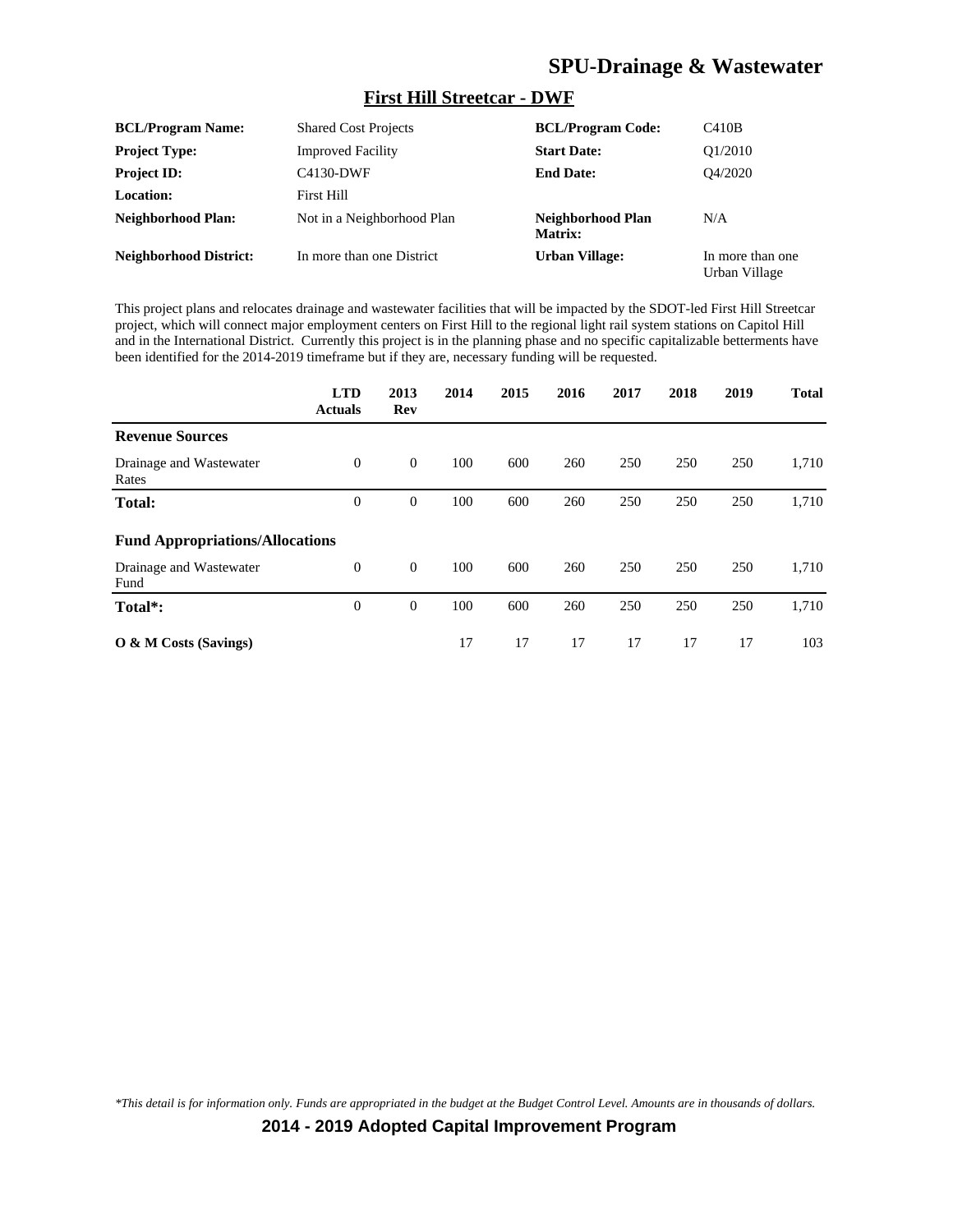## First Hill Streetcar - DWF

| | | | |
|---|---|---|---|
| **BCL/Program Name:** | Shared Cost Projects | **BCL/Program Code:** | C410B |
| **Project Type:** | Improved Facility | **Start Date:** | Q1/2010 |
| **Project ID:** | C4130-DWF | **End Date:** | Q4/2020 |
| **Location:** | First Hill | | |
| **Neighborhood Plan:** | Not in a Neighborhood Plan | **Neighborhood Plan Matrix:** | N/A |
| **Neighborhood District:** | In more than one District | **Urban Village:** | In more than one Urban Village |

This project plans and relocates drainage and wastewater facilities that will be impacted by the SDOT-led First Hill Streetcar project, which will connect major employment centers on First Hill to the regional light rail system stations on Capitol Hill and in the International District. Currently this project is in the planning phase and no specific capitalizable betterments have been identified for the 2014-2019 timeframe but if they are, necessary funding will be requested.

| | LTD Actuals | 2013 Rev | 2014 | 2015 | 2016 | 2017 | 2018 | 2019 | Total |
|---|---|---|---|---|---|---|---|---|---|
| **Revenue Sources** | | | | | | | | | |
| Drainage and Wastewater Rates | 0 | 0 | 100 | 600 | 260 | 250 | 250 | 250 | 1,710 |
| **Total:** | 0 | 0 | 100 | 600 | 260 | 250 | 250 | 250 | 1,710 |
| **Fund Appropriations/Allocations** | | | | | | | | | |
| Drainage and Wastewater Fund | 0 | 0 | 100 | 600 | 260 | 250 | 250 | 250 | 1,710 |
| **Total*:** | 0 | 0 | 100 | 600 | 260 | 250 | 250 | 250 | 1,710 |
| **O & M Costs (Savings)** | | | 17 | 17 | 17 | 17 | 17 | 17 | 103 |

*This detail is for information only. Funds are appropriated in the budget at the Budget Control Level. Amounts are in thousands of dollars.*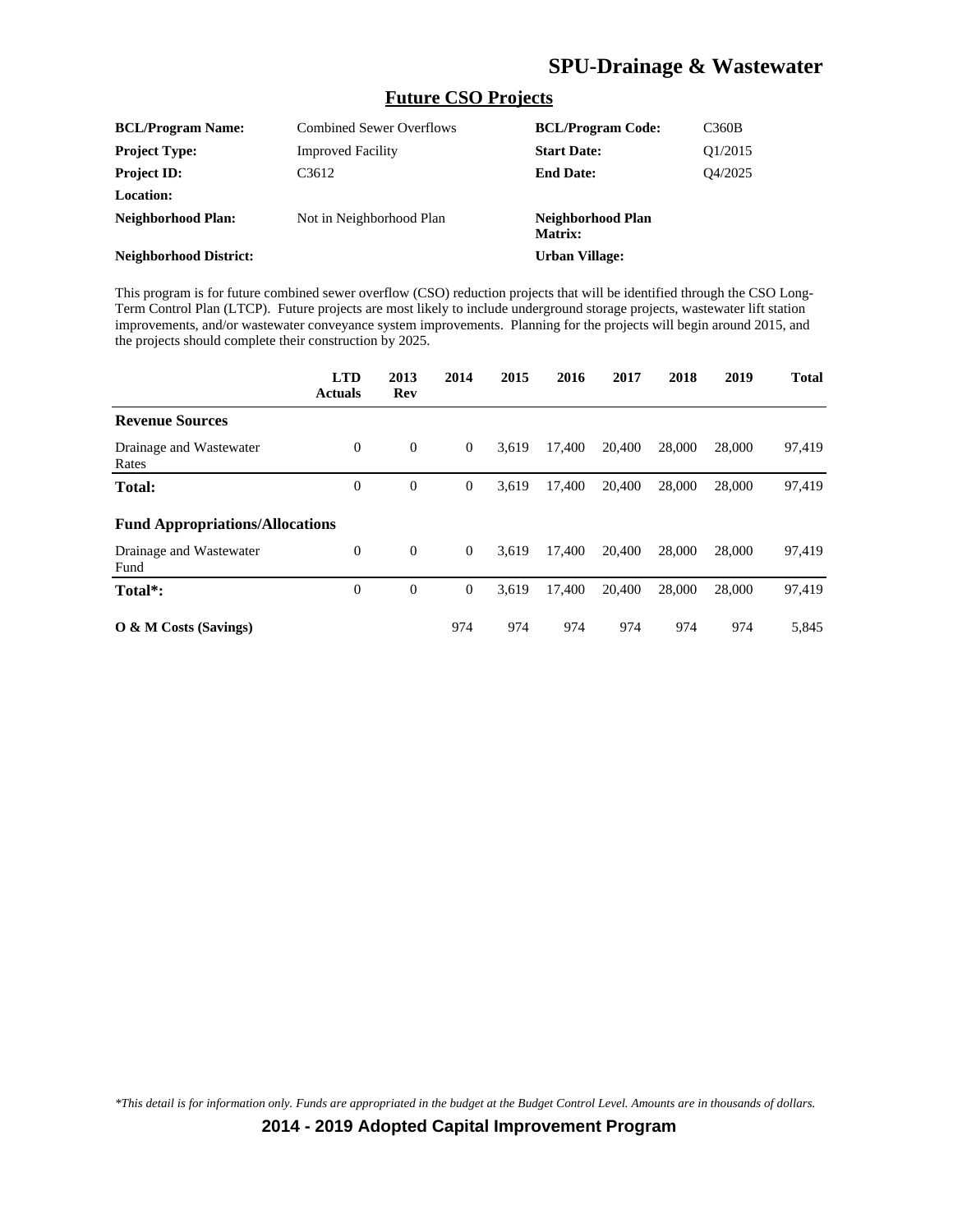# SPU-Drainage & Wastewater

## Future CSO Projects

| | | | |
|---|---|---|---|
| **BCL/Program Name:** | Combined Sewer Overflows | **BCL/Program Code:** | C360B |
| **Project Type:** | Improved Facility | **Start Date:** | Q1/2015 |
| **Project ID:** | C3612 | **End Date:** | Q4/2025 |
| **Location:** | | | |
| **Neighborhood Plan:** | Not in Neighborhood Plan | **Neighborhood Plan Matrix:** | |
| **Neighborhood District:** | | **Urban Village:** | |

This program is for future combined sewer overflow (CSO) reduction projects that will be identified through the CSO Long-Term Control Plan (LTCP). Future projects are most likely to include underground storage projects, wastewater lift station improvements, and/or wastewater conveyance system improvements. Planning for the projects will begin around 2015, and the projects should complete their construction by 2025.

| | LTD Actuals | 2013 Rev | 2014 | 2015 | 2016 | 2017 | 2018 | 2019 | Total |
|---|---|---|---|---|---|---|---|---|---|
| **Revenue Sources** | | | | | | | | | |
| Drainage and Wastewater Rates | 0 | 0 | 0 | 3,619 | 17,400 | 20,400 | 28,000 | 28,000 | 97,419 |
| **Total:** | 0 | 0 | 0 | 3,619 | 17,400 | 20,400 | 28,000 | 28,000 | 97,419 |
| **Fund Appropriations/Allocations** | | | | | | | | | |
| Drainage and Wastewater Fund | 0 | 0 | 0 | 3,619 | 17,400 | 20,400 | 28,000 | 28,000 | 97,419 |
| **Total*:** | 0 | 0 | 0 | 3,619 | 17,400 | 20,400 | 28,000 | 28,000 | 97,419 |
| **O & M Costs (Savings)** | | | 974 | 974 | 974 | 974 | 974 | 974 | 5,845 |

*\*This detail is for information only. Funds are appropriated in the budget at the Budget Control Level. Amounts are in thousands of dollars.*

**2014 - 2019 Adopted Capital Improvement Program**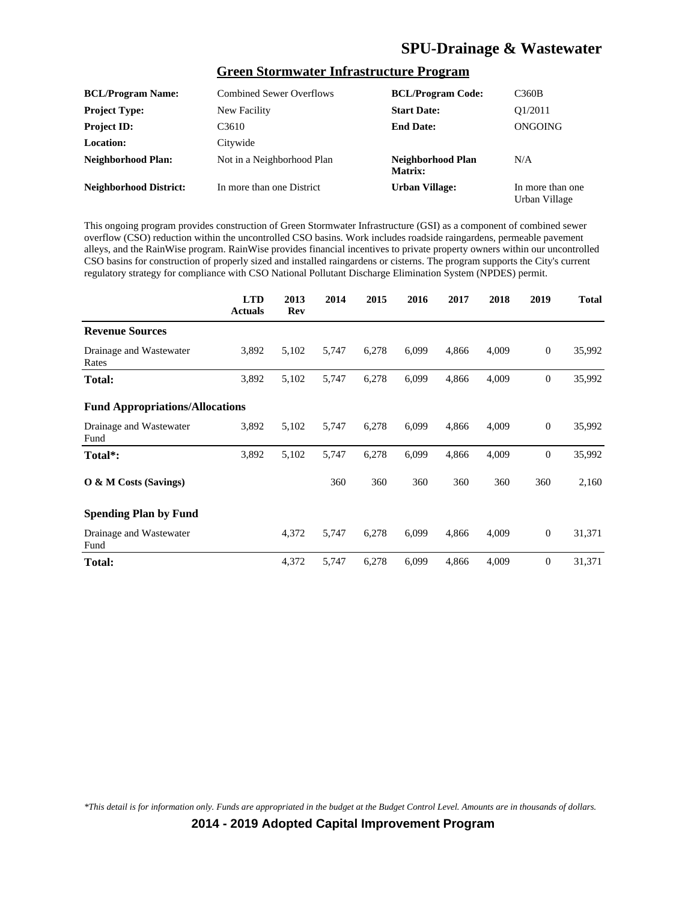## Green Stormwater Infrastructure Program

| | | | |
|---|---|---|---|
| **BCL/Program Name:** | Combined Sewer Overflows | **BCL/Program Code:** | C360B |
| **Project Type:** | New Facility | **Start Date:** | Q1/2011 |
| **Project ID:** | C3610 | **End Date:** | ONGOING |
| **Location:** | Citywide | | |
| **Neighborhood Plan:** | Not in a Neighborhood Plan | **Neighborhood Plan Matrix:** | N/A |
| **Neighborhood District:** | In more than one District | **Urban Village:** | In more than one Urban Village |

This ongoing program provides construction of Green Stormwater Infrastructure (GSI) as a component of combined sewer overflow (CSO) reduction within the uncontrolled CSO basins. Work includes roadside raingardens, permeable pavement alleys, and the RainWise program. RainWise provides financial incentives to private property owners within our uncontrolled CSO basins for construction of properly sized and installed raingardens or cisterns. The program supports the City's current regulatory strategy for compliance with CSO National Pollutant Discharge Elimination System (NPDES) permit.

| | LTD Actuals | 2013 Rev | 2014 | 2015 | 2016 | 2017 | 2018 | 2019 | Total |
|---|---|---|---|---|---|---|---|---|---|
| **Revenue Sources** | | | | | | | | | |
| Drainage and Wastewater Rates | 3,892 | 5,102 | 5,747 | 6,278 | 6,099 | 4,866 | 4,009 | 0 | 35,992 |
| **Total:** | 3,892 | 5,102 | 5,747 | 6,278 | 6,099 | 4,866 | 4,009 | 0 | 35,992 |
| **Fund Appropriations/Allocations** | | | | | | | | | |
| Drainage and Wastewater Fund | 3,892 | 5,102 | 5,747 | 6,278 | 6,099 | 4,866 | 4,009 | 0 | 35,992 |
| **Total*:** | 3,892 | 5,102 | 5,747 | 6,278 | 6,099 | 4,866 | 4,009 | 0 | 35,992 |
| **O & M Costs (Savings)** | | | 360 | 360 | 360 | 360 | 360 | 360 | 2,160 |
| **Spending Plan by Fund** | | | | | | | | | |
| Drainage and Wastewater Fund | | 4,372 | 5,747 | 6,278 | 6,099 | 4,866 | 4,009 | 0 | 31,371 |
| **Total:** | | 4,372 | 5,747 | 6,278 | 6,099 | 4,866 | 4,009 | 0 | 31,371 |

*This detail is for information only. Funds are appropriated in the budget at the Budget Control Level. Amounts are in thousands of dollars.*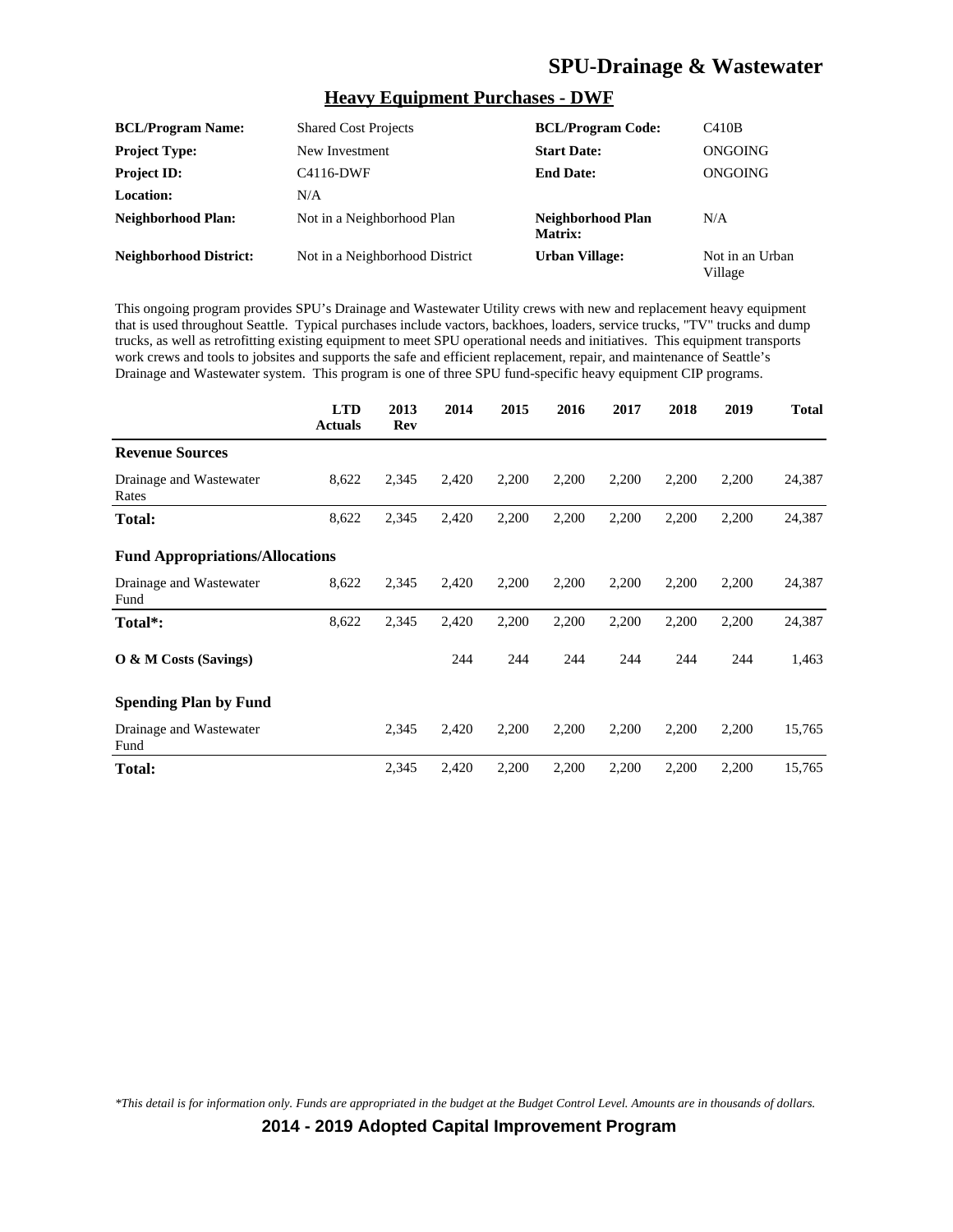# SPU-Drainage & Wastewater

## Heavy Equipment Purchases - DWF

| | | | |
|---|---|---|---|
| **BCL/Program Name:** | Shared Cost Projects | **BCL/Program Code:** | C410B |
| **Project Type:** | New Investment | **Start Date:** | ONGOING |
| **Project ID:** | C4116-DWF | **End Date:** | ONGOING |
| **Location:** | N/A | | |
| **Neighborhood Plan:** | Not in a Neighborhood Plan | **Neighborhood Plan Matrix:** | N/A |
| **Neighborhood District:** | Not in a Neighborhood District | **Urban Village:** | Not in an Urban Village |

This ongoing program provides SPU's Drainage and Wastewater Utility crews with new and replacement heavy equipment that is used throughout Seattle. Typical purchases include vactors, backhoes, loaders, service trucks, "TV" trucks and dump trucks, as well as retrofitting existing equipment to meet SPU operational needs and initiatives. This equipment transports work crews and tools to jobsites and supports the safe and efficient replacement, repair, and maintenance of Seattle's Drainage and Wastewater system. This program is one of three SPU fund-specific heavy equipment CIP programs.

| | LTD Actuals | 2013 Rev | 2014 | 2015 | 2016 | 2017 | 2018 | 2019 | Total |
|---|---|---|---|---|---|---|---|---|---|
| **Revenue Sources** | | | | | | | | | |
| Drainage and Wastewater Rates | 8,622 | 2,345 | 2,420 | 2,200 | 2,200 | 2,200 | 2,200 | 2,200 | 24,387 |
| **Total:** | 8,622 | 2,345 | 2,420 | 2,200 | 2,200 | 2,200 | 2,200 | 2,200 | 24,387 |
| **Fund Appropriations/Allocations** | | | | | | | | | |
| Drainage and Wastewater Fund | 8,622 | 2,345 | 2,420 | 2,200 | 2,200 | 2,200 | 2,200 | 2,200 | 24,387 |
| **Total*:** | 8,622 | 2,345 | 2,420 | 2,200 | 2,200 | 2,200 | 2,200 | 2,200 | 24,387 |
| **O & M Costs (Savings)** | | | 244 | 244 | 244 | 244 | 244 | 244 | 1,463 |
| **Spending Plan by Fund** | | | | | | | | | |
| Drainage and Wastewater Fund | | 2,345 | 2,420 | 2,200 | 2,200 | 2,200 | 2,200 | 2,200 | 15,765 |
| **Total:** | | 2,345 | 2,420 | 2,200 | 2,200 | 2,200 | 2,200 | 2,200 | 15,765 |

*\*This detail is for information only. Funds are appropriated in the budget at the Budget Control Level. Amounts are in thousands of dollars.*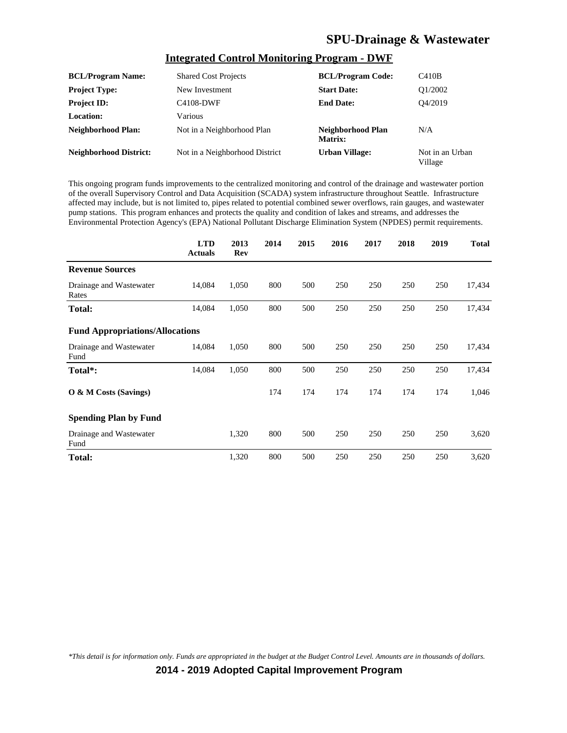## Integrated Control Monitoring Program - DWF

| | | | |
|---|---|---|---|
| **BCL/Program Name:** | Shared Cost Projects | **BCL/Program Code:** | C410B |
| **Project Type:** | New Investment | **Start Date:** | Q1/2002 |
| **Project ID:** | C4108-DWF | **End Date:** | Q4/2019 |
| **Location:** | Various | | |
| **Neighborhood Plan:** | Not in a Neighborhood Plan | **Neighborhood Plan Matrix:** | N/A |
| **Neighborhood District:** | Not in a Neighborhood District | **Urban Village:** | Not in an Urban Village |

This ongoing program funds improvements to the centralized monitoring and control of the drainage and wastewater portion of the overall Supervisory Control and Data Acquisition (SCADA) system infrastructure throughout Seattle. Infrastructure affected may include, but is not limited to, pipes related to potential combined sewer overflows, rain gauges, and wastewater pump stations. This program enhances and protects the quality and condition of lakes and streams, and addresses the Environmental Protection Agency's (EPA) National Pollutant Discharge Elimination System (NPDES) permit requirements.

| | LTD Actuals | 2013 Rev | 2014 | 2015 | 2016 | 2017 | 2018 | 2019 | Total |
|---|---|---|---|---|---|---|---|---|---|
| **Revenue Sources** | | | | | | | | | |
| Drainage and Wastewater Rates | 14,084 | 1,050 | 800 | 500 | 250 | 250 | 250 | 250 | 17,434 |
| **Total:** | 14,084 | 1,050 | 800 | 500 | 250 | 250 | 250 | 250 | 17,434 |
| **Fund Appropriations/Allocations** | | | | | | | | | |
| Drainage and Wastewater Fund | 14,084 | 1,050 | 800 | 500 | 250 | 250 | 250 | 250 | 17,434 |
| **Total*:** | 14,084 | 1,050 | 800 | 500 | 250 | 250 | 250 | 250 | 17,434 |
| **O & M Costs (Savings)** | | | 174 | 174 | 174 | 174 | 174 | 174 | 1,046 |
| **Spending Plan by Fund** | | | | | | | | | |
| Drainage and Wastewater Fund | | 1,320 | 800 | 500 | 250 | 250 | 250 | 250 | 3,620 |
| **Total:** | | 1,320 | 800 | 500 | 250 | 250 | 250 | 250 | 3,620 |

*\*This detail is for information only. Funds are appropriated in the budget at the Budget Control Level. Amounts are in thousands of dollars.*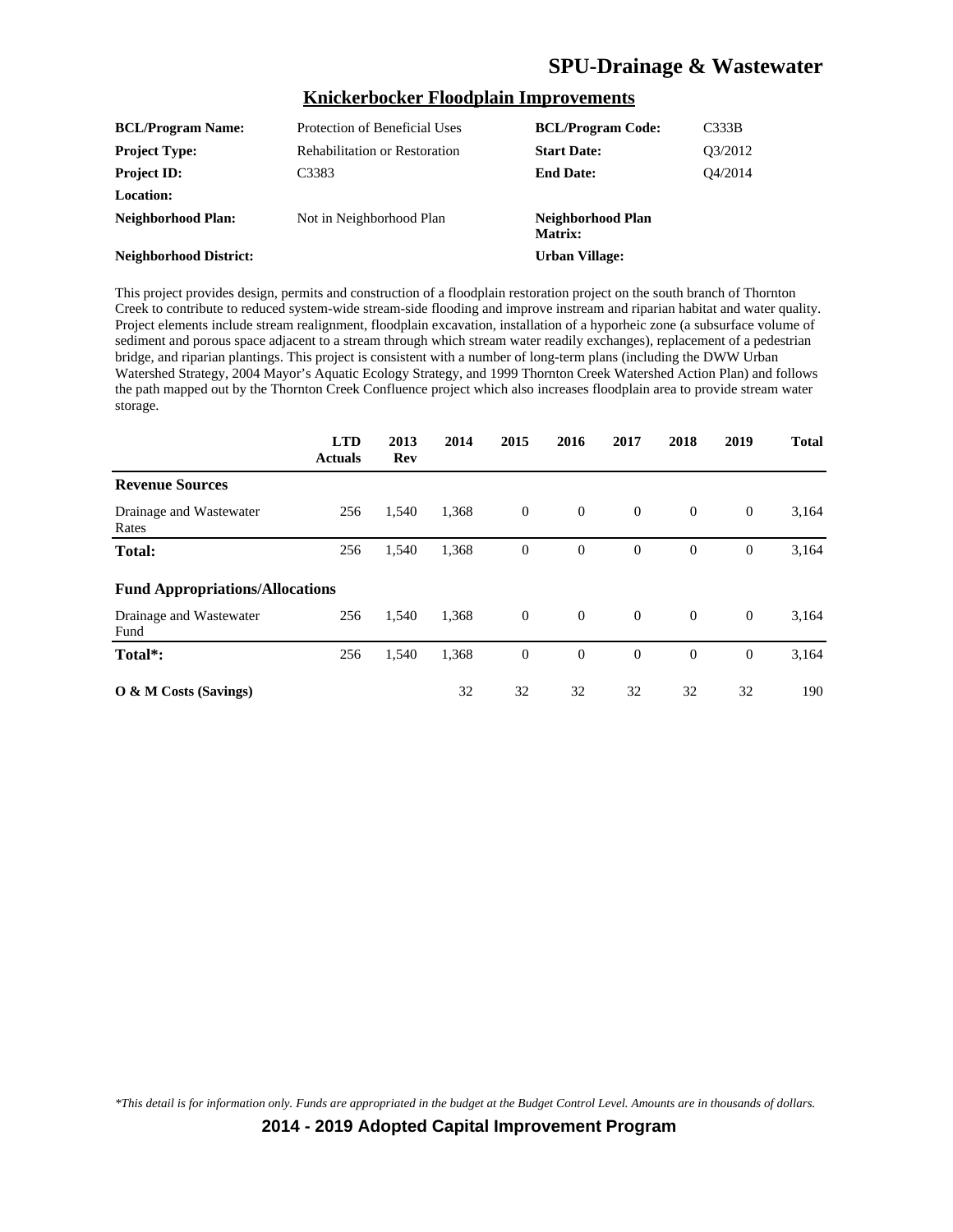# SPU-Drainage & Wastewater

## Knickerbocker Floodplain Improvements

| | | | |
|---|---|---|---|
| **BCL/Program Name:** | Protection of Beneficial Uses | **BCL/Program Code:** | C333B |
| **Project Type:** | Rehabilitation or Restoration | **Start Date:** | Q3/2012 |
| **Project ID:** | C3383 | **End Date:** | Q4/2014 |
| **Location:** | | | |
| **Neighborhood Plan:** | Not in Neighborhood Plan | **Neighborhood Plan Matrix:** | |
| **Neighborhood District:** | | **Urban Village:** | |

This project provides design, permits and construction of a floodplain restoration project on the south branch of Thornton Creek to contribute to reduced system-wide stream-side flooding and improve instream and riparian habitat and water quality. Project elements include stream realignment, floodplain excavation, installation of a hyporheic zone (a subsurface volume of sediment and porous space adjacent to a stream through which stream water readily exchanges), replacement of a pedestrian bridge, and riparian plantings. This project is consistent with a number of long-term plans (including the DWW Urban Watershed Strategy, 2004 Mayor's Aquatic Ecology Strategy, and 1999 Thornton Creek Watershed Action Plan) and follows the path mapped out by the Thornton Creek Confluence project which also increases floodplain area to provide stream water storage.

| | LTD Actuals | 2013 Rev | 2014 | 2015 | 2016 | 2017 | 2018 | 2019 | Total |
|---|---|---|---|---|---|---|---|---|---|
| **Revenue Sources** | | | | | | | | | |
| Drainage and Wastewater Rates | 256 | 1,540 | 1,368 | 0 | 0 | 0 | 0 | 0 | 3,164 |
| **Total:** | 256 | 1,540 | 1,368 | 0 | 0 | 0 | 0 | 0 | 3,164 |
| **Fund Appropriations/Allocations** | | | | | | | | | |
| Drainage and Wastewater Fund | 256 | 1,540 | 1,368 | 0 | 0 | 0 | 0 | 0 | 3,164 |
| **Total*:** | 256 | 1,540 | 1,368 | 0 | 0 | 0 | 0 | 0 | 3,164 |
| **O & M Costs (Savings)** | | | 32 | 32 | 32 | 32 | 32 | 32 | 190 |

*\*This detail is for information only. Funds are appropriated in the budget at the Budget Control Level. Amounts are in thousands of dollars.*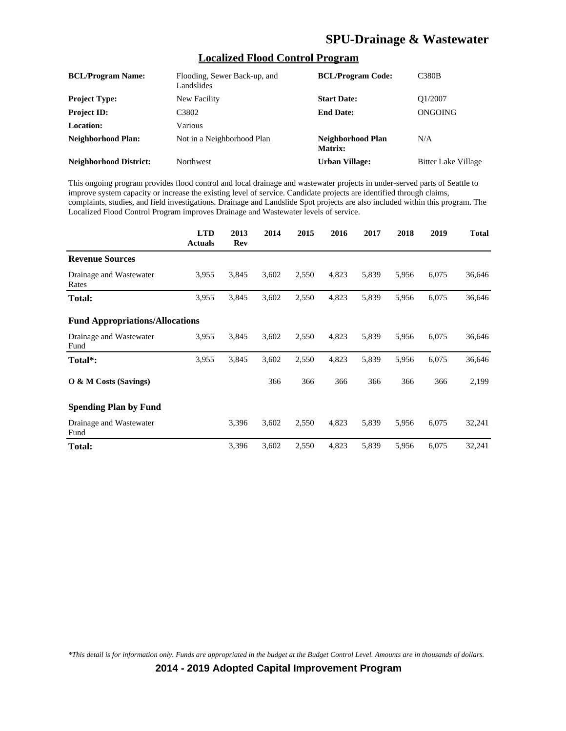# SPU-Drainage & Wastewater

## Localized Flood Control Program

| | | | |
|---|---|---|---|
| **BCL/Program Name:** | Flooding, Sewer Back-up, and Landslides | **BCL/Program Code:** | C380B |
| **Project Type:** | New Facility | **Start Date:** | Q1/2007 |
| **Project ID:** | C3802 | **End Date:** | ONGOING |
| **Location:** | Various | | |
| **Neighborhood Plan:** | Not in a Neighborhood Plan | **Neighborhood Plan Matrix:** | N/A |
| **Neighborhood District:** | Northwest | **Urban Village:** | Bitter Lake Village |

This ongoing program provides flood control and local drainage and wastewater projects in under-served parts of Seattle to improve system capacity or increase the existing level of service. Candidate projects are identified through claims, complaints, studies, and field investigations. Drainage and Landslide Spot projects are also included within this program. The Localized Flood Control Program improves Drainage and Wastewater levels of service.

| | LTD Actuals | 2013 Rev | 2014 | 2015 | 2016 | 2017 | 2018 | 2019 | Total |
|---|---|---|---|---|---|---|---|---|---|
| **Revenue Sources** | | | | | | | | | |
| Drainage and Wastewater Rates | 3,955 | 3,845 | 3,602 | 2,550 | 4,823 | 5,839 | 5,956 | 6,075 | 36,646 |
| **Total:** | 3,955 | 3,845 | 3,602 | 2,550 | 4,823 | 5,839 | 5,956 | 6,075 | 36,646 |
| **Fund Appropriations/Allocations** | | | | | | | | | |
| Drainage and Wastewater Fund | 3,955 | 3,845 | 3,602 | 2,550 | 4,823 | 5,839 | 5,956 | 6,075 | 36,646 |
| **Total*:** | 3,955 | 3,845 | 3,602 | 2,550 | 4,823 | 5,839 | 5,956 | 6,075 | 36,646 |
| **O & M Costs (Savings)** | | | 366 | 366 | 366 | 366 | 366 | 366 | 2,199 |
| **Spending Plan by Fund** | | | | | | | | | |
| Drainage and Wastewater Fund | | 3,396 | 3,602 | 2,550 | 4,823 | 5,839 | 5,956 | 6,075 | 32,241 |
| **Total:** | | 3,396 | 3,602 | 2,550 | 4,823 | 5,839 | 5,956 | 6,075 | 32,241 |

*This detail is for information only. Funds are appropriated in the budget at the Budget Control Level. Amounts are in thousands of dollars.*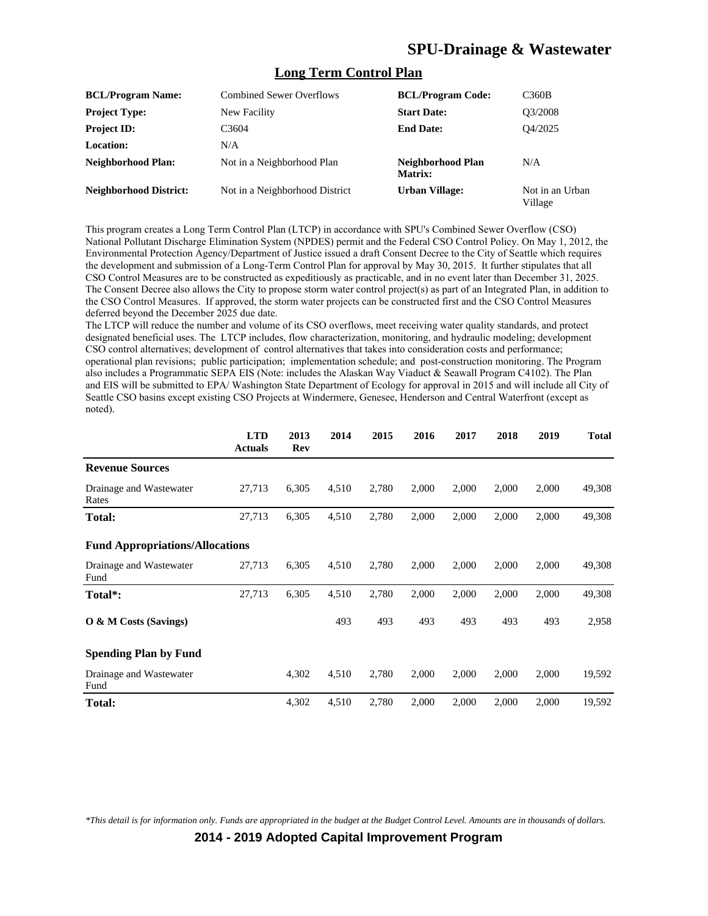## Long Term Control Plan

| | | | |
|---|---|---|---|
| **BCL/Program Name:** | Combined Sewer Overflows | **BCL/Program Code:** | C360B |
| **Project Type:** | New Facility | **Start Date:** | Q3/2008 |
| **Project ID:** | C3604 | **End Date:** | Q4/2025 |
| **Location:** | N/A | | |
| **Neighborhood Plan:** | Not in a Neighborhood Plan | **Neighborhood Plan Matrix:** | N/A |
| **Neighborhood District:** | Not in a Neighborhood District | **Urban Village:** | Not in an Urban Village |

This program creates a Long Term Control Plan (LTCP) in accordance with SPU's Combined Sewer Overflow (CSO) National Pollutant Discharge Elimination System (NPDES) permit and the Federal CSO Control Policy. On May 1, 2012, the Environmental Protection Agency/Department of Justice issued a draft Consent Decree to the City of Seattle which requires the development and submission of a Long-Term Control Plan for approval by May 30, 2015. It further stipulates that all CSO Control Measures are to be constructed as expeditiously as practicable, and in no event later than December 31, 2025. The Consent Decree also allows the City to propose storm water control project(s) as part of an Integrated Plan, in addition to the CSO Control Measures. If approved, the storm water projects can be constructed first and the CSO Control Measures deferred beyond the December 2025 due date.
The LTCP will reduce the number and volume of its CSO overflows, meet receiving water quality standards, and protect designated beneficial uses. The LTCP includes, flow characterization, monitoring, and hydraulic modeling; development CSO control alternatives; development of control alternatives that takes into consideration costs and performance; operational plan revisions; public participation; implementation schedule; and post-construction monitoring. The Program also includes a Programmatic SEPA EIS (Note: includes the Alaskan Way Viaduct & Seawall Program C4102). The Plan and EIS will be submitted to EPA/ Washington State Department of Ecology for approval in 2015 and will include all City of Seattle CSO basins except existing CSO Projects at Windermere, Genesee, Henderson and Central Waterfront (except as noted).

| | LTD Actuals | 2013 Rev | 2014 | 2015 | 2016 | 2017 | 2018 | 2019 | Total |
|---|---|---|---|---|---|---|---|---|---|
| **Revenue Sources** | | | | | | | | | |
| Drainage and Wastewater Rates | 27,713 | 6,305 | 4,510 | 2,780 | 2,000 | 2,000 | 2,000 | 2,000 | 49,308 |
| **Total:** | 27,713 | 6,305 | 4,510 | 2,780 | 2,000 | 2,000 | 2,000 | 2,000 | 49,308 |
| **Fund Appropriations/Allocations** | | | | | | | | | |
| Drainage and Wastewater Fund | 27,713 | 6,305 | 4,510 | 2,780 | 2,000 | 2,000 | 2,000 | 2,000 | 49,308 |
| **Total*:** | 27,713 | 6,305 | 4,510 | 2,780 | 2,000 | 2,000 | 2,000 | 2,000 | 49,308 |
| **O & M Costs (Savings)** | | | 493 | 493 | 493 | 493 | 493 | 493 | 2,958 |
| **Spending Plan by Fund** | | | | | | | | | |
| Drainage and Wastewater Fund | | 4,302 | 4,510 | 2,780 | 2,000 | 2,000 | 2,000 | 2,000 | 19,592 |
| **Total:** | | 4,302 | 4,510 | 2,780 | 2,000 | 2,000 | 2,000 | 2,000 | 19,592 |

*This detail is for information only. Funds are appropriated in the budget at the Budget Control Level. Amounts are in thousands of dollars.*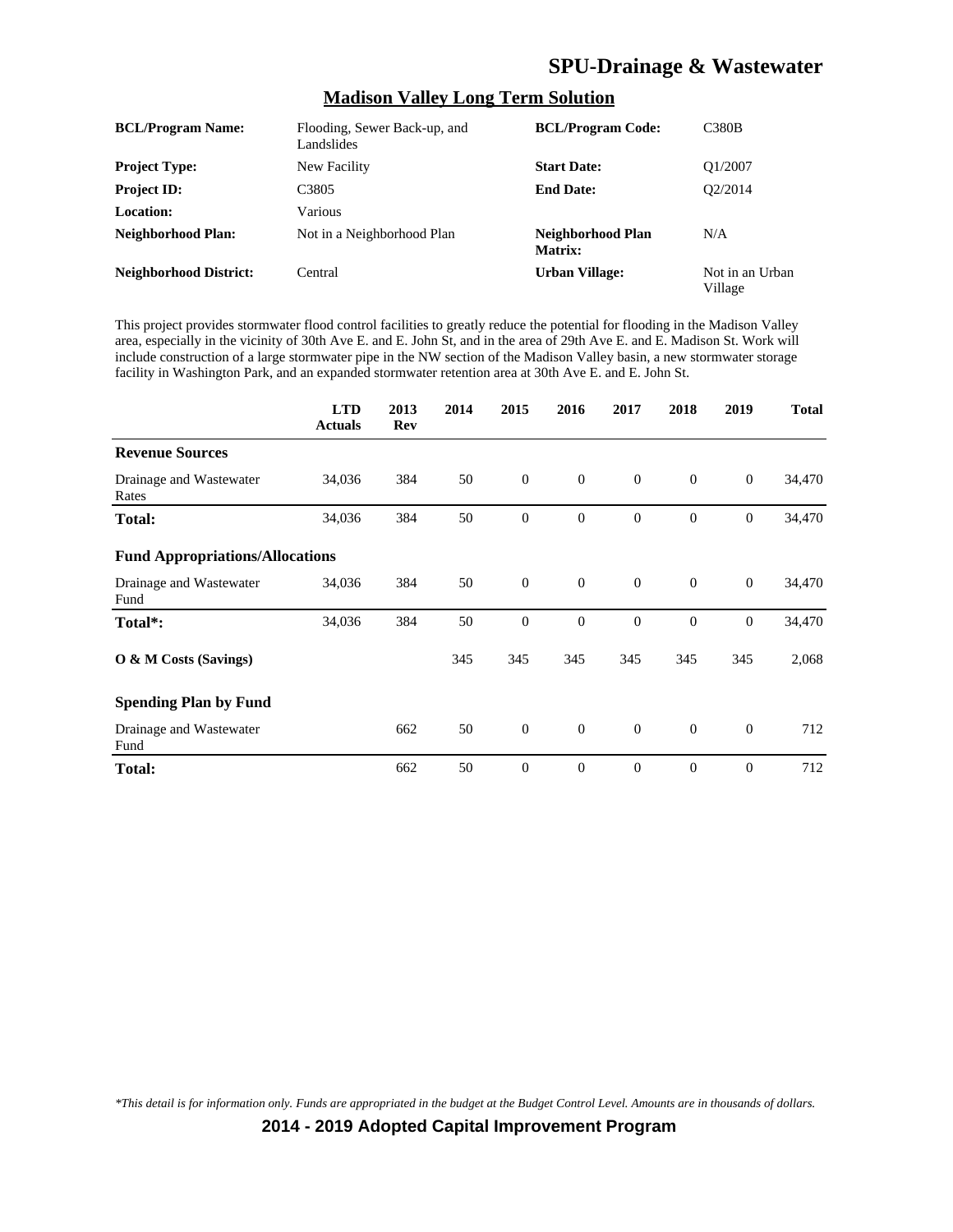## Madison Valley Long Term Solution

| | | | |
|---|---|---|---|
| **BCL/Program Name:** | Flooding, Sewer Back-up, and Landslides | **BCL/Program Code:** | C380B |
| **Project Type:** | New Facility | **Start Date:** | Q1/2007 |
| **Project ID:** | C3805 | **End Date:** | Q2/2014 |
| **Location:** | Various | | |
| **Neighborhood Plan:** | Not in a Neighborhood Plan | **Neighborhood Plan Matrix:** | N/A |
| **Neighborhood District:** | Central | **Urban Village:** | Not in an Urban Village |

This project provides stormwater flood control facilities to greatly reduce the potential for flooding in the Madison Valley area, especially in the vicinity of 30th Ave E. and E. John St, and in the area of 29th Ave E. and E. Madison St. Work will include construction of a large stormwater pipe in the NW section of the Madison Valley basin, a new stormwater storage facility in Washington Park, and an expanded stormwater retention area at 30th Ave E. and E. John St.

| | LTD Actuals | 2013 Rev | 2014 | 2015 | 2016 | 2017 | 2018 | 2019 | Total |
|---|---|---|---|---|---|---|---|---|---|
| **Revenue Sources** | | | | | | | | | |
| Drainage and Wastewater Rates | 34,036 | 384 | 50 | 0 | 0 | 0 | 0 | 0 | 34,470 |
| **Total:** | 34,036 | 384 | 50 | 0 | 0 | 0 | 0 | 0 | 34,470 |
| **Fund Appropriations/Allocations** | | | | | | | | | |
| Drainage and Wastewater Fund | 34,036 | 384 | 50 | 0 | 0 | 0 | 0 | 0 | 34,470 |
| **Total*:** | 34,036 | 384 | 50 | 0 | 0 | 0 | 0 | 0 | 34,470 |
| **O & M Costs (Savings)** | | | 345 | 345 | 345 | 345 | 345 | 345 | 2,068 |
| **Spending Plan by Fund** | | | | | | | | | |
| Drainage and Wastewater Fund | | 662 | 50 | 0 | 0 | 0 | 0 | 0 | 712 |
| **Total:** | | 662 | 50 | 0 | 0 | 0 | 0 | 0 | 712 |

*\*This detail is for information only. Funds are appropriated in the budget at the Budget Control Level. Amounts are in thousands of dollars.*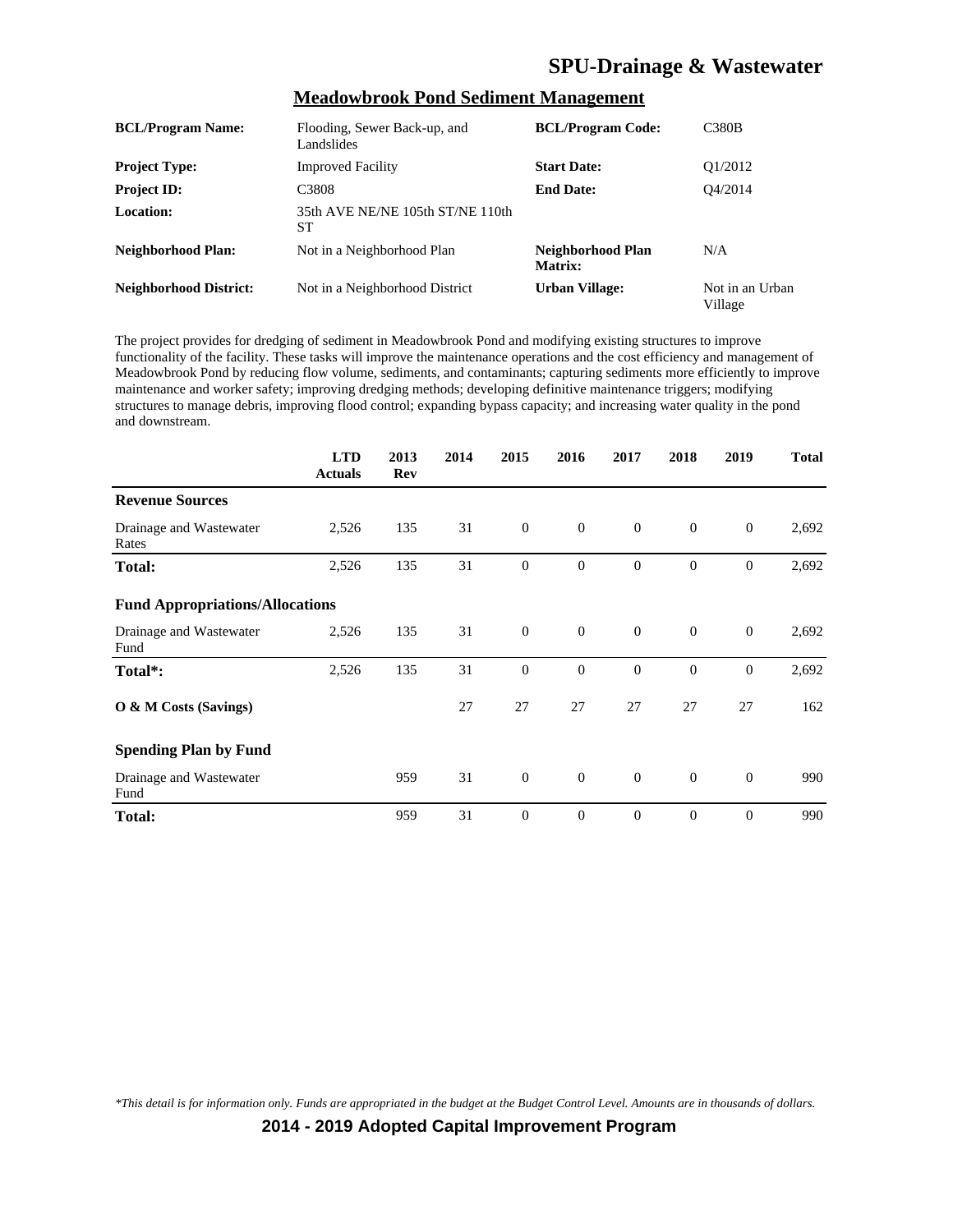## Meadowbrook Pond Sediment Management

| | | | |
|---|---|---|---|
| **BCL/Program Name:** | Flooding, Sewer Back-up, and Landslides | **BCL/Program Code:** | C380B |
| **Project Type:** | Improved Facility | **Start Date:** | Q1/2012 |
| **Project ID:** | C3808 | **End Date:** | Q4/2014 |
| **Location:** | 35th AVE NE/NE 105th ST/NE 110th ST | | |
| **Neighborhood Plan:** | Not in a Neighborhood Plan | **Neighborhood Plan Matrix:** | N/A |
| **Neighborhood District:** | Not in a Neighborhood District | **Urban Village:** | Not in an Urban Village |

The project provides for dredging of sediment in Meadowbrook Pond and modifying existing structures to improve functionality of the facility. These tasks will improve the maintenance operations and the cost efficiency and management of Meadowbrook Pond by reducing flow volume, sediments, and contaminants; capturing sediments more efficiently to improve maintenance and worker safety; improving dredging methods; developing definitive maintenance triggers; modifying structures to manage debris, improving flood control; expanding bypass capacity; and increasing water quality in the pond and downstream.

| | LTD Actuals | 2013 Rev | 2014 | 2015 | 2016 | 2017 | 2018 | 2019 | Total |
|---|---|---|---|---|---|---|---|---|---|
| **Revenue Sources** | | | | | | | | | |
| Drainage and Wastewater Rates | 2,526 | 135 | 31 | 0 | 0 | 0 | 0 | 0 | 2,692 |
| **Total:** | 2,526 | 135 | 31 | 0 | 0 | 0 | 0 | 0 | 2,692 |
| **Fund Appropriations/Allocations** | | | | | | | | | |
| Drainage and Wastewater Fund | 2,526 | 135 | 31 | 0 | 0 | 0 | 0 | 0 | 2,692 |
| **Total*:** | 2,526 | 135 | 31 | 0 | 0 | 0 | 0 | 0 | 2,692 |
| **O & M Costs (Savings)** | | | 27 | 27 | 27 | 27 | 27 | 27 | 162 |
| **Spending Plan by Fund** | | | | | | | | | |
| Drainage and Wastewater Fund | | 959 | 31 | 0 | 0 | 0 | 0 | 0 | 990 |
| **Total:** | | 959 | 31 | 0 | 0 | 0 | 0 | 0 | 990 |

*\*This detail is for information only. Funds are appropriated in the budget at the Budget Control Level. Amounts are in thousands of dollars.*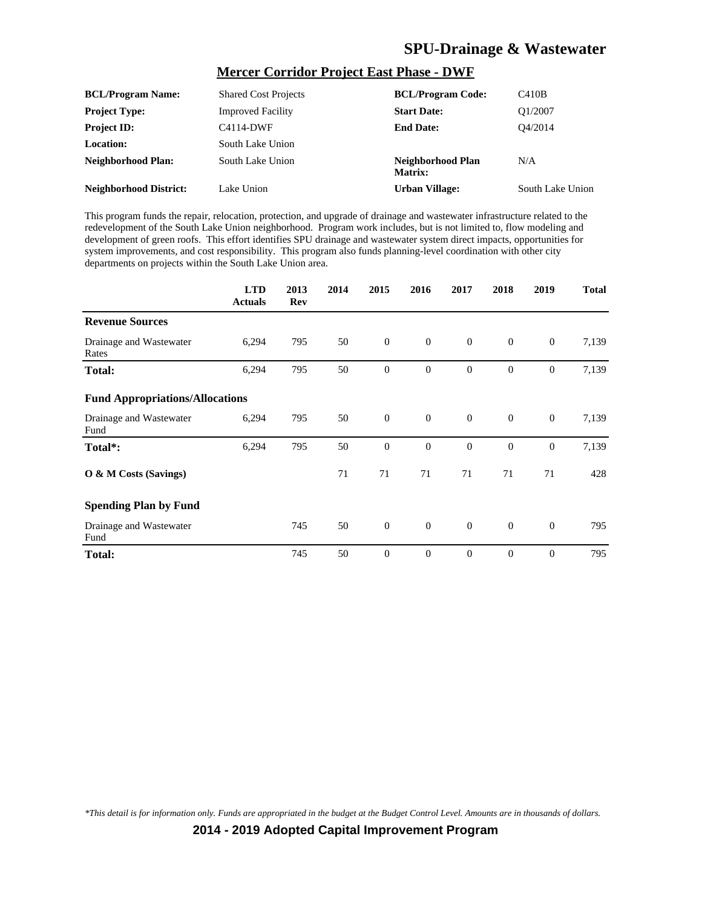# SPU-Drainage & Wastewater

## Mercer Corridor Project East Phase - DWF

| | | | |
|---|---|---|---|
| **BCL/Program Name:** | Shared Cost Projects | **BCL/Program Code:** | C410B |
| **Project Type:** | Improved Facility | **Start Date:** | Q1/2007 |
| **Project ID:** | C4114-DWF | **End Date:** | Q4/2014 |
| **Location:** | South Lake Union | | |
| **Neighborhood Plan:** | South Lake Union | **Neighborhood Plan Matrix:** | N/A |
| **Neighborhood District:** | Lake Union | **Urban Village:** | South Lake Union |

This program funds the repair, relocation, protection, and upgrade of drainage and wastewater infrastructure related to the redevelopment of the South Lake Union neighborhood. Program work includes, but is not limited to, flow modeling and development of green roofs. This effort identifies SPU drainage and wastewater system direct impacts, opportunities for system improvements, and cost responsibility. This program also funds planning-level coordination with other city departments on projects within the South Lake Union area.

| | LTD Actuals | 2013 Rev | 2014 | 2015 | 2016 | 2017 | 2018 | 2019 | Total |
|---|---|---|---|---|---|---|---|---|---|
| **Revenue Sources** | | | | | | | | | |
| Drainage and Wastewater Rates | 6,294 | 795 | 50 | 0 | 0 | 0 | 0 | 0 | 7,139 |
| **Total:** | 6,294 | 795 | 50 | 0 | 0 | 0 | 0 | 0 | 7,139 |
| **Fund Appropriations/Allocations** | | | | | | | | | |
| Drainage and Wastewater Fund | 6,294 | 795 | 50 | 0 | 0 | 0 | 0 | 0 | 7,139 |
| **Total*:** | 6,294 | 795 | 50 | 0 | 0 | 0 | 0 | 0 | 7,139 |
| **O & M Costs (Savings)** | | | 71 | 71 | 71 | 71 | 71 | 71 | 428 |
| **Spending Plan by Fund** | | | | | | | | | |
| Drainage and Wastewater Fund | | 745 | 50 | 0 | 0 | 0 | 0 | 0 | 795 |
| **Total:** | | 745 | 50 | 0 | 0 | 0 | 0 | 0 | 795 |

*\*This detail is for information only. Funds are appropriated in the budget at the Budget Control Level. Amounts are in thousands of dollars.*

**2014 - 2019 Adopted Capital Improvement Program**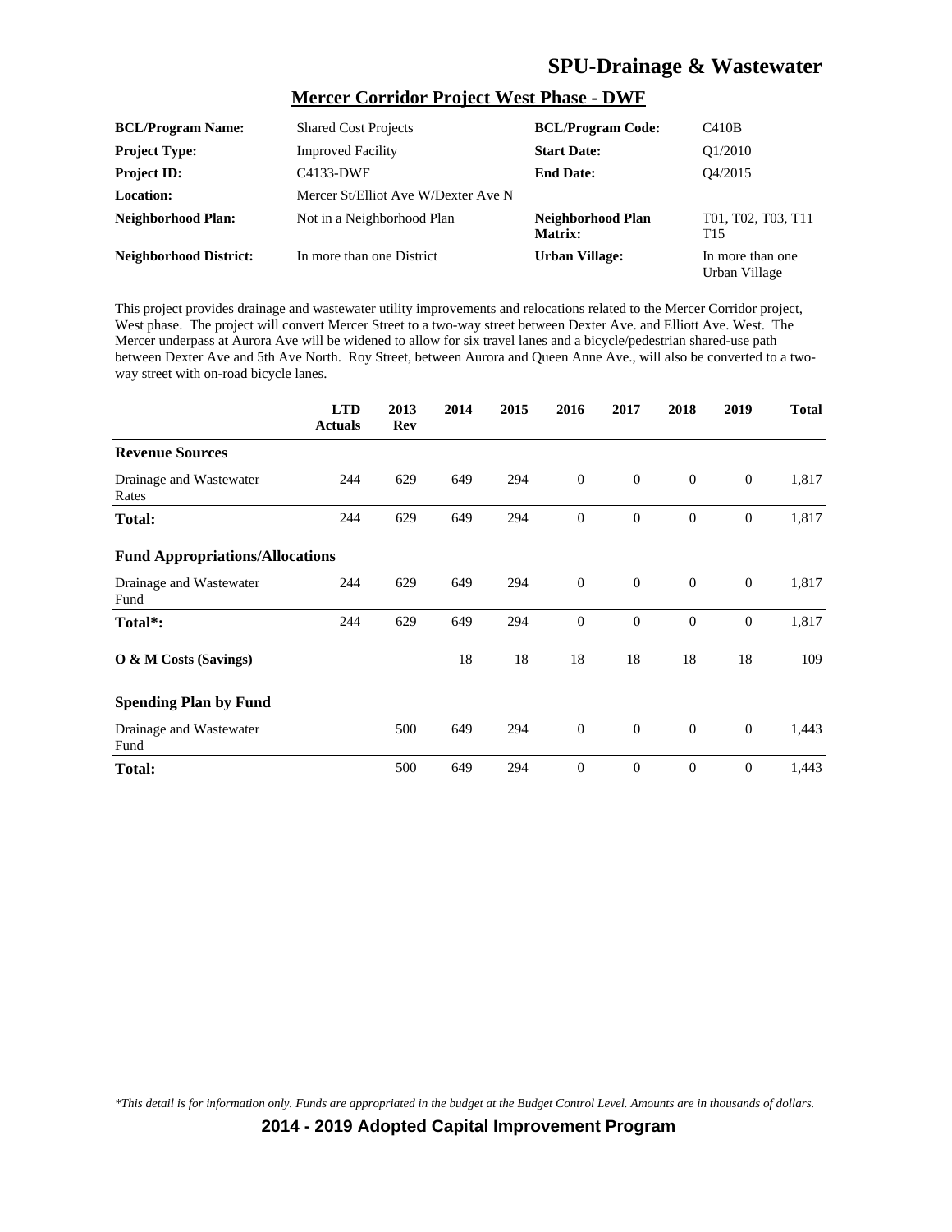# SPU-Drainage & Wastewater

## Mercer Corridor Project West Phase - DWF

| | | | |
|---|---|---|---|
| **BCL/Program Name:** | Shared Cost Projects | **BCL/Program Code:** | C410B |
| **Project Type:** | Improved Facility | **Start Date:** | Q1/2010 |
| **Project ID:** | C4133-DWF | **End Date:** | Q4/2015 |
| **Location:** | Mercer St/Elliot Ave W/Dexter Ave N | | |
| **Neighborhood Plan:** | Not in a Neighborhood Plan | **Neighborhood Plan Matrix:** | T01, T02, T03, T11 T15 |
| **Neighborhood District:** | In more than one District | **Urban Village:** | In more than one Urban Village |

This project provides drainage and wastewater utility improvements and relocations related to the Mercer Corridor project, West phase. The project will convert Mercer Street to a two-way street between Dexter Ave. and Elliott Ave. West. The Mercer underpass at Aurora Ave will be widened to allow for six travel lanes and a bicycle/pedestrian shared-use path between Dexter Ave and 5th Ave North. Roy Street, between Aurora and Queen Anne Ave., will also be converted to a two-way street with on-road bicycle lanes.

| | LTD Actuals | 2013 Rev | 2014 | 2015 | 2016 | 2017 | 2018 | 2019 | Total |
|---|---|---|---|---|---|---|---|---|---|
| **Revenue Sources** | | | | | | | | | |
| Drainage and Wastewater Rates | 244 | 629 | 649 | 294 | 0 | 0 | 0 | 0 | 1,817 |
| **Total:** | 244 | 629 | 649 | 294 | 0 | 0 | 0 | 0 | 1,817 |
| **Fund Appropriations/Allocations** | | | | | | | | | |
| Drainage and Wastewater Fund | 244 | 629 | 649 | 294 | 0 | 0 | 0 | 0 | 1,817 |
| **Total*:** | 244 | 629 | 649 | 294 | 0 | 0 | 0 | 0 | 1,817 |
| **O & M Costs (Savings)** | | | 18 | 18 | 18 | 18 | 18 | 18 | 109 |
| **Spending Plan by Fund** | | | | | | | | | |
| Drainage and Wastewater Fund | | 500 | 649 | 294 | 0 | 0 | 0 | 0 | 1,443 |
| **Total:** | | 500 | 649 | 294 | 0 | 0 | 0 | 0 | 1,443 |

*\*This detail is for information only. Funds are appropriated in the budget at the Budget Control Level. Amounts are in thousands of dollars.*

**2014 - 2019 Adopted Capital Improvement Program**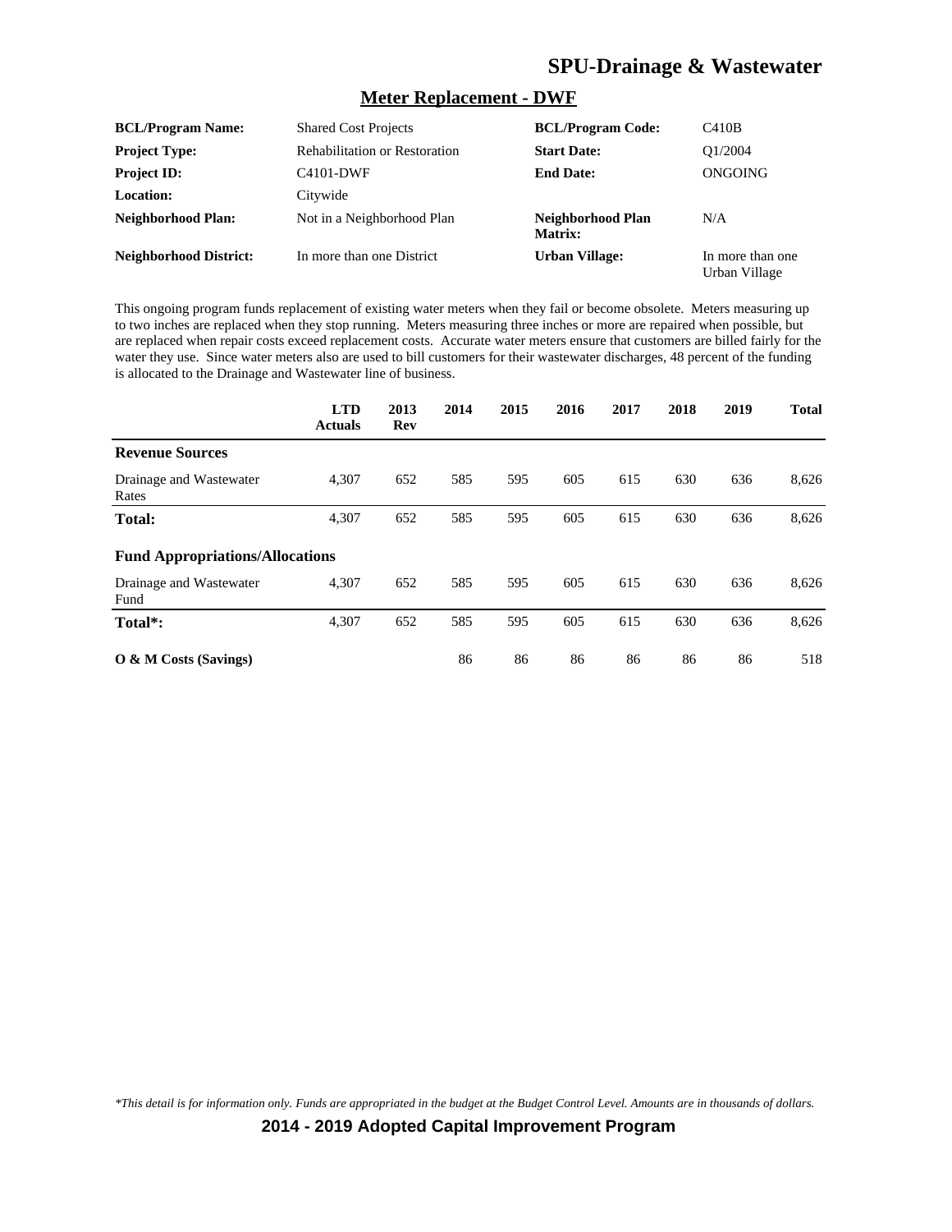# SPU-Drainage & Wastewater

## Meter Replacement - DWF

| | | | |
|---|---|---|---|
| **BCL/Program Name:** | Shared Cost Projects | **BCL/Program Code:** | C410B |
| **Project Type:** | Rehabilitation or Restoration | **Start Date:** | Q1/2004 |
| **Project ID:** | C4101-DWF | **End Date:** | ONGOING |
| **Location:** | Citywide | | |
| **Neighborhood Plan:** | Not in a Neighborhood Plan | **Neighborhood Plan Matrix:** | N/A |
| **Neighborhood District:** | In more than one District | **Urban Village:** | In more than one Urban Village |

This ongoing program funds replacement of existing water meters when they fail or become obsolete. Meters measuring up to two inches are replaced when they stop running. Meters measuring three inches or more are repaired when possible, but are replaced when repair costs exceed replacement costs. Accurate water meters ensure that customers are billed fairly for the water they use. Since water meters also are used to bill customers for their wastewater discharges, 48 percent of the funding is allocated to the Drainage and Wastewater line of business.

| | LTD Actuals | 2013 Rev | 2014 | 2015 | 2016 | 2017 | 2018 | 2019 | Total |
|---|---|---|---|---|---|---|---|---|---|
| **Revenue Sources** | | | | | | | | | |
| Drainage and Wastewater Rates | 4,307 | 652 | 585 | 595 | 605 | 615 | 630 | 636 | 8,626 |
| **Total:** | 4,307 | 652 | 585 | 595 | 605 | 615 | 630 | 636 | 8,626 |
| **Fund Appropriations/Allocations** | | | | | | | | | |
| Drainage and Wastewater Fund | 4,307 | 652 | 585 | 595 | 605 | 615 | 630 | 636 | 8,626 |
| **Total*:** | 4,307 | 652 | 585 | 595 | 605 | 615 | 630 | 636 | 8,626 |
| **O & M Costs (Savings)** | | | 86 | 86 | 86 | 86 | 86 | 86 | 518 |

*\*This detail is for information only. Funds are appropriated in the budget at the Budget Control Level. Amounts are in thousands of dollars.*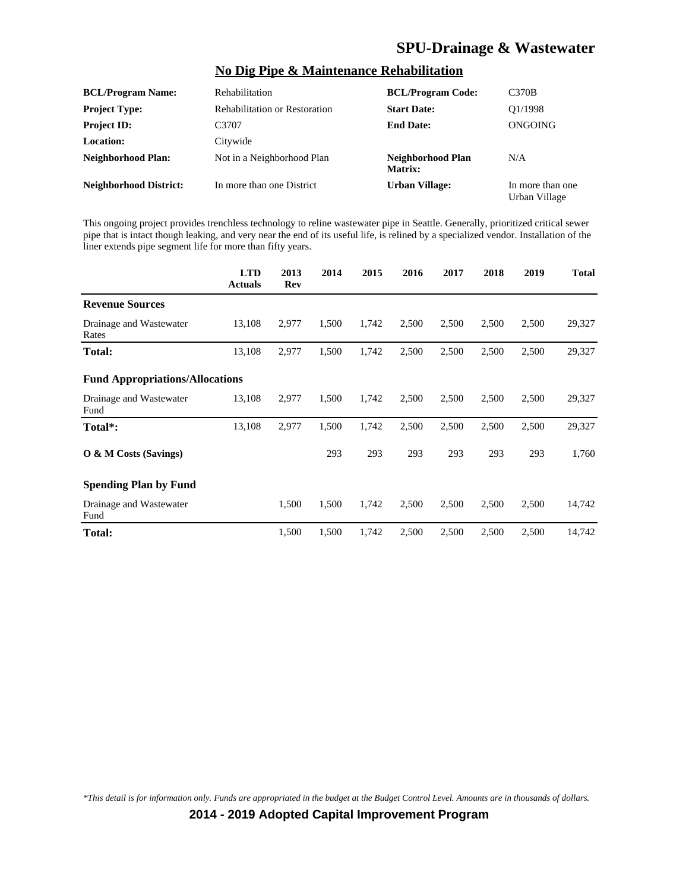# SPU-Drainage & Wastewater

## No Dig Pipe & Maintenance Rehabilitation

| | | | |
|---|---|---|---|
| **BCL/Program Name:** | Rehabilitation | **BCL/Program Code:** | C370B |
| **Project Type:** | Rehabilitation or Restoration | **Start Date:** | Q1/1998 |
| **Project ID:** | C3707 | **End Date:** | ONGOING |
| **Location:** | Citywide | | |
| **Neighborhood Plan:** | Not in a Neighborhood Plan | **Neighborhood Plan Matrix:** | N/A |
| **Neighborhood District:** | In more than one District | **Urban Village:** | In more than one Urban Village |

This ongoing project provides trenchless technology to reline wastewater pipe in Seattle. Generally, prioritized critical sewer pipe that is intact though leaking, and very near the end of its useful life, is relined by a specialized vendor. Installation of the liner extends pipe segment life for more than fifty years.

| | LTD Actuals | 2013 Rev | 2014 | 2015 | 2016 | 2017 | 2018 | 2019 | Total |
|---|---|---|---|---|---|---|---|---|---|
| **Revenue Sources** | | | | | | | | | |
| Drainage and Wastewater Rates | 13,108 | 2,977 | 1,500 | 1,742 | 2,500 | 2,500 | 2,500 | 2,500 | 29,327 |
| **Total:** | 13,108 | 2,977 | 1,500 | 1,742 | 2,500 | 2,500 | 2,500 | 2,500 | 29,327 |
| **Fund Appropriations/Allocations** | | | | | | | | | |
| Drainage and Wastewater Fund | 13,108 | 2,977 | 1,500 | 1,742 | 2,500 | 2,500 | 2,500 | 2,500 | 29,327 |
| **Total*:** | 13,108 | 2,977 | 1,500 | 1,742 | 2,500 | 2,500 | 2,500 | 2,500 | 29,327 |
| **O & M Costs (Savings)** | | | 293 | 293 | 293 | 293 | 293 | 293 | 1,760 |
| **Spending Plan by Fund** | | | | | | | | | |
| Drainage and Wastewater Fund | | 1,500 | 1,500 | 1,742 | 2,500 | 2,500 | 2,500 | 2,500 | 14,742 |
| **Total:** | | 1,500 | 1,500 | 1,742 | 2,500 | 2,500 | 2,500 | 2,500 | 14,742 |

*\*This detail is for information only. Funds are appropriated in the budget at the Budget Control Level. Amounts are in thousands of dollars.*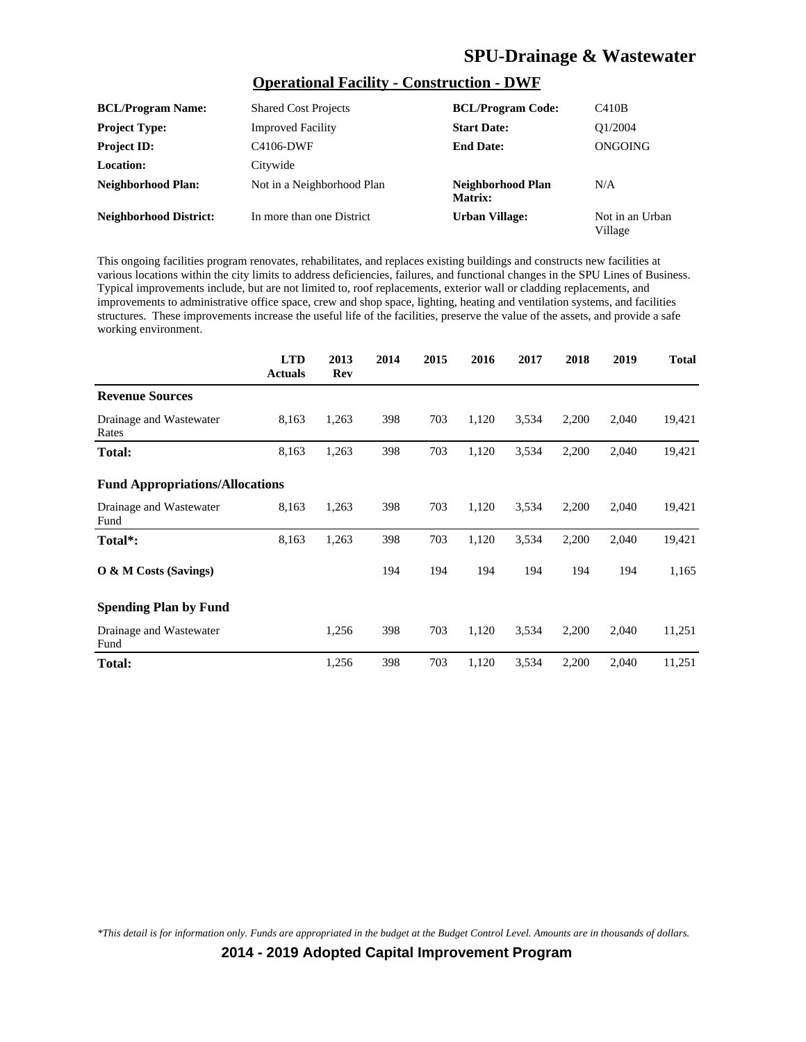# SPU-Drainage & Wastewater

## Operational Facility - Construction - DWF

| | | | |
|---|---|---|---|
| **BCL/Program Name:** | Shared Cost Projects | **BCL/Program Code:** | C410B |
| **Project Type:** | Improved Facility | **Start Date:** | Q1/2004 |
| **Project ID:** | C4106-DWF | **End Date:** | ONGOING |
| **Location:** | Citywide | | |
| **Neighborhood Plan:** | Not in a Neighborhood Plan | **Neighborhood Plan Matrix:** | N/A |
| **Neighborhood District:** | In more than one District | **Urban Village:** | Not in an Urban Village |

This ongoing facilities program renovates, rehabilitates, and replaces existing buildings and constructs new facilities at various locations within the city limits to address deficiencies, failures, and functional changes in the SPU Lines of Business. Typical improvements include, but are not limited to, roof replacements, exterior wall or cladding replacements, and improvements to administrative office space, crew and shop space, lighting, heating and ventilation systems, and facilities structures. These improvements increase the useful life of the facilities, preserve the value of the assets, and provide a safe working environment.

| | LTD Actuals | 2013 Rev | 2014 | 2015 | 2016 | 2017 | 2018 | 2019 | Total |
|---|---|---|---|---|---|---|---|---|---|
| **Revenue Sources** | | | | | | | | | |
| Drainage and Wastewater Rates | 8,163 | 1,263 | 398 | 703 | 1,120 | 3,534 | 2,200 | 2,040 | 19,421 |
| **Total:** | 8,163 | 1,263 | 398 | 703 | 1,120 | 3,534 | 2,200 | 2,040 | 19,421 |
| **Fund Appropriations/Allocations** | | | | | | | | | |
| Drainage and Wastewater Fund | 8,163 | 1,263 | 398 | 703 | 1,120 | 3,534 | 2,200 | 2,040 | 19,421 |
| **Total*:** | 8,163 | 1,263 | 398 | 703 | 1,120 | 3,534 | 2,200 | 2,040 | 19,421 |
| **O & M Costs (Savings)** | | | 194 | 194 | 194 | 194 | 194 | 194 | 1,165 |
| **Spending Plan by Fund** | | | | | | | | | |
| Drainage and Wastewater Fund | | 1,256 | 398 | 703 | 1,120 | 3,534 | 2,200 | 2,040 | 11,251 |
| **Total:** | | 1,256 | 398 | 703 | 1,120 | 3,534 | 2,200 | 2,040 | 11,251 |

*\*This detail is for information only. Funds are appropriated in the budget at the Budget Control Level. Amounts are in thousands of dollars.*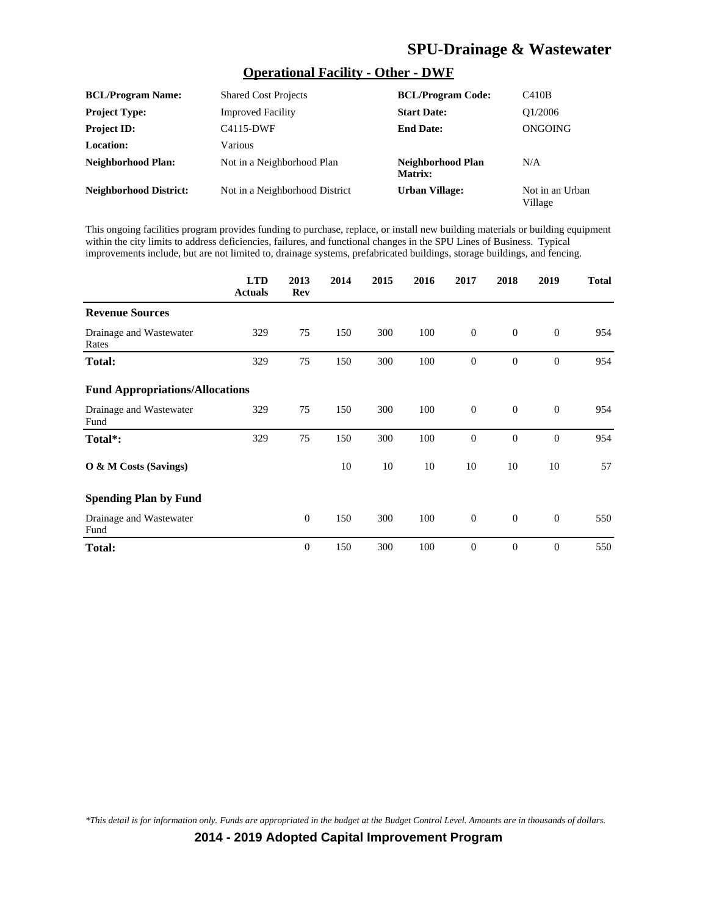# SPU-Drainage & Wastewater

## Operational Facility - Other - DWF

| | | | |
|---|---|---|---|
| **BCL/Program Name:** | Shared Cost Projects | **BCL/Program Code:** | C410B |
| **Project Type:** | Improved Facility | **Start Date:** | Q1/2006 |
| **Project ID:** | C4115-DWF | **End Date:** | ONGOING |
| **Location:** | Various | | |
| **Neighborhood Plan:** | Not in a Neighborhood Plan | **Neighborhood Plan Matrix:** | N/A |
| **Neighborhood District:** | Not in a Neighborhood District | **Urban Village:** | Not in an Urban Village |

This ongoing facilities program provides funding to purchase, replace, or install new building materials or building equipment within the city limits to address deficiencies, failures, and functional changes in the SPU Lines of Business. Typical improvements include, but are not limited to, drainage systems, prefabricated buildings, storage buildings, and fencing.

| | LTD Actuals | 2013 Rev | 2014 | 2015 | 2016 | 2017 | 2018 | 2019 | Total |
|---|---|---|---|---|---|---|---|---|---|
| **Revenue Sources** | | | | | | | | | |
| Drainage and Wastewater Rates | 329 | 75 | 150 | 300 | 100 | 0 | 0 | 0 | 954 |
| **Total:** | 329 | 75 | 150 | 300 | 100 | 0 | 0 | 0 | 954 |
| **Fund Appropriations/Allocations** | | | | | | | | | |
| Drainage and Wastewater Fund | 329 | 75 | 150 | 300 | 100 | 0 | 0 | 0 | 954 |
| **Total*:** | 329 | 75 | 150 | 300 | 100 | 0 | 0 | 0 | 954 |
| **O & M Costs (Savings)** | | | 10 | 10 | 10 | 10 | 10 | 10 | 57 |
| **Spending Plan by Fund** | | | | | | | | | |
| Drainage and Wastewater Fund | | 0 | 150 | 300 | 100 | 0 | 0 | 0 | 550 |
| **Total:** | | 0 | 150 | 300 | 100 | 0 | 0 | 0 | 550 |

*This detail is for information only. Funds are appropriated in the budget at the Budget Control Level. Amounts are in thousands of dollars.*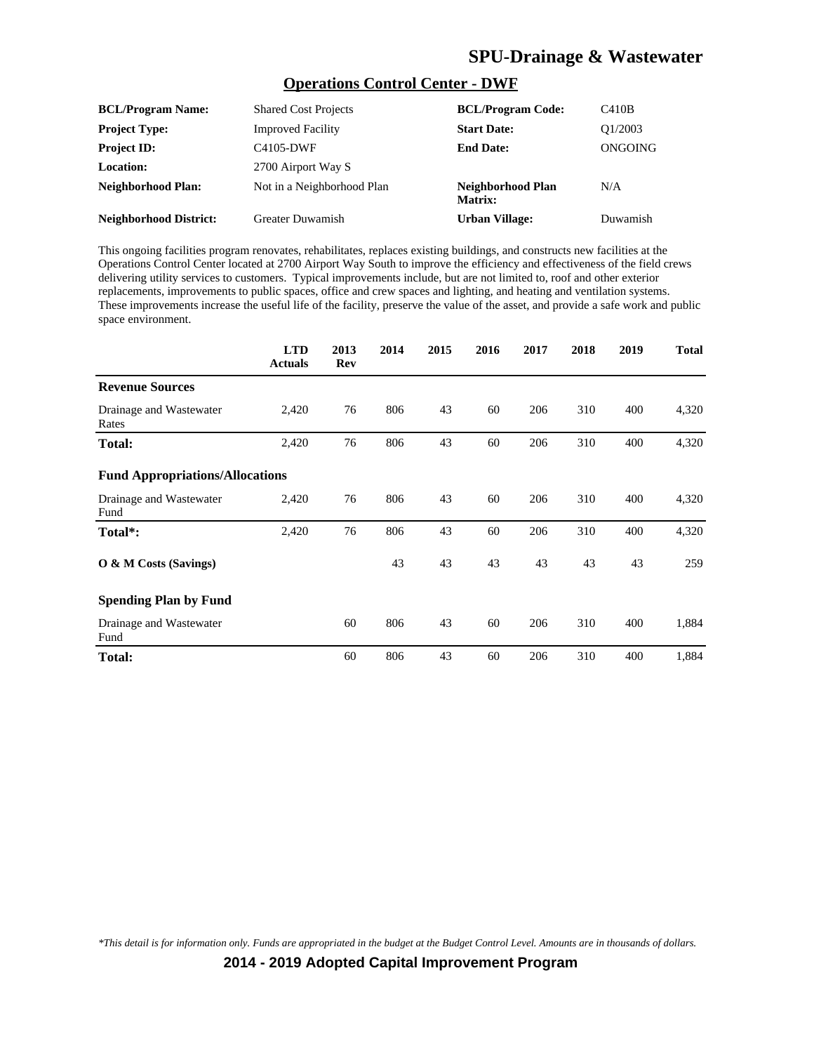# SPU-Drainage & Wastewater

## Operations Control Center - DWF

| | | | |
|---|---|---|---|
| **BCL/Program Name:** | Shared Cost Projects | **BCL/Program Code:** | C410B |
| **Project Type:** | Improved Facility | **Start Date:** | Q1/2003 |
| **Project ID:** | C4105-DWF | **End Date:** | ONGOING |
| **Location:** | 2700 Airport Way S | | |
| **Neighborhood Plan:** | Not in a Neighborhood Plan | **Neighborhood Plan Matrix:** | N/A |
| **Neighborhood District:** | Greater Duwamish | **Urban Village:** | Duwamish |

This ongoing facilities program renovates, rehabilitates, replaces existing buildings, and constructs new facilities at the Operations Control Center located at 2700 Airport Way South to improve the efficiency and effectiveness of the field crews delivering utility services to customers. Typical improvements include, but are not limited to, roof and other exterior replacements, improvements to public spaces, office and crew spaces and lighting, and heating and ventilation systems. These improvements increase the useful life of the facility, preserve the value of the asset, and provide a safe work and public space environment.

| | LTD Actuals | 2013 Rev | 2014 | 2015 | 2016 | 2017 | 2018 | 2019 | Total |
|---|---|---|---|---|---|---|---|---|---|
| **Revenue Sources** | | | | | | | | | |
| Drainage and Wastewater Rates | 2,420 | 76 | 806 | 43 | 60 | 206 | 310 | 400 | 4,320 |
| **Total:** | 2,420 | 76 | 806 | 43 | 60 | 206 | 310 | 400 | 4,320 |
| **Fund Appropriations/Allocations** | | | | | | | | | |
| Drainage and Wastewater Fund | 2,420 | 76 | 806 | 43 | 60 | 206 | 310 | 400 | 4,320 |
| **Total*:** | 2,420 | 76 | 806 | 43 | 60 | 206 | 310 | 400 | 4,320 |
| **O & M Costs (Savings)** | | | 43 | 43 | 43 | 43 | 43 | 43 | 259 |
| **Spending Plan by Fund** | | | | | | | | | |
| Drainage and Wastewater Fund | | 60 | 806 | 43 | 60 | 206 | 310 | 400 | 1,884 |
| **Total:** | | 60 | 806 | 43 | 60 | 206 | 310 | 400 | 1,884 |

*\*This detail is for information only. Funds are appropriated in the budget at the Budget Control Level. Amounts are in thousands of dollars.*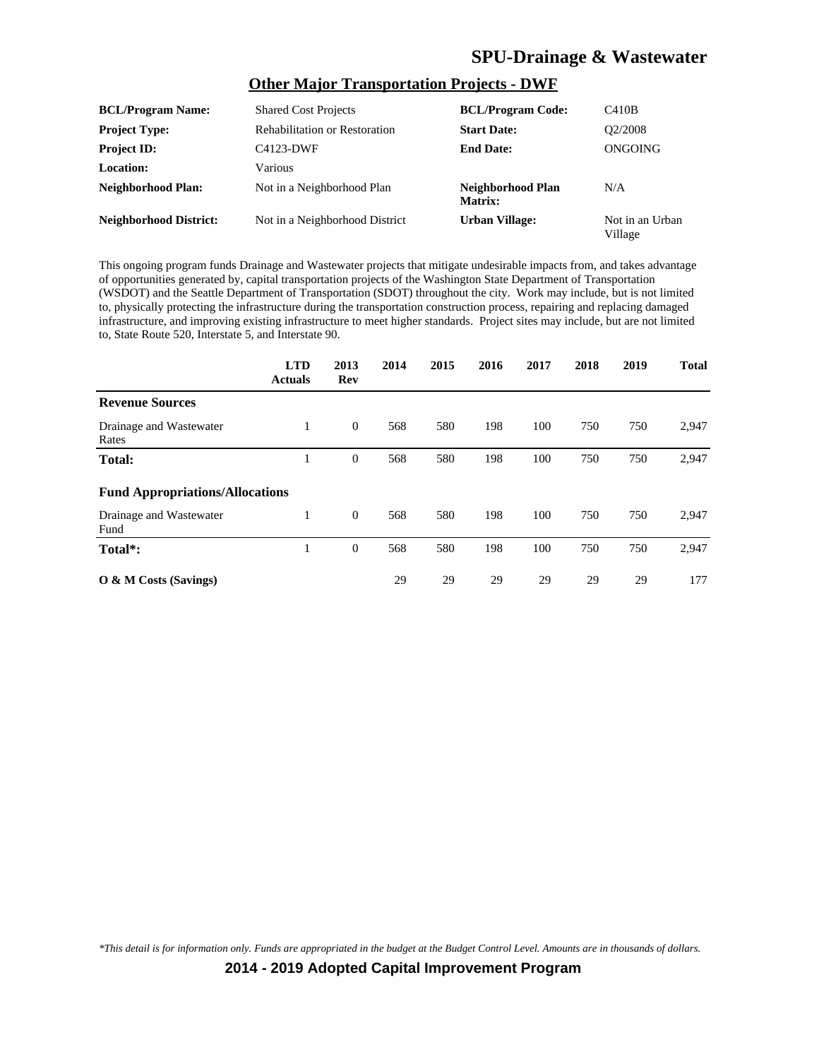# SPU-Drainage & Wastewater

## Other Major Transportation Projects - DWF

| | | | |
|---|---|---|---|
| **BCL/Program Name:** | Shared Cost Projects | **BCL/Program Code:** | C410B |
| **Project Type:** | Rehabilitation or Restoration | **Start Date:** | Q2/2008 |
| **Project ID:** | C4123-DWF | **End Date:** | ONGOING |
| **Location:** | Various | | |
| **Neighborhood Plan:** | Not in a Neighborhood Plan | **Neighborhood Plan Matrix:** | N/A |
| **Neighborhood District:** | Not in a Neighborhood District | **Urban Village:** | Not in an Urban Village |

This ongoing program funds Drainage and Wastewater projects that mitigate undesirable impacts from, and takes advantage of opportunities generated by, capital transportation projects of the Washington State Department of Transportation (WSDOT) and the Seattle Department of Transportation (SDOT) throughout the city. Work may include, but is not limited to, physically protecting the infrastructure during the transportation construction process, repairing and replacing damaged infrastructure, and improving existing infrastructure to meet higher standards. Project sites may include, but are not limited to, State Route 520, Interstate 5, and Interstate 90.

| | LTD Actuals | 2013 Rev | 2014 | 2015 | 2016 | 2017 | 2018 | 2019 | Total |
|---|---|---|---|---|---|---|---|---|---|
| **Revenue Sources** | | | | | | | | | |
| Drainage and Wastewater Rates | 1 | 0 | 568 | 580 | 198 | 100 | 750 | 750 | 2,947 |
| **Total:** | 1 | 0 | 568 | 580 | 198 | 100 | 750 | 750 | 2,947 |
| **Fund Appropriations/Allocations** | | | | | | | | | |
| Drainage and Wastewater Fund | 1 | 0 | 568 | 580 | 198 | 100 | 750 | 750 | 2,947 |
| **Total*:** | 1 | 0 | 568 | 580 | 198 | 100 | 750 | 750 | 2,947 |
| **O & M Costs (Savings)** | | | 29 | 29 | 29 | 29 | 29 | 29 | 177 |

*\*This detail is for information only. Funds are appropriated in the budget at the Budget Control Level. Amounts are in thousands of dollars.*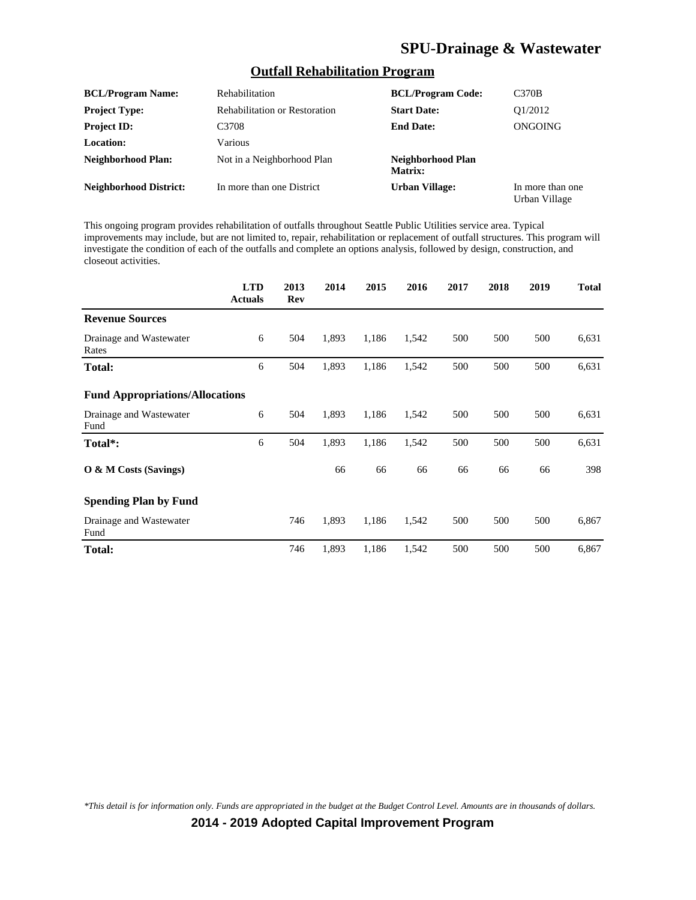## Outfall Rehabilitation Program

| | | | |
|---|---|---|---|
| **BCL/Program Name:** | Rehabilitation | **BCL/Program Code:** | C370B |
| **Project Type:** | Rehabilitation or Restoration | **Start Date:** | Q1/2012 |
| **Project ID:** | C3708 | **End Date:** | ONGOING |
| **Location:** | Various | | |
| **Neighborhood Plan:** | Not in a Neighborhood Plan | **Neighborhood Plan Matrix:** | |
| **Neighborhood District:** | In more than one District | **Urban Village:** | In more than one Urban Village |

This ongoing program provides rehabilitation of outfalls throughout Seattle Public Utilities service area. Typical improvements may include, but are not limited to, repair, rehabilitation or replacement of outfall structures. This program will investigate the condition of each of the outfalls and complete an options analysis, followed by design, construction, and closeout activities.

| | LTD Actuals | 2013 Rev | 2014 | 2015 | 2016 | 2017 | 2018 | 2019 | Total |
|---|---|---|---|---|---|---|---|---|---|
| **Revenue Sources** | | | | | | | | | |
| Drainage and Wastewater Rates | 6 | 504 | 1,893 | 1,186 | 1,542 | 500 | 500 | 500 | 6,631 |
| **Total:** | 6 | 504 | 1,893 | 1,186 | 1,542 | 500 | 500 | 500 | 6,631 |
| **Fund Appropriations/Allocations** | | | | | | | | | |
| Drainage and Wastewater Fund | 6 | 504 | 1,893 | 1,186 | 1,542 | 500 | 500 | 500 | 6,631 |
| **Total*:** | 6 | 504 | 1,893 | 1,186 | 1,542 | 500 | 500 | 500 | 6,631 |
| **O & M Costs (Savings)** | | | 66 | 66 | 66 | 66 | 66 | 66 | 398 |
| **Spending Plan by Fund** | | | | | | | | | |
| Drainage and Wastewater Fund | | 746 | 1,893 | 1,186 | 1,542 | 500 | 500 | 500 | 6,867 |
| **Total:** | | 746 | 1,893 | 1,186 | 1,542 | 500 | 500 | 500 | 6,867 |

*\*This detail is for information only. Funds are appropriated in the budget at the Budget Control Level. Amounts are in thousands of dollars.*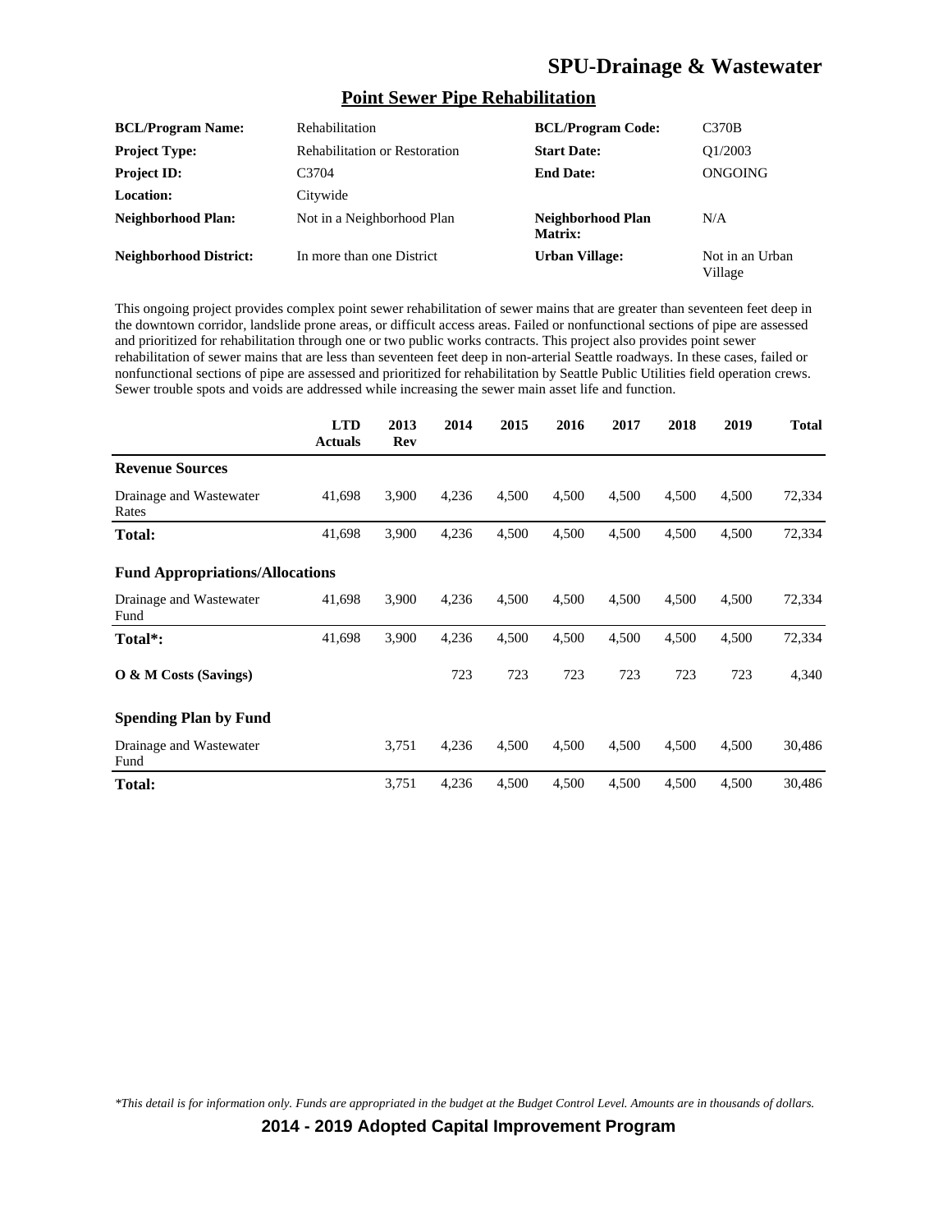## Point Sewer Pipe Rehabilitation

| | | | |
|---|---|---|---|
| **BCL/Program Name:** | Rehabilitation | **BCL/Program Code:** | C370B |
| **Project Type:** | Rehabilitation or Restoration | **Start Date:** | Q1/2003 |
| **Project ID:** | C3704 | **End Date:** | ONGOING |
| **Location:** | Citywide | | |
| **Neighborhood Plan:** | Not in a Neighborhood Plan | **Neighborhood Plan Matrix:** | N/A |
| **Neighborhood District:** | In more than one District | **Urban Village:** | Not in an Urban Village |

This ongoing project provides complex point sewer rehabilitation of sewer mains that are greater than seventeen feet deep in the downtown corridor, landslide prone areas, or difficult access areas. Failed or nonfunctional sections of pipe are assessed and prioritized for rehabilitation through one or two public works contracts. This project also provides point sewer rehabilitation of sewer mains that are less than seventeen feet deep in non-arterial Seattle roadways. In these cases, failed or nonfunctional sections of pipe are assessed and prioritized for rehabilitation by Seattle Public Utilities field operation crews. Sewer trouble spots and voids are addressed while increasing the sewer main asset life and function.

| | LTD Actuals | 2013 Rev | 2014 | 2015 | 2016 | 2017 | 2018 | 2019 | Total |
|---|---|---|---|---|---|---|---|---|---|
| **Revenue Sources** | | | | | | | | | |
| Drainage and Wastewater Rates | 41,698 | 3,900 | 4,236 | 4,500 | 4,500 | 4,500 | 4,500 | 4,500 | 72,334 |
| **Total:** | 41,698 | 3,900 | 4,236 | 4,500 | 4,500 | 4,500 | 4,500 | 4,500 | 72,334 |
| **Fund Appropriations/Allocations** | | | | | | | | | |
| Drainage and Wastewater Fund | 41,698 | 3,900 | 4,236 | 4,500 | 4,500 | 4,500 | 4,500 | 4,500 | 72,334 |
| **Total*:** | 41,698 | 3,900 | 4,236 | 4,500 | 4,500 | 4,500 | 4,500 | 4,500 | 72,334 |
| **O & M Costs (Savings)** | | | 723 | 723 | 723 | 723 | 723 | 723 | 4,340 |
| **Spending Plan by Fund** | | | | | | | | | |
| Drainage and Wastewater Fund | | 3,751 | 4,236 | 4,500 | 4,500 | 4,500 | 4,500 | 4,500 | 30,486 |
| **Total:** | | 3,751 | 4,236 | 4,500 | 4,500 | 4,500 | 4,500 | 4,500 | 30,486 |

*\*This detail is for information only. Funds are appropriated in the budget at the Budget Control Level. Amounts are in thousands of dollars.*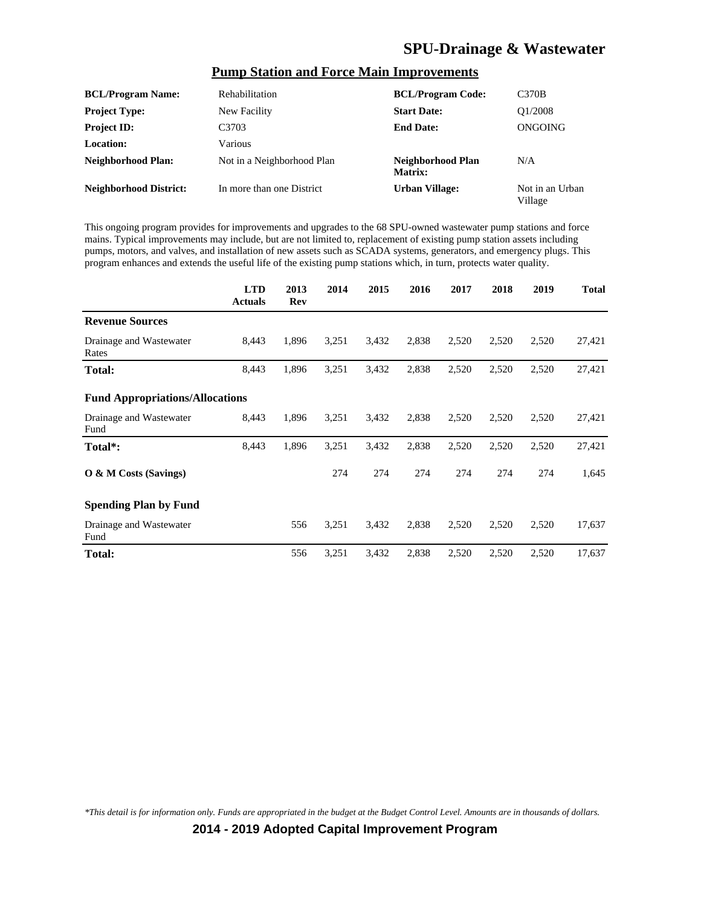# SPU-Drainage & Wastewater

## Pump Station and Force Main Improvements

| | | | |
|---|---|---|---|
| **BCL/Program Name:** | Rehabilitation | **BCL/Program Code:** | C370B |
| **Project Type:** | New Facility | **Start Date:** | Q1/2008 |
| **Project ID:** | C3703 | **End Date:** | ONGOING |
| **Location:** | Various | | |
| **Neighborhood Plan:** | Not in a Neighborhood Plan | **Neighborhood Plan Matrix:** | N/A |
| **Neighborhood District:** | In more than one District | **Urban Village:** | Not in an Urban Village |

This ongoing program provides for improvements and upgrades to the 68 SPU-owned wastewater pump stations and force mains. Typical improvements may include, but are not limited to, replacement of existing pump station assets including pumps, motors, and valves, and installation of new assets such as SCADA systems, generators, and emergency plugs. This program enhances and extends the useful life of the existing pump stations which, in turn, protects water quality.

| | LTD Actuals | 2013 Rev | 2014 | 2015 | 2016 | 2017 | 2018 | 2019 | Total |
|---|---|---|---|---|---|---|---|---|---|
| **Revenue Sources** | | | | | | | | | |
| Drainage and Wastewater Rates | 8,443 | 1,896 | 3,251 | 3,432 | 2,838 | 2,520 | 2,520 | 2,520 | 27,421 |
| **Total:** | 8,443 | 1,896 | 3,251 | 3,432 | 2,838 | 2,520 | 2,520 | 2,520 | 27,421 |
| **Fund Appropriations/Allocations** | | | | | | | | | |
| Drainage and Wastewater Fund | 8,443 | 1,896 | 3,251 | 3,432 | 2,838 | 2,520 | 2,520 | 2,520 | 27,421 |
| **Total*:** | 8,443 | 1,896 | 3,251 | 3,432 | 2,838 | 2,520 | 2,520 | 2,520 | 27,421 |
| **O & M Costs (Savings)** | | | 274 | 274 | 274 | 274 | 274 | 274 | 1,645 |
| **Spending Plan by Fund** | | | | | | | | | |
| Drainage and Wastewater Fund | | 556 | 3,251 | 3,432 | 2,838 | 2,520 | 2,520 | 2,520 | 17,637 |
| **Total:** | | 556 | 3,251 | 3,432 | 2,838 | 2,520 | 2,520 | 2,520 | 17,637 |

*This detail is for information only. Funds are appropriated in the budget at the Budget Control Level. Amounts are in thousands of dollars.*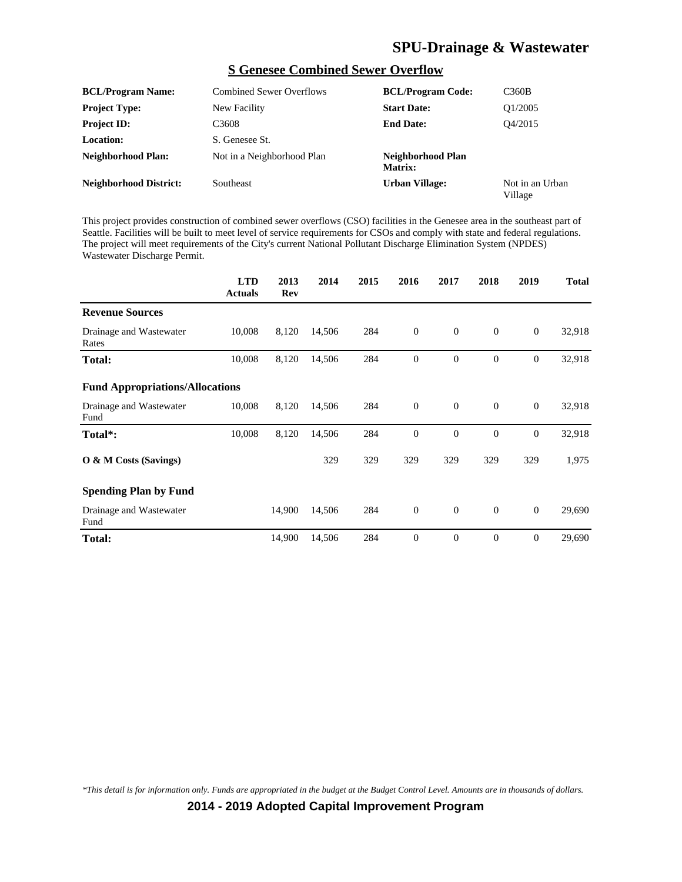# SPU-Drainage & Wastewater

## S Genesee Combined Sewer Overflow

| | | | |
|---|---|---|---|
| **BCL/Program Name:** | Combined Sewer Overflows | **BCL/Program Code:** | C360B |
| **Project Type:** | New Facility | **Start Date:** | Q1/2005 |
| **Project ID:** | C3608 | **End Date:** | Q4/2015 |
| **Location:** | S. Genesee St. | | |
| **Neighborhood Plan:** | Not in a Neighborhood Plan | **Neighborhood Plan Matrix:** | |
| **Neighborhood District:** | Southeast | **Urban Village:** | Not in an Urban Village |

This project provides construction of combined sewer overflows (CSO) facilities in the Genesee area in the southeast part of Seattle. Facilities will be built to meet level of service requirements for CSOs and comply with state and federal regulations. The project will meet requirements of the City's current National Pollutant Discharge Elimination System (NPDES) Wastewater Discharge Permit.

| | LTD Actuals | 2013 Rev | 2014 | 2015 | 2016 | 2017 | 2018 | 2019 | Total |
|---|---|---|---|---|---|---|---|---|---|
| **Revenue Sources** | | | | | | | | | |
| Drainage and Wastewater Rates | 10,008 | 8,120 | 14,506 | 284 | 0 | 0 | 0 | 0 | 32,918 |
| **Total:** | 10,008 | 8,120 | 14,506 | 284 | 0 | 0 | 0 | 0 | 32,918 |
| **Fund Appropriations/Allocations** | | | | | | | | | |
| Drainage and Wastewater Fund | 10,008 | 8,120 | 14,506 | 284 | 0 | 0 | 0 | 0 | 32,918 |
| **Total*:** | 10,008 | 8,120 | 14,506 | 284 | 0 | 0 | 0 | 0 | 32,918 |
| **O & M Costs (Savings)** | | | 329 | 329 | 329 | 329 | 329 | 329 | 1,975 |
| **Spending Plan by Fund** | | | | | | | | | |
| Drainage and Wastewater Fund | | 14,900 | 14,506 | 284 | 0 | 0 | 0 | 0 | 29,690 |
| **Total:** | | 14,900 | 14,506 | 284 | 0 | 0 | 0 | 0 | 29,690 |

*This detail is for information only. Funds are appropriated in the budget at the Budget Control Level. Amounts are in thousands of dollars.*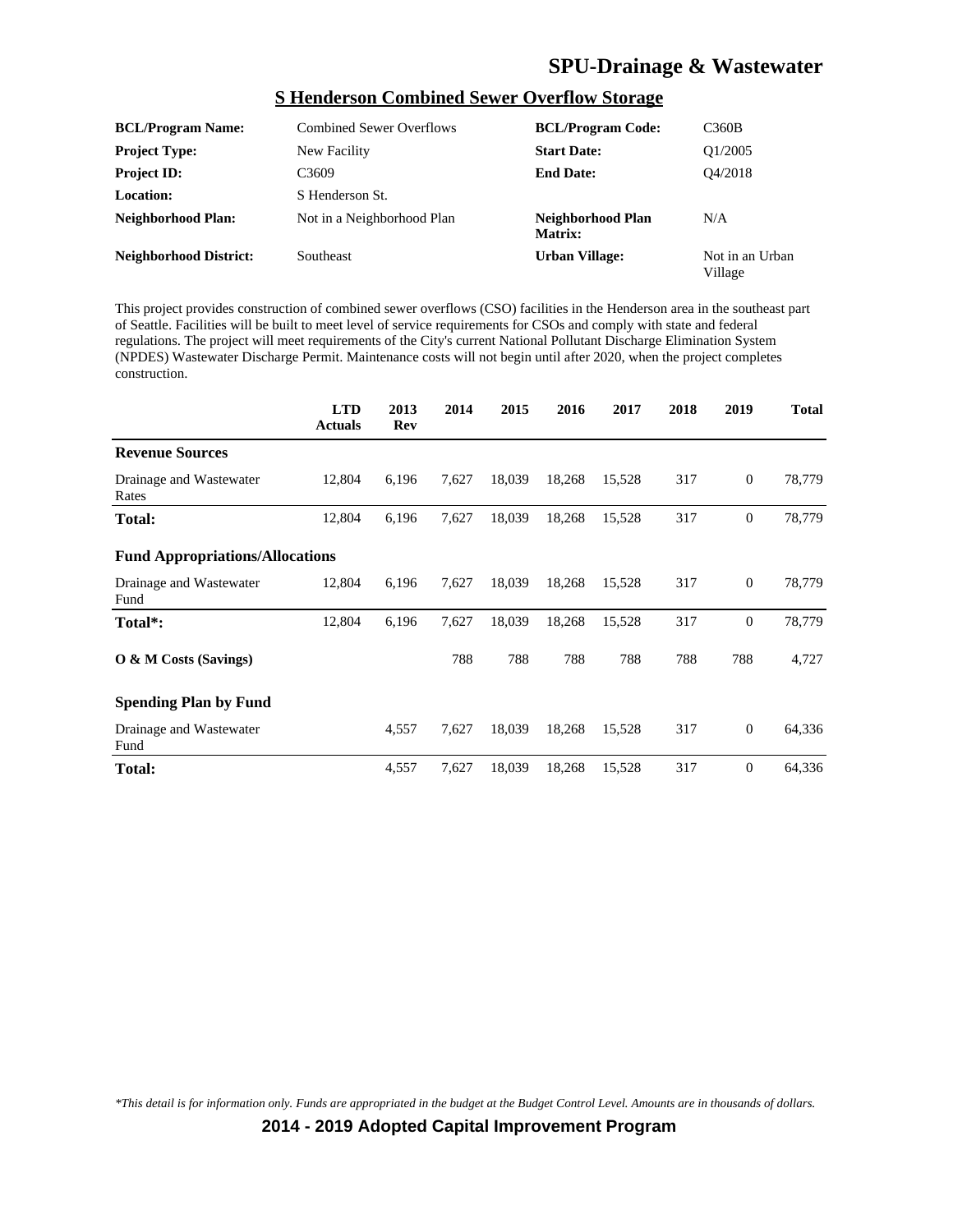## S Henderson Combined Sewer Overflow Storage

| | | | |
|---|---|---|---|
| **BCL/Program Name:** | Combined Sewer Overflows | **BCL/Program Code:** | C360B |
| **Project Type:** | New Facility | **Start Date:** | Q1/2005 |
| **Project ID:** | C3609 | **End Date:** | Q4/2018 |
| **Location:** | S Henderson St. | | |
| **Neighborhood Plan:** | Not in a Neighborhood Plan | **Neighborhood Plan Matrix:** | N/A |
| **Neighborhood District:** | Southeast | **Urban Village:** | Not in an Urban Village |

This project provides construction of combined sewer overflows (CSO) facilities in the Henderson area in the southeast part of Seattle. Facilities will be built to meet level of service requirements for CSOs and comply with state and federal regulations. The project will meet requirements of the City's current National Pollutant Discharge Elimination System (NPDES) Wastewater Discharge Permit. Maintenance costs will not begin until after 2020, when the project completes construction.

| | LTD Actuals | 2013 Rev | 2014 | 2015 | 2016 | 2017 | 2018 | 2019 | Total |
|---|---|---|---|---|---|---|---|---|---|
| **Revenue Sources** | | | | | | | | | |
| Drainage and Wastewater Rates | 12,804 | 6,196 | 7,627 | 18,039 | 18,268 | 15,528 | 317 | 0 | 78,779 |
| **Total:** | 12,804 | 6,196 | 7,627 | 18,039 | 18,268 | 15,528 | 317 | 0 | 78,779 |
| **Fund Appropriations/Allocations** | | | | | | | | | |
| Drainage and Wastewater Fund | 12,804 | 6,196 | 7,627 | 18,039 | 18,268 | 15,528 | 317 | 0 | 78,779 |
| **Total*:** | 12,804 | 6,196 | 7,627 | 18,039 | 18,268 | 15,528 | 317 | 0 | 78,779 |
| **O & M Costs (Savings)** | | | 788 | 788 | 788 | 788 | 788 | 788 | 4,727 |
| **Spending Plan by Fund** | | | | | | | | | |
| Drainage and Wastewater Fund | | 4,557 | 7,627 | 18,039 | 18,268 | 15,528 | 317 | 0 | 64,336 |
| **Total:** | | 4,557 | 7,627 | 18,039 | 18,268 | 15,528 | 317 | 0 | 64,336 |

*This detail is for information only. Funds are appropriated in the budget at the Budget Control Level. Amounts are in thousands of dollars.*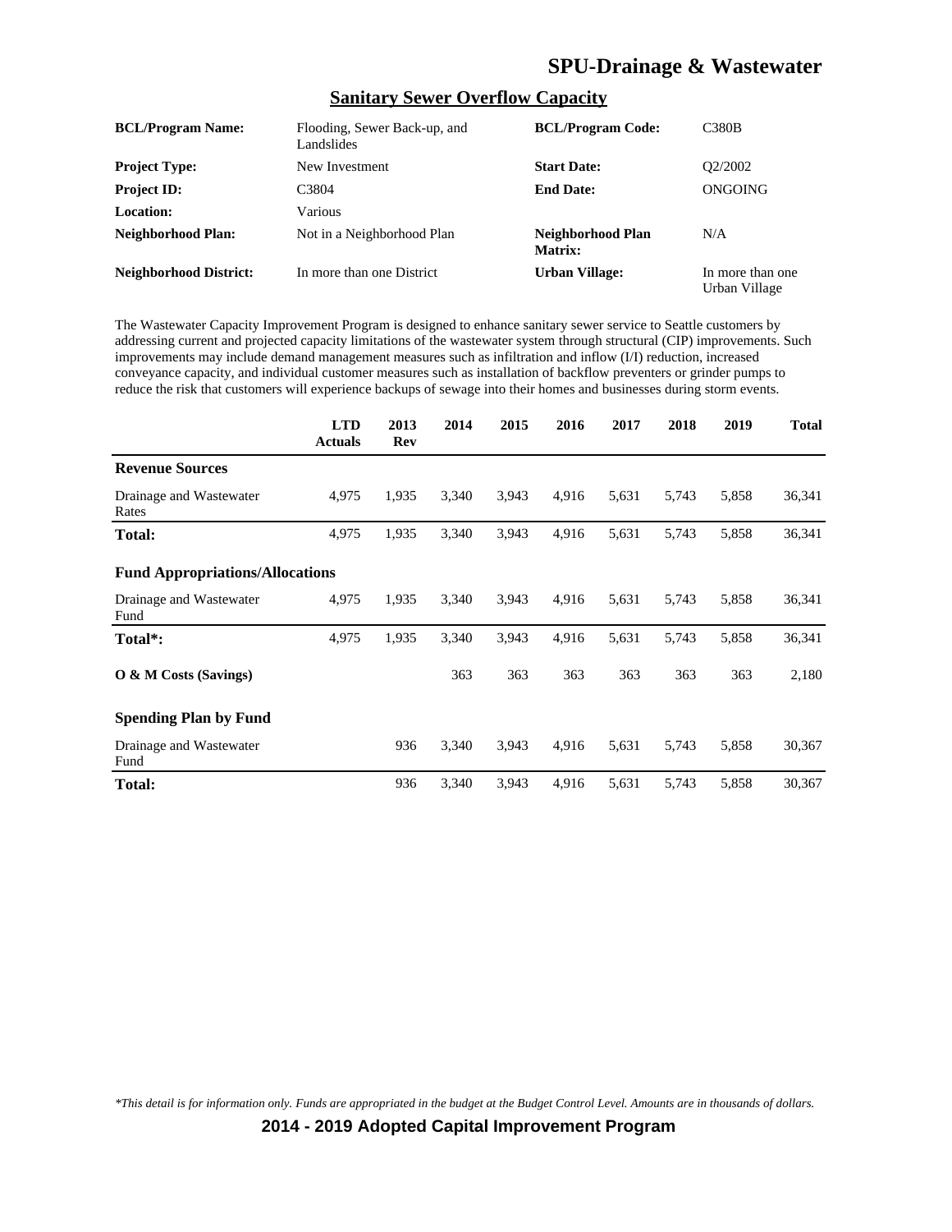# SPU-Drainage & Wastewater

## Sanitary Sewer Overflow Capacity

| | | | |
|---|---|---|---|
| **BCL/Program Name:** | Flooding, Sewer Back-up, and Landslides | **BCL/Program Code:** | C380B |
| **Project Type:** | New Investment | **Start Date:** | Q2/2002 |
| **Project ID:** | C3804 | **End Date:** | ONGOING |
| **Location:** | Various | | |
| **Neighborhood Plan:** | Not in a Neighborhood Plan | **Neighborhood Plan Matrix:** | N/A |
| **Neighborhood District:** | In more than one District | **Urban Village:** | In more than one Urban Village |

The Wastewater Capacity Improvement Program is designed to enhance sanitary sewer service to Seattle customers by addressing current and projected capacity limitations of the wastewater system through structural (CIP) improvements. Such improvements may include demand management measures such as infiltration and inflow (I/I) reduction, increased conveyance capacity, and individual customer measures such as installation of backflow preventers or grinder pumps to reduce the risk that customers will experience backups of sewage into their homes and businesses during storm events.

| | LTD Actuals | 2013 Rev | 2014 | 2015 | 2016 | 2017 | 2018 | 2019 | Total |
|---|---|---|---|---|---|---|---|---|---|
| **Revenue Sources** | | | | | | | | | |
| Drainage and Wastewater Rates | 4,975 | 1,935 | 3,340 | 3,943 | 4,916 | 5,631 | 5,743 | 5,858 | 36,341 |
| **Total:** | 4,975 | 1,935 | 3,340 | 3,943 | 4,916 | 5,631 | 5,743 | 5,858 | 36,341 |
| **Fund Appropriations/Allocations** | | | | | | | | | |
| Drainage and Wastewater Fund | 4,975 | 1,935 | 3,340 | 3,943 | 4,916 | 5,631 | 5,743 | 5,858 | 36,341 |
| **Total*:** | 4,975 | 1,935 | 3,340 | 3,943 | 4,916 | 5,631 | 5,743 | 5,858 | 36,341 |
| **O & M Costs (Savings)** | | | 363 | 363 | 363 | 363 | 363 | 363 | 2,180 |
| **Spending Plan by Fund** | | | | | | | | | |
| Drainage and Wastewater Fund | | 936 | 3,340 | 3,943 | 4,916 | 5,631 | 5,743 | 5,858 | 30,367 |
| **Total:** | | 936 | 3,340 | 3,943 | 4,916 | 5,631 | 5,743 | 5,858 | 30,367 |

*\*This detail is for information only. Funds are appropriated in the budget at the Budget Control Level. Amounts are in thousands of dollars.*

**2014 - 2019 Adopted Capital Improvement Program**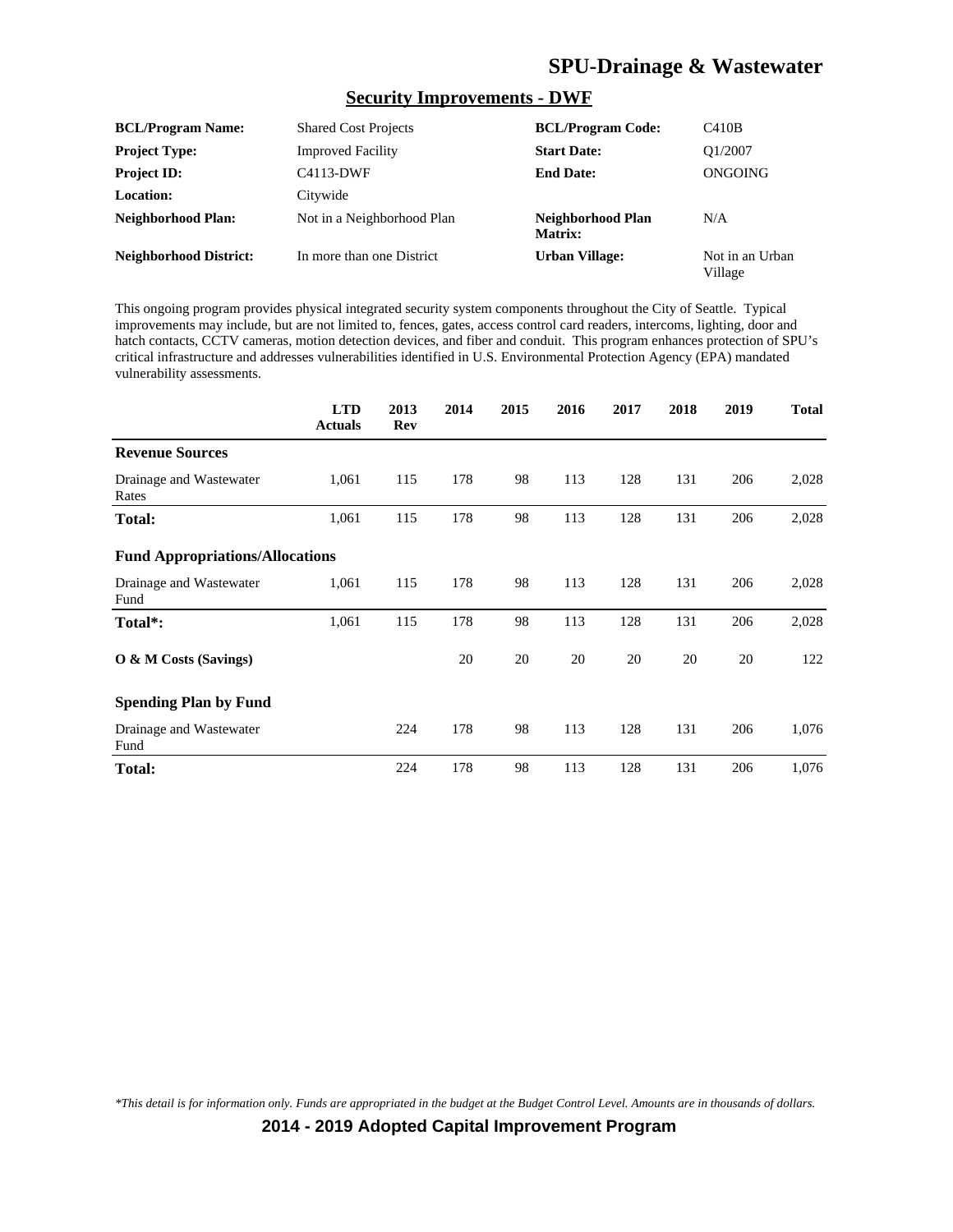## SPU-Drainage & Wastewater

### Security Improvements - DWF

| | | | |
|---|---|---|---|
| **BCL/Program Name:** | Shared Cost Projects | **BCL/Program Code:** | C410B |
| **Project Type:** | Improved Facility | **Start Date:** | Q1/2007 |
| **Project ID:** | C4113-DWF | **End Date:** | ONGOING |
| **Location:** | Citywide | | |
| **Neighborhood Plan:** | Not in a Neighborhood Plan | **Neighborhood Plan Matrix:** | N/A |
| **Neighborhood District:** | In more than one District | **Urban Village:** | Not in an Urban Village |

This ongoing program provides physical integrated security system components throughout the City of Seattle. Typical improvements may include, but are not limited to, fences, gates, access control card readers, intercoms, lighting, door and hatch contacts, CCTV cameras, motion detection devices, and fiber and conduit. This program enhances protection of SPU's critical infrastructure and addresses vulnerabilities identified in U.S. Environmental Protection Agency (EPA) mandated vulnerability assessments.

| | LTD Actuals | 2013 Rev | 2014 | 2015 | 2016 | 2017 | 2018 | 2019 | Total |
|---|---|---|---|---|---|---|---|---|---|
| **Revenue Sources** | | | | | | | | | |
| Drainage and Wastewater Rates | 1,061 | 115 | 178 | 98 | 113 | 128 | 131 | 206 | 2,028 |
| **Total:** | 1,061 | 115 | 178 | 98 | 113 | 128 | 131 | 206 | 2,028 |
| **Fund Appropriations/Allocations** | | | | | | | | | |
| Drainage and Wastewater Fund | 1,061 | 115 | 178 | 98 | 113 | 128 | 131 | 206 | 2,028 |
| **Total*:** | 1,061 | 115 | 178 | 98 | 113 | 128 | 131 | 206 | 2,028 |
| **O & M Costs (Savings)** | | | 20 | 20 | 20 | 20 | 20 | 20 | 122 |
| **Spending Plan by Fund** | | | | | | | | | |
| Drainage and Wastewater Fund | | 224 | 178 | 98 | 113 | 128 | 131 | 206 | 1,076 |
| **Total:** | | 224 | 178 | 98 | 113 | 128 | 131 | 206 | 1,076 |

*\*This detail is for information only. Funds are appropriated in the budget at the Budget Control Level. Amounts are in thousands of dollars.*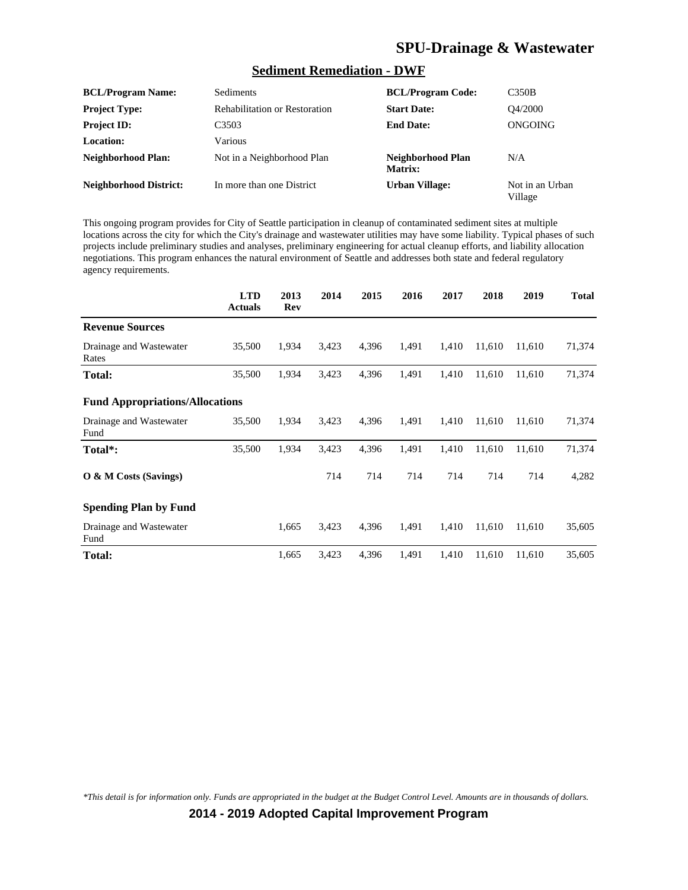# SPU-Drainage & Wastewater

## Sediment Remediation - DWF

| | | | |
|---|---|---|---|
| **BCL/Program Name:** | Sediments | **BCL/Program Code:** | C350B |
| **Project Type:** | Rehabilitation or Restoration | **Start Date:** | Q4/2000 |
| **Project ID:** | C3503 | **End Date:** | ONGOING |
| **Location:** | Various | | |
| **Neighborhood Plan:** | Not in a Neighborhood Plan | **Neighborhood Plan Matrix:** | N/A |
| **Neighborhood District:** | In more than one District | **Urban Village:** | Not in an Urban Village |

This ongoing program provides for City of Seattle participation in cleanup of contaminated sediment sites at multiple locations across the city for which the City's drainage and wastewater utilities may have some liability. Typical phases of such projects include preliminary studies and analyses, preliminary engineering for actual cleanup efforts, and liability allocation negotiations. This program enhances the natural environment of Seattle and addresses both state and federal regulatory agency requirements.

| | LTD Actuals | 2013 Rev | 2014 | 2015 | 2016 | 2017 | 2018 | 2019 | Total |
|---|---|---|---|---|---|---|---|---|---|
| **Revenue Sources** | | | | | | | | | |
| Drainage and Wastewater Rates | 35,500 | 1,934 | 3,423 | 4,396 | 1,491 | 1,410 | 11,610 | 11,610 | 71,374 |
| **Total:** | 35,500 | 1,934 | 3,423 | 4,396 | 1,491 | 1,410 | 11,610 | 11,610 | 71,374 |
| **Fund Appropriations/Allocations** | | | | | | | | | |
| Drainage and Wastewater Fund | 35,500 | 1,934 | 3,423 | 4,396 | 1,491 | 1,410 | 11,610 | 11,610 | 71,374 |
| **Total*:** | 35,500 | 1,934 | 3,423 | 4,396 | 1,491 | 1,410 | 11,610 | 11,610 | 71,374 |
| **O & M Costs (Savings)** | | | 714 | 714 | 714 | 714 | 714 | 714 | 4,282 |
| **Spending Plan by Fund** | | | | | | | | | |
| Drainage and Wastewater Fund | | 1,665 | 3,423 | 4,396 | 1,491 | 1,410 | 11,610 | 11,610 | 35,605 |
| **Total:** | | 1,665 | 3,423 | 4,396 | 1,491 | 1,410 | 11,610 | 11,610 | 35,605 |

*\*This detail is for information only. Funds are appropriated in the budget at the Budget Control Level. Amounts are in thousands of dollars.*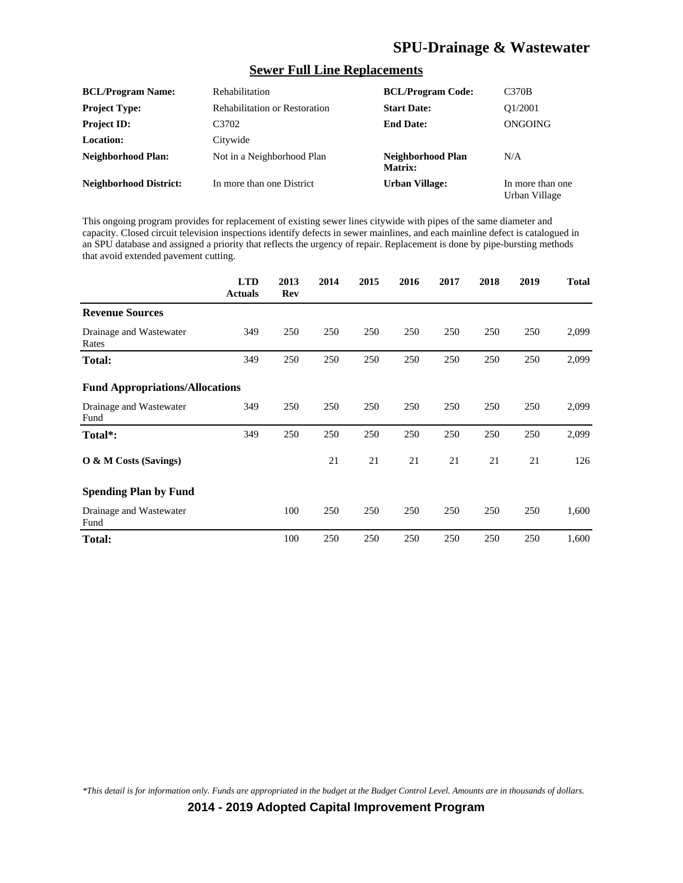## SPU-Drainage & Wastewater

### Sewer Full Line Replacements

| | | | |
|---|---|---|---|
| **BCL/Program Name:** | Rehabilitation | **BCL/Program Code:** | C370B |
| **Project Type:** | Rehabilitation or Restoration | **Start Date:** | Q1/2001 |
| **Project ID:** | C3702 | **End Date:** | ONGOING |
| **Location:** | Citywide | | |
| **Neighborhood Plan:** | Not in a Neighborhood Plan | **Neighborhood Plan Matrix:** | N/A |
| **Neighborhood District:** | In more than one District | **Urban Village:** | In more than one Urban Village |

This ongoing program provides for replacement of existing sewer lines citywide with pipes of the same diameter and capacity. Closed circuit television inspections identify defects in sewer mainlines, and each mainline defect is catalogued in an SPU database and assigned a priority that reflects the urgency of repair. Replacement is done by pipe-bursting methods that avoid extended pavement cutting.

| | LTD Actuals | 2013 Rev | 2014 | 2015 | 2016 | 2017 | 2018 | 2019 | Total |
|---|---|---|---|---|---|---|---|---|---|
| **Revenue Sources** | | | | | | | | | |
| Drainage and Wastewater Rates | 349 | 250 | 250 | 250 | 250 | 250 | 250 | 250 | 2,099 |
| **Total:** | 349 | 250 | 250 | 250 | 250 | 250 | 250 | 250 | 2,099 |
| **Fund Appropriations/Allocations** | | | | | | | | | |
| Drainage and Wastewater Fund | 349 | 250 | 250 | 250 | 250 | 250 | 250 | 250 | 2,099 |
| **Total*:** | 349 | 250 | 250 | 250 | 250 | 250 | 250 | 250 | 2,099 |
| **O & M Costs (Savings)** | | | 21 | 21 | 21 | 21 | 21 | 21 | 126 |
| **Spending Plan by Fund** | | | | | | | | | |
| Drainage and Wastewater Fund | | 100 | 250 | 250 | 250 | 250 | 250 | 250 | 1,600 |
| **Total:** | | 100 | 250 | 250 | 250 | 250 | 250 | 250 | 1,600 |

*\*This detail is for information only. Funds are appropriated in the budget at the Budget Control Level. Amounts are in thousands of dollars.*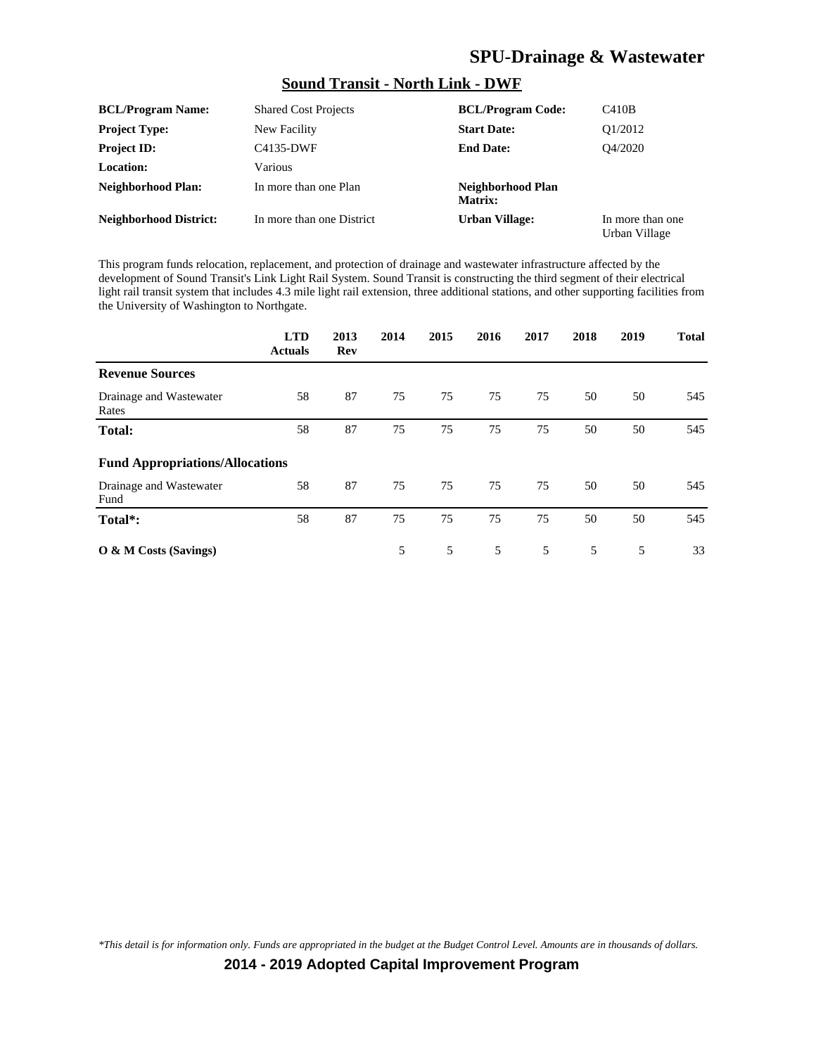# SPU-Drainage & Wastewater

## Sound Transit - North Link - DWF

| | | | |
|---|---|---|---|
| **BCL/Program Name:** | Shared Cost Projects | **BCL/Program Code:** | C410B |
| **Project Type:** | New Facility | **Start Date:** | Q1/2012 |
| **Project ID:** | C4135-DWF | **End Date:** | Q4/2020 |
| **Location:** | Various | | |
| **Neighborhood Plan:** | In more than one Plan | **Neighborhood Plan Matrix:** | |
| **Neighborhood District:** | In more than one District | **Urban Village:** | In more than one Urban Village |

This program funds relocation, replacement, and protection of drainage and wastewater infrastructure affected by the development of Sound Transit's Link Light Rail System. Sound Transit is constructing the third segment of their electrical light rail transit system that includes 4.3 mile light rail extension, three additional stations, and other supporting facilities from the University of Washington to Northgate.

| | LTD Actuals | 2013 Rev | 2014 | 2015 | 2016 | 2017 | 2018 | 2019 | Total |
|---|---|---|---|---|---|---|---|---|---|
| **Revenue Sources** | | | | | | | | | |
| Drainage and Wastewater Rates | 58 | 87 | 75 | 75 | 75 | 75 | 50 | 50 | 545 |
| **Total:** | 58 | 87 | 75 | 75 | 75 | 75 | 50 | 50 | 545 |
| **Fund Appropriations/Allocations** | | | | | | | | | |
| Drainage and Wastewater Fund | 58 | 87 | 75 | 75 | 75 | 75 | 50 | 50 | 545 |
| **Total*:** | 58 | 87 | 75 | 75 | 75 | 75 | 50 | 50 | 545 |
| **O & M Costs (Savings)** | | | 5 | 5 | 5 | 5 | 5 | 5 | 33 |

*\*This detail is for information only. Funds are appropriated in the budget at the Budget Control Level. Amounts are in thousands of dollars.*

**2014 - 2019 Adopted Capital Improvement Program**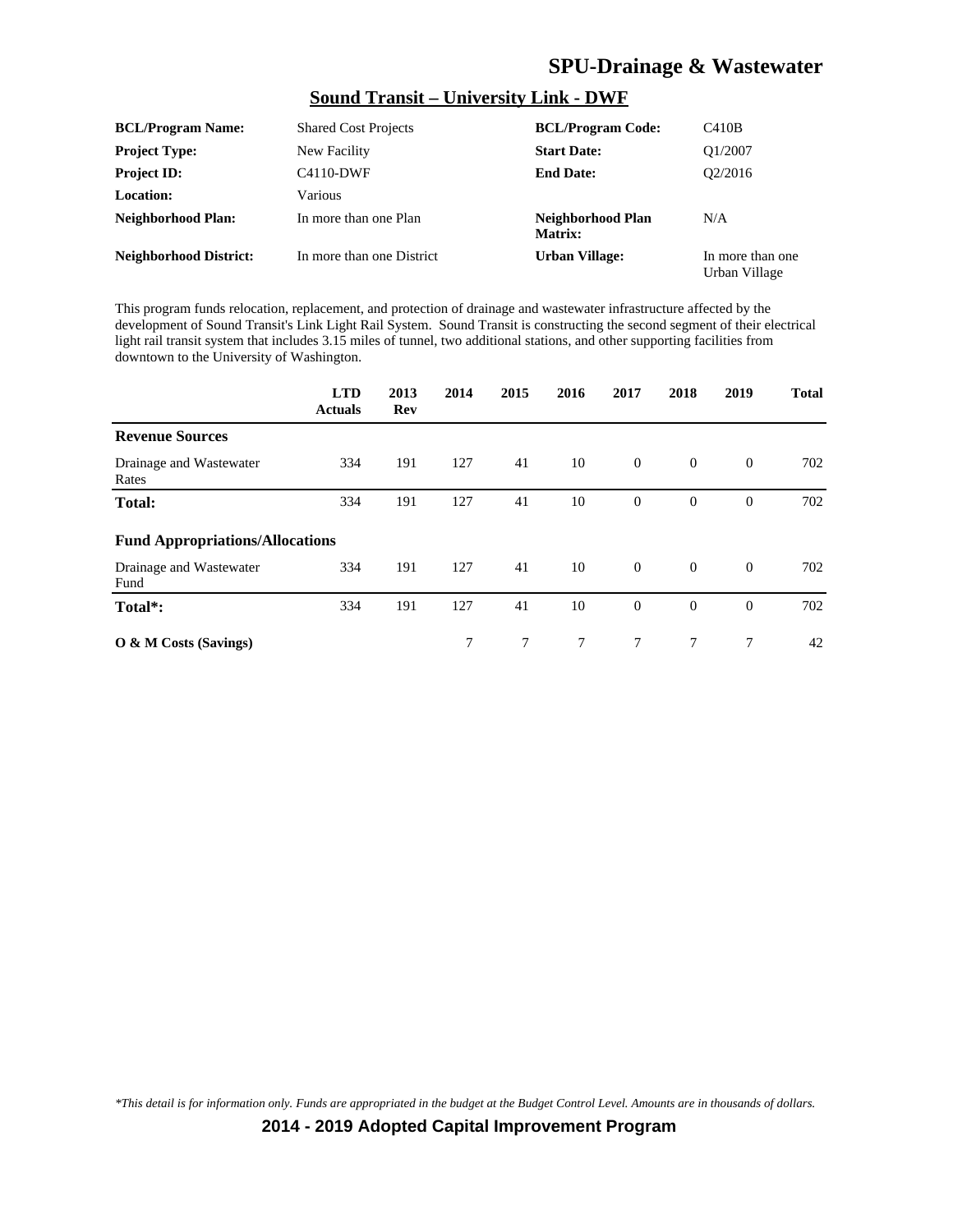## Sound Transit – University Link - DWF

| | | | |
|---|---|---|---|
| **BCL/Program Name:** | Shared Cost Projects | **BCL/Program Code:** | C410B |
| **Project Type:** | New Facility | **Start Date:** | Q1/2007 |
| **Project ID:** | C4110-DWF | **End Date:** | Q2/2016 |
| **Location:** | Various | | |
| **Neighborhood Plan:** | In more than one Plan | **Neighborhood Plan Matrix:** | N/A |
| **Neighborhood District:** | In more than one District | **Urban Village:** | In more than one Urban Village |

This program funds relocation, replacement, and protection of drainage and wastewater infrastructure affected by the development of Sound Transit's Link Light Rail System. Sound Transit is constructing the second segment of their electrical light rail transit system that includes 3.15 miles of tunnel, two additional stations, and other supporting facilities from downtown to the University of Washington.

| | LTD Actuals | 2013 Rev | 2014 | 2015 | 2016 | 2017 | 2018 | 2019 | Total |
|---|---|---|---|---|---|---|---|---|---|
| **Revenue Sources** | | | | | | | | | |
| Drainage and Wastewater Rates | 334 | 191 | 127 | 41 | 10 | 0 | 0 | 0 | 702 |
| **Total:** | 334 | 191 | 127 | 41 | 10 | 0 | 0 | 0 | 702 |
| **Fund Appropriations/Allocations** | | | | | | | | | |
| Drainage and Wastewater Fund | 334 | 191 | 127 | 41 | 10 | 0 | 0 | 0 | 702 |
| **Total*:** | 334 | 191 | 127 | 41 | 10 | 0 | 0 | 0 | 702 |
| **O & M Costs (Savings)** | | | 7 | 7 | 7 | 7 | 7 | 7 | 42 |

*\*This detail is for information only. Funds are appropriated in the budget at the Budget Control Level. Amounts are in thousands of dollars.*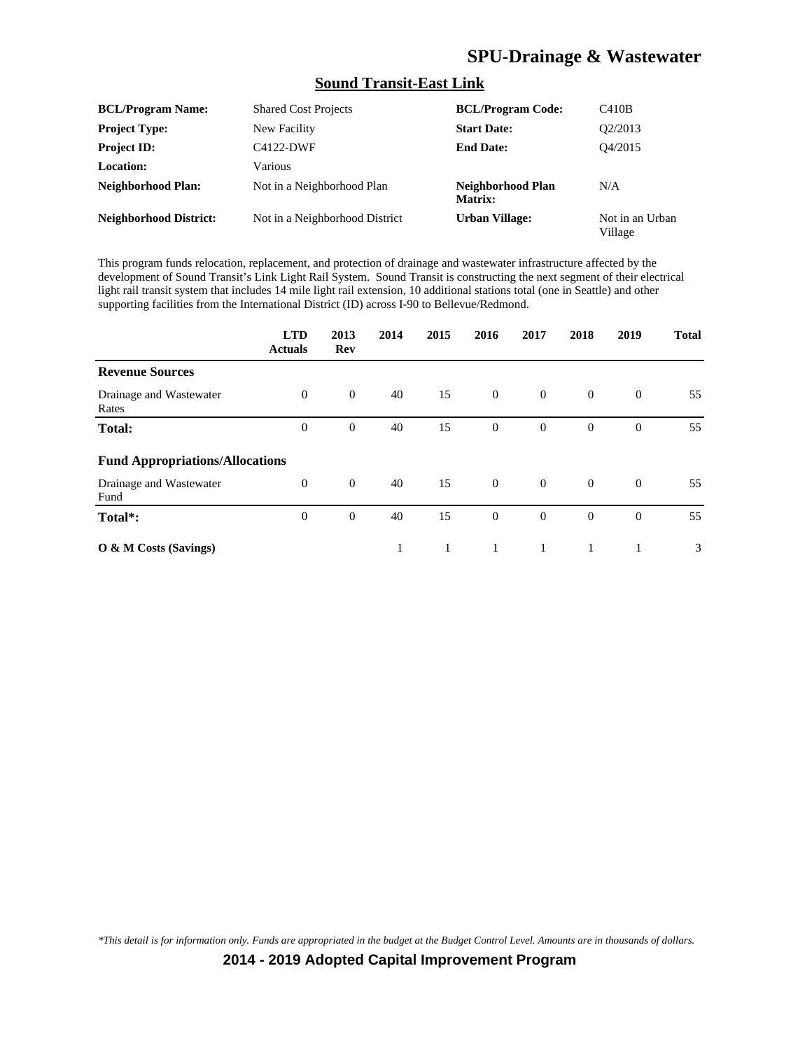# SPU-Drainage & Wastewater

## Sound Transit-East Link

| | | | |
|---|---|---|---|
| **BCL/Program Name:** | Shared Cost Projects | **BCL/Program Code:** | C410B |
| **Project Type:** | New Facility | **Start Date:** | Q2/2013 |
| **Project ID:** | C4122-DWF | **End Date:** | Q4/2015 |
| **Location:** | Various | | |
| **Neighborhood Plan:** | Not in a Neighborhood Plan | **Neighborhood Plan Matrix:** | N/A |
| **Neighborhood District:** | Not in a Neighborhood District | **Urban Village:** | Not in an Urban Village |

This program funds relocation, replacement, and protection of drainage and wastewater infrastructure affected by the development of Sound Transit's Link Light Rail System. Sound Transit is constructing the next segment of their electrical light rail transit system that includes 14 mile light rail extension, 10 additional stations total (one in Seattle) and other supporting facilities from the International District (ID) across I-90 to Bellevue/Redmond.

| | LTD Actuals | 2013 Rev | 2014 | 2015 | 2016 | 2017 | 2018 | 2019 | Total |
|---|---|---|---|---|---|---|---|---|---|
| **Revenue Sources** | | | | | | | | | |
| Drainage and Wastewater Rates | 0 | 0 | 40 | 15 | 0 | 0 | 0 | 0 | 55 |
| **Total:** | 0 | 0 | 40 | 15 | 0 | 0 | 0 | 0 | 55 |
| **Fund Appropriations/Allocations** | | | | | | | | | |
| Drainage and Wastewater Fund | 0 | 0 | 40 | 15 | 0 | 0 | 0 | 0 | 55 |
| **Total*:** | 0 | 0 | 40 | 15 | 0 | 0 | 0 | 0 | 55 |
| **O & M Costs (Savings)** | | | 1 | 1 | 1 | 1 | 1 | 1 | 3 |

*This detail is for information only. Funds are appropriated in the budget at the Budget Control Level. Amounts are in thousands of dollars.*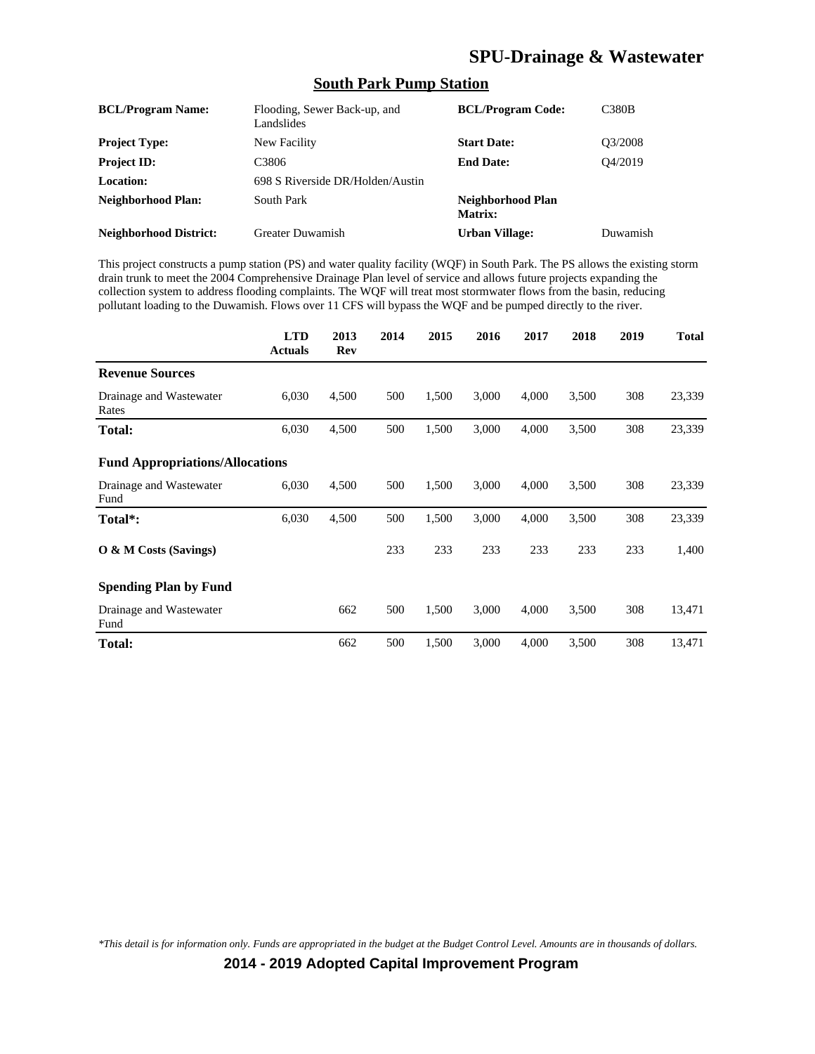## South Park Pump Station

| | | | |
|---|---|---|---|
| **BCL/Program Name:** | Flooding, Sewer Back-up, and Landslides | **BCL/Program Code:** | C380B |
| **Project Type:** | New Facility | **Start Date:** | Q3/2008 |
| **Project ID:** | C3806 | **End Date:** | Q4/2019 |
| **Location:** | 698 S Riverside DR/Holden/Austin | | |
| **Neighborhood Plan:** | South Park | **Neighborhood Plan Matrix:** | |
| **Neighborhood District:** | Greater Duwamish | **Urban Village:** | Duwamish |

This project constructs a pump station (PS) and water quality facility (WQF) in South Park. The PS allows the existing storm drain trunk to meet the 2004 Comprehensive Drainage Plan level of service and allows future projects expanding the collection system to address flooding complaints. The WQF will treat most stormwater flows from the basin, reducing pollutant loading to the Duwamish. Flows over 11 CFS will bypass the WQF and be pumped directly to the river.

| | LTD Actuals | 2013 Rev | 2014 | 2015 | 2016 | 2017 | 2018 | 2019 | Total |
|---|---|---|---|---|---|---|---|---|---|
| **Revenue Sources** | | | | | | | | | |
| Drainage and Wastewater Rates | 6,030 | 4,500 | 500 | 1,500 | 3,000 | 4,000 | 3,500 | 308 | 23,339 |
| **Total:** | 6,030 | 4,500 | 500 | 1,500 | 3,000 | 4,000 | 3,500 | 308 | 23,339 |
| **Fund Appropriations/Allocations** | | | | | | | | | |
| Drainage and Wastewater Fund | 6,030 | 4,500 | 500 | 1,500 | 3,000 | 4,000 | 3,500 | 308 | 23,339 |
| **Total*:** | 6,030 | 4,500 | 500 | 1,500 | 3,000 | 4,000 | 3,500 | 308 | 23,339 |
| **O & M Costs (Savings)** | | | 233 | 233 | 233 | 233 | 233 | 233 | 1,400 |
| **Spending Plan by Fund** | | | | | | | | | |
| Drainage and Wastewater Fund | | 662 | 500 | 1,500 | 3,000 | 4,000 | 3,500 | 308 | 13,471 |
| **Total:** | | 662 | 500 | 1,500 | 3,000 | 4,000 | 3,500 | 308 | 13,471 |

*This detail is for information only. Funds are appropriated in the budget at the Budget Control Level. Amounts are in thousands of dollars.*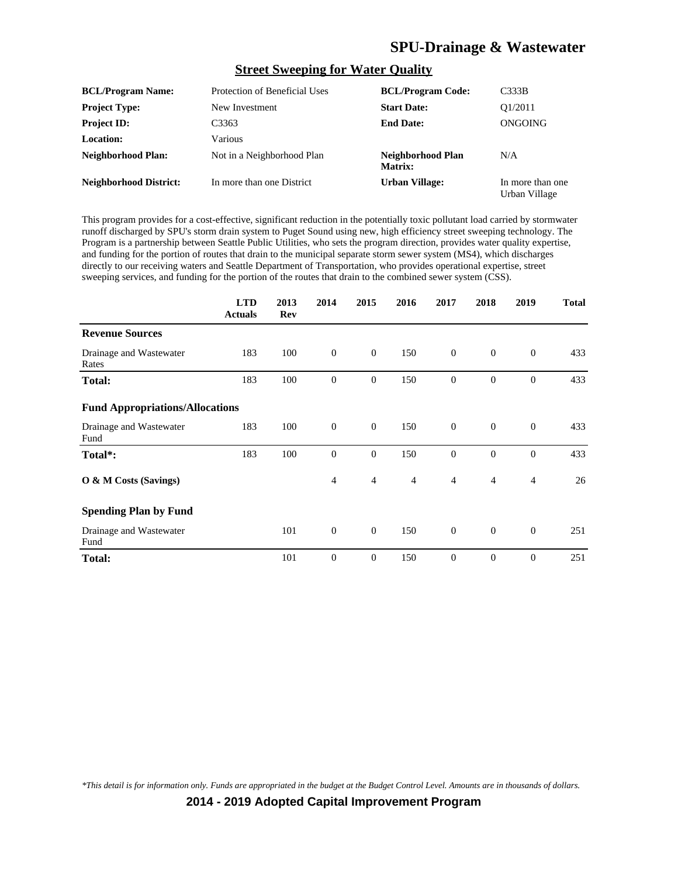## Street Sweeping for Water Quality

| | | | |
|---|---|---|---|
| **BCL/Program Name:** | Protection of Beneficial Uses | **BCL/Program Code:** | C333B |
| **Project Type:** | New Investment | **Start Date:** | Q1/2011 |
| **Project ID:** | C3363 | **End Date:** | ONGOING |
| **Location:** | Various | | |
| **Neighborhood Plan:** | Not in a Neighborhood Plan | **Neighborhood Plan Matrix:** | N/A |
| **Neighborhood District:** | In more than one District | **Urban Village:** | In more than one Urban Village |

This program provides for a cost-effective, significant reduction in the potentially toxic pollutant load carried by stormwater runoff discharged by SPU's storm drain system to Puget Sound using new, high efficiency street sweeping technology. The Program is a partnership between Seattle Public Utilities, who sets the program direction, provides water quality expertise, and funding for the portion of routes that drain to the municipal separate storm sewer system (MS4), which discharges directly to our receiving waters and Seattle Department of Transportation, who provides operational expertise, street sweeping services, and funding for the portion of the routes that drain to the combined sewer system (CSS).

| | LTD Actuals | 2013 Rev | 2014 | 2015 | 2016 | 2017 | 2018 | 2019 | Total |
|---|---|---|---|---|---|---|---|---|---|
| **Revenue Sources** | | | | | | | | | |
| Drainage and Wastewater Rates | 183 | 100 | 0 | 0 | 150 | 0 | 0 | 0 | 433 |
| **Total:** | 183 | 100 | 0 | 0 | 150 | 0 | 0 | 0 | 433 |
| **Fund Appropriations/Allocations** | | | | | | | | | |
| Drainage and Wastewater Fund | 183 | 100 | 0 | 0 | 150 | 0 | 0 | 0 | 433 |
| **Total*:** | 183 | 100 | 0 | 0 | 150 | 0 | 0 | 0 | 433 |
| **O & M Costs (Savings)** | | | 4 | 4 | 4 | 4 | 4 | 4 | 26 |
| **Spending Plan by Fund** | | | | | | | | | |
| Drainage and Wastewater Fund | | 101 | 0 | 0 | 150 | 0 | 0 | 0 | 251 |
| **Total:** | | 101 | 0 | 0 | 150 | 0 | 0 | 0 | 251 |

*\*This detail is for information only. Funds are appropriated in the budget at the Budget Control Level. Amounts are in thousands of dollars.*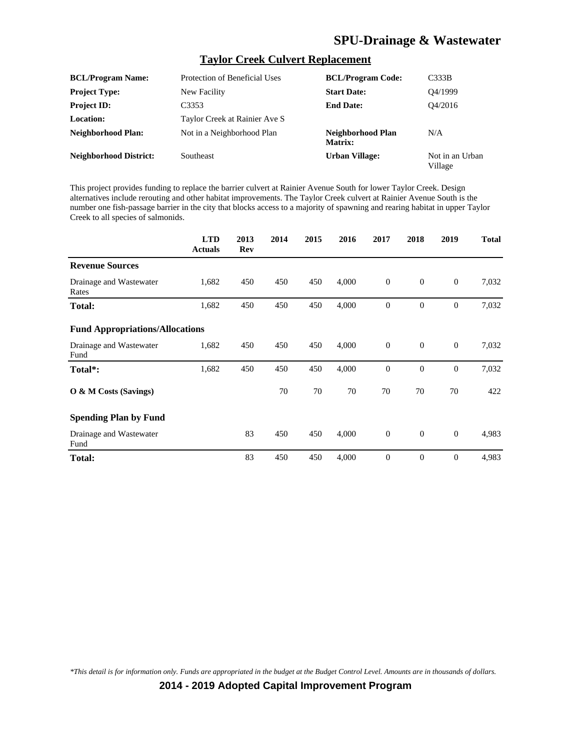# SPU-Drainage & Wastewater

## Taylor Creek Culvert Replacement

| | | | |
|---|---|---|---|
| **BCL/Program Name:** | Protection of Beneficial Uses | **BCL/Program Code:** | C333B |
| **Project Type:** | New Facility | **Start Date:** | Q4/1999 |
| **Project ID:** | C3353 | **End Date:** | Q4/2016 |
| **Location:** | Taylor Creek at Rainier Ave S | | |
| **Neighborhood Plan:** | Not in a Neighborhood Plan | **Neighborhood Plan Matrix:** | N/A |
| **Neighborhood District:** | Southeast | **Urban Village:** | Not in an Urban Village |

This project provides funding to replace the barrier culvert at Rainier Avenue South for lower Taylor Creek. Design alternatives include rerouting and other habitat improvements. The Taylor Creek culvert at Rainier Avenue South is the number one fish-passage barrier in the city that blocks access to a majority of spawning and rearing habitat in upper Taylor Creek to all species of salmonids.

| | LTD Actuals | 2013 Rev | 2014 | 2015 | 2016 | 2017 | 2018 | 2019 | Total |
|---|---|---|---|---|---|---|---|---|---|
| **Revenue Sources** | | | | | | | | | |
| Drainage and Wastewater Rates | 1,682 | 450 | 450 | 450 | 4,000 | 0 | 0 | 0 | 7,032 |
| **Total:** | 1,682 | 450 | 450 | 450 | 4,000 | 0 | 0 | 0 | 7,032 |
| **Fund Appropriations/Allocations** | | | | | | | | | |
| Drainage and Wastewater Fund | 1,682 | 450 | 450 | 450 | 4,000 | 0 | 0 | 0 | 7,032 |
| **Total*:** | 1,682 | 450 | 450 | 450 | 4,000 | 0 | 0 | 0 | 7,032 |
| **O & M Costs (Savings)** | | | 70 | 70 | 70 | 70 | 70 | 70 | 422 |
| **Spending Plan by Fund** | | | | | | | | | |
| Drainage and Wastewater Fund | | 83 | 450 | 450 | 4,000 | 0 | 0 | 0 | 4,983 |
| **Total:** | | 83 | 450 | 450 | 4,000 | 0 | 0 | 0 | 4,983 |

*\*This detail is for information only. Funds are appropriated in the budget at the Budget Control Level. Amounts are in thousands of dollars.*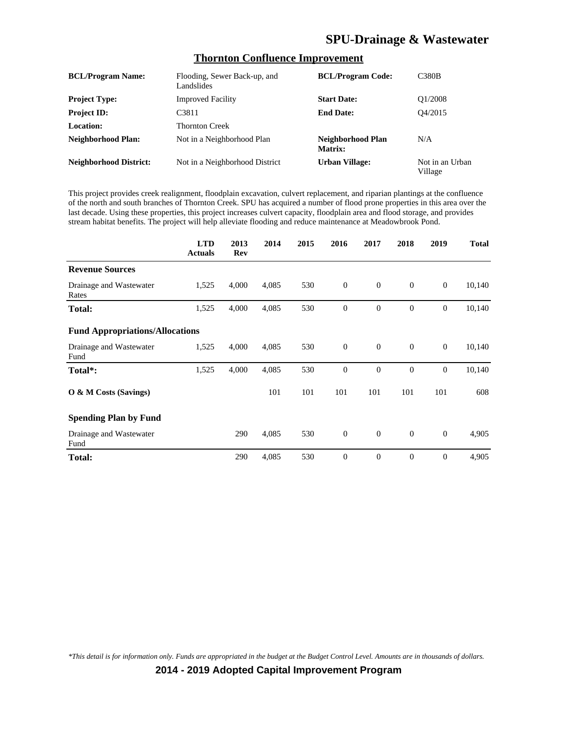## SPU-Drainage & Wastewater

### Thornton Confluence Improvement

| | | | |
|---|---|---|---|
| **BCL/Program Name:** | Flooding, Sewer Back-up, and Landslides | **BCL/Program Code:** | C380B |
| **Project Type:** | Improved Facility | **Start Date:** | Q1/2008 |
| **Project ID:** | C3811 | **End Date:** | Q4/2015 |
| **Location:** | Thornton Creek | | |
| **Neighborhood Plan:** | Not in a Neighborhood Plan | **Neighborhood Plan Matrix:** | N/A |
| **Neighborhood District:** | Not in a Neighborhood District | **Urban Village:** | Not in an Urban Village |

This project provides creek realignment, floodplain excavation, culvert replacement, and riparian plantings at the confluence of the north and south branches of Thornton Creek. SPU has acquired a number of flood prone properties in this area over the last decade. Using these properties, this project increases culvert capacity, floodplain area and flood storage, and provides stream habitat benefits. The project will help alleviate flooding and reduce maintenance at Meadowbrook Pond.

| | LTD Actuals | 2013 Rev | 2014 | 2015 | 2016 | 2017 | 2018 | 2019 | Total |
|---|---|---|---|---|---|---|---|---|---|
| **Revenue Sources** | | | | | | | | | |
| Drainage and Wastewater Rates | 1,525 | 4,000 | 4,085 | 530 | 0 | 0 | 0 | 0 | 10,140 |
| **Total:** | 1,525 | 4,000 | 4,085 | 530 | 0 | 0 | 0 | 0 | 10,140 |
| **Fund Appropriations/Allocations** | | | | | | | | | |
| Drainage and Wastewater Fund | 1,525 | 4,000 | 4,085 | 530 | 0 | 0 | 0 | 0 | 10,140 |
| **Total*:** | 1,525 | 4,000 | 4,085 | 530 | 0 | 0 | 0 | 0 | 10,140 |
| **O & M Costs (Savings)** | | | 101 | 101 | 101 | 101 | 101 | 101 | 608 |
| **Spending Plan by Fund** | | | | | | | | | |
| Drainage and Wastewater Fund | | 290 | 4,085 | 530 | 0 | 0 | 0 | 0 | 4,905 |
| **Total:** | | 290 | 4,085 | 530 | 0 | 0 | 0 | 0 | 4,905 |

*\*This detail is for information only. Funds are appropriated in the budget at the Budget Control Level. Amounts are in thousands of dollars.*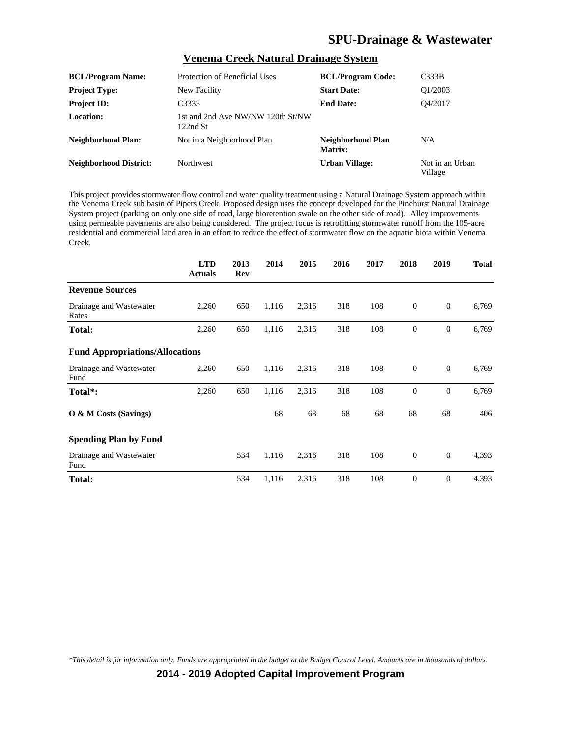## Venema Creek Natural Drainage System

| | | | |
|---|---|---|---|
| **BCL/Program Name:** | Protection of Beneficial Uses | **BCL/Program Code:** | C333B |
| **Project Type:** | New Facility | **Start Date:** | Q1/2003 |
| **Project ID:** | C3333 | **End Date:** | Q4/2017 |
| **Location:** | 1st and 2nd Ave NW/NW 120th St/NW 122nd St | | |
| **Neighborhood Plan:** | Not in a Neighborhood Plan | **Neighborhood Plan Matrix:** | N/A |
| **Neighborhood District:** | Northwest | **Urban Village:** | Not in an Urban Village |

This project provides stormwater flow control and water quality treatment using a Natural Drainage System approach within the Venema Creek sub basin of Pipers Creek. Proposed design uses the concept developed for the Pinehurst Natural Drainage System project (parking on only one side of road, large bioretention swale on the other side of road). Alley improvements using permeable pavements are also being considered. The project focus is retrofitting stormwater runoff from the 105-acre residential and commercial land area in an effort to reduce the effect of stormwater flow on the aquatic biota within Venema Creek.

| | LTD Actuals | 2013 Rev | 2014 | 2015 | 2016 | 2017 | 2018 | 2019 | Total |
|---|---|---|---|---|---|---|---|---|---|
| **Revenue Sources** | | | | | | | | | |
| Drainage and Wastewater Rates | 2,260 | 650 | 1,116 | 2,316 | 318 | 108 | 0 | 0 | 6,769 |
| **Total:** | 2,260 | 650 | 1,116 | 2,316 | 318 | 108 | 0 | 0 | 6,769 |
| **Fund Appropriations/Allocations** | | | | | | | | | |
| Drainage and Wastewater Fund | 2,260 | 650 | 1,116 | 2,316 | 318 | 108 | 0 | 0 | 6,769 |
| **Total*:** | 2,260 | 650 | 1,116 | 2,316 | 318 | 108 | 0 | 0 | 6,769 |
| **O & M Costs (Savings)** | | | 68 | 68 | 68 | 68 | 68 | 68 | 406 |
| **Spending Plan by Fund** | | | | | | | | | |
| Drainage and Wastewater Fund | | 534 | 1,116 | 2,316 | 318 | 108 | 0 | 0 | 4,393 |
| **Total:** | | 534 | 1,116 | 2,316 | 318 | 108 | 0 | 0 | 4,393 |

*\*This detail is for information only. Funds are appropriated in the budget at the Budget Control Level. Amounts are in thousands of dollars.*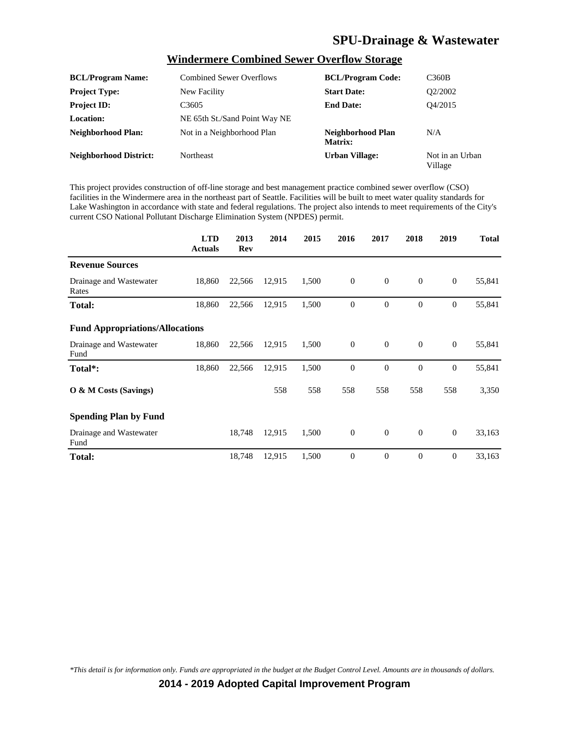## Windermere Combined Sewer Overflow Storage

| | | | |
|---|---|---|---|
| **BCL/Program Name:** | Combined Sewer Overflows | **BCL/Program Code:** | C360B |
| **Project Type:** | New Facility | **Start Date:** | Q2/2002 |
| **Project ID:** | C3605 | **End Date:** | Q4/2015 |
| **Location:** | NE 65th St./Sand Point Way NE | | |
| **Neighborhood Plan:** | Not in a Neighborhood Plan | **Neighborhood Plan Matrix:** | N/A |
| **Neighborhood District:** | Northeast | **Urban Village:** | Not in an Urban Village |

This project provides construction of off-line storage and best management practice combined sewer overflow (CSO) facilities in the Windermere area in the northeast part of Seattle. Facilities will be built to meet water quality standards for Lake Washington in accordance with state and federal regulations. The project also intends to meet requirements of the City's current CSO National Pollutant Discharge Elimination System (NPDES) permit.

| | LTD Actuals | 2013 Rev | 2014 | 2015 | 2016 | 2017 | 2018 | 2019 | Total |
|---|---|---|---|---|---|---|---|---|---|
| **Revenue Sources** | | | | | | | | | |
| Drainage and Wastewater Rates | 18,860 | 22,566 | 12,915 | 1,500 | 0 | 0 | 0 | 0 | 55,841 |
| **Total:** | 18,860 | 22,566 | 12,915 | 1,500 | 0 | 0 | 0 | 0 | 55,841 |
| **Fund Appropriations/Allocations** | | | | | | | | | |
| Drainage and Wastewater Fund | 18,860 | 22,566 | 12,915 | 1,500 | 0 | 0 | 0 | 0 | 55,841 |
| **Total*:** | 18,860 | 22,566 | 12,915 | 1,500 | 0 | 0 | 0 | 0 | 55,841 |
| **O & M Costs (Savings)** | | | 558 | 558 | 558 | 558 | 558 | 558 | 3,350 |
| **Spending Plan by Fund** | | | | | | | | | |
| Drainage and Wastewater Fund | | 18,748 | 12,915 | 1,500 | 0 | 0 | 0 | 0 | 33,163 |
| **Total:** | | 18,748 | 12,915 | 1,500 | 0 | 0 | 0 | 0 | 33,163 |

*\*This detail is for information only. Funds are appropriated in the budget at the Budget Control Level. Amounts are in thousands of dollars.*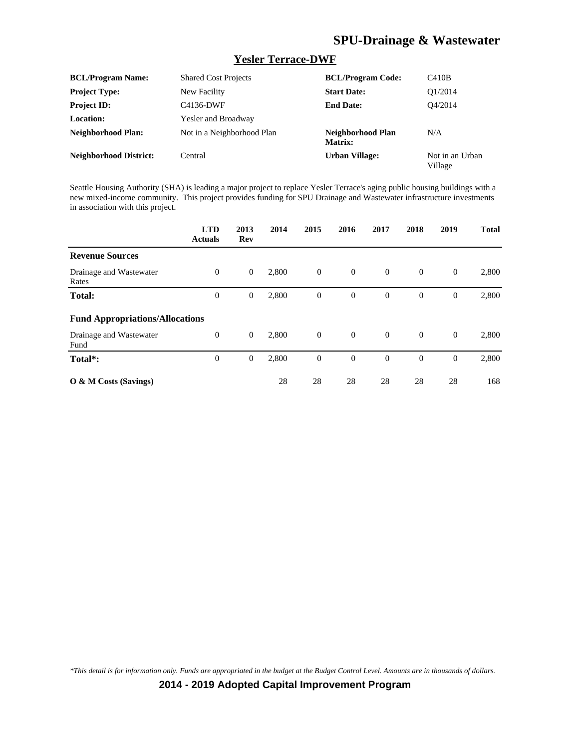# SPU-Drainage & Wastewater

## Yesler Terrace-DWF

| | | | |
|---|---|---|---|
| **BCL/Program Name:** | Shared Cost Projects | **BCL/Program Code:** | C410B |
| **Project Type:** | New Facility | **Start Date:** | Q1/2014 |
| **Project ID:** | C4136-DWF | **End Date:** | Q4/2014 |
| **Location:** | Yesler and Broadway | | |
| **Neighborhood Plan:** | Not in a Neighborhood Plan | **Neighborhood Plan Matrix:** | N/A |
| **Neighborhood District:** | Central | **Urban Village:** | Not in an Urban Village |

Seattle Housing Authority (SHA) is leading a major project to replace Yesler Terrace's aging public housing buildings with a new mixed-income community. This project provides funding for SPU Drainage and Wastewater infrastructure investments in association with this project.

| | LTD Actuals | 2013 Rev | 2014 | 2015 | 2016 | 2017 | 2018 | 2019 | Total |
|---|---|---|---|---|---|---|---|---|---|
| **Revenue Sources** | | | | | | | | | |
| Drainage and Wastewater Rates | 0 | 0 | 2,800 | 0 | 0 | 0 | 0 | 0 | 2,800 |
| **Total:** | 0 | 0 | 2,800 | 0 | 0 | 0 | 0 | 0 | 2,800 |
| **Fund Appropriations/Allocations** | | | | | | | | | |
| Drainage and Wastewater Fund | 0 | 0 | 2,800 | 0 | 0 | 0 | 0 | 0 | 2,800 |
| **Total*:** | 0 | 0 | 2,800 | 0 | 0 | 0 | 0 | 0 | 2,800 |
| **O & M Costs (Savings)** | | | 28 | 28 | 28 | 28 | 28 | 28 | 168 |

*This detail is for information only. Funds are appropriated in the budget at the Budget Control Level. Amounts are in thousands of dollars.*